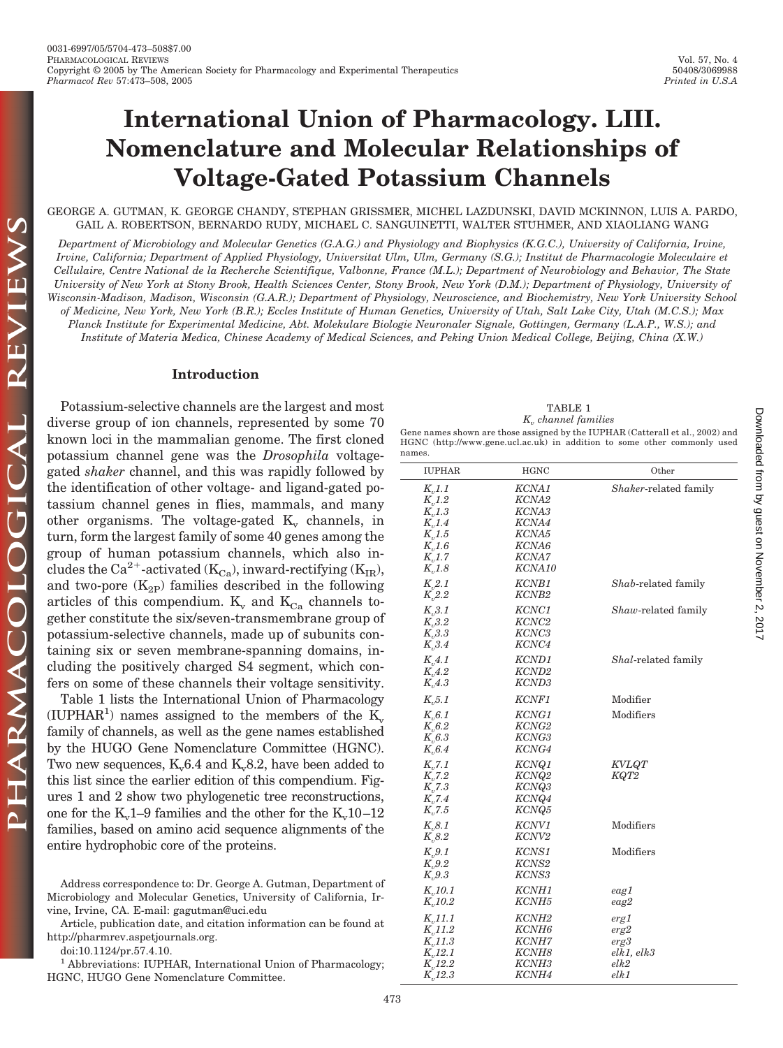# International Union of Pharmacology. LIII. Nomenclature and Molecular Relationships of Voltage-Gated Potassium Channels

GEORGE A. GUTMAN, K. GEORGE CHANDY, STEPHAN GRISSMER, MICHEL LAZDUNSKI, DAVID MCKINNON, LUIS A. PARDO, GAIL A. ROBERTSON, BERNARDO RUDY, MICHAEL C. SANGUINETTI, WALTER STÜHMER, AND XIAOLIANG WANG

*Department of Microbiology and Molecular Genetics (G.A.G.) and Physiology and Biophysics (K.G.C.), University of California, Irvine, Irvine, California; Department of Applied Physiology, Universitat Ulm, Ulm, Germany (S.G.); Institut de Pharmacologie Moleculaire et Cellulaire, Centre National de la Recherche Scientifique, Valbonne, France (M.L.); Department of Neurobiology and Behavior, The State University of New York at Stony Brook, Health Sciences Center, Stony Brook, New York (D.M.); Department of Physiology, University of Wisconsin-Madison, Madison, Wisconsin (G.A.R.); Department of Physiology, Neuroscience, and Biochemistry, New York University School of Medicine, New York, New York (B.R.); Eccles Institute of Human Genetics, University of Utah, Salt Lake City, Utah (M.C.S.); Max Planck Institute for Experimental Medicine, Abt. Molekulare Biologie Neuronaler Signale, Gottingen, Germany (L.A.P., W.S.); and Institute of Materia Medica, Chinese Academy of Medical Sciences, and Peking Union Medical College, Beijing, China (X.W.)*

## Introduction

Potassium-selective channels are the largest and most diverse group of ion channels, represented by some 70 known loci in the mammalian genome. The first cloned potassium channel gene was the *Drosophila* voltage-gated *shaker* channel, and this was rapidly followed by the identification of other voltage- and ligand-gated potassium channel genes in flies, mammals, and many other organisms. The voltage-gated $K_v$ channels, in turn, form the largest family of some 40 genes among the group of human potassium channels, which also includes the $Ca^{2+}$-activated ($K_{Ca}$), inward-rectifying ($K_{IR}$), and two-pore ($K_{2P}$) families described in the following articles of this compendium. $K_v$ and $K_{Ca}$ channels together constitute the six/seven-transmembrane group of potassium-selective channels, made up of subunits containing six or seven membrane-spanning domains, including the positively charged S4 segment, which confers on some of these channels their voltage sensitivity.

Table 1 lists the International Union of Pharmacology (IUPHAR[1]) names assigned to the members of the $K_v$ family of channels, as well as the gene names established by the HUGO Gene Nomenclature Committee (HGNC). Two new sequences, $K_v6.4$ and $K_v8.2$, have been added to this list since the earlier edition of this compendium. Figures 1 and 2 show two phylogenetic tree reconstructions, one for the $K_v1$–9 families and the other for the $K_v10$–12 families, based on amino acid sequence alignments of the entire hydrophobic core of the proteins.

TABLE 1
*$K_v$ channel families*

Gene names shown are those assigned by the IUPHAR (Catterall et al., 2002) and HGNC (http://www.gene.ucl.ac.uk) in addition to some other commonly used names.

| IUPHAR | HGNC | Other |
|---|---|---|
| $K_v1.1$ | *KCNA1* | *Shaker*-related family |
| $K_v1.2$ | *KCNA2* | |
| $K_v1.3$ | *KCNA3* | |
| $K_v1.4$ | *KCNA4* | |
| $K_v1.5$ | *KCNA5* | |
| $K_v1.6$ | *KCNA6* | |
| $K_v1.7$ | *KCNA7* | |
| $K_v1.8$ | *KCNA10* | |
| $K_v2.1$ | *KCNB1* | *Shab*-related family |
| $K_v2.2$ | *KCNB2* | |
| $K_v3.1$ | *KCNC1* | *Shaw*-related family |
| $K_v3.2$ | *KCNC2* | |
| $K_v3.3$ | *KCNC3* | |
| $K_v3.4$ | *KCNC4* | |
| $K_v4.1$ | *KCND1* | *Shal*-related family |
| $K_v4.2$ | *KCND2* | |
| $K_v4.3$ | *KCND3* | |
| $K_v5.1$ | *KCNF1* | Modifier |
| $K_v6.1$ | *KCNG1* | Modifiers |
| $K_v6.2$ | *KCNG2* | |
| $K_v6.3$ | *KCNG3* | |
| $K_v6.4$ | *KCNG4* | |
| $K_v7.1$ | *KCNQ1* | *KVLQT* |
| $K_v7.2$ | *KCNQ2* | *KQT2* |
| $K_v7.3$ | *KCNQ3* | |
| $K_v7.4$ | *KCNQ4* | |
| $K_v7.5$ | *KCNQ5* | |
| $K_v8.1$ | *KCNV1* | Modifiers |
| $K_v8.2$ | *KCNV2* | |
| $K_v9.1$ | *KCNS1* | Modifiers |
| $K_v9.2$ | *KCNS2* | |
| $K_v9.3$ | *KCNS3* | |
| $K_v10.1$ | *KCNH1* | *eag1* |
| $K_v10.2$ | *KCNH5* | *eag2* |
| $K_v11.1$ | *KCNH2* | *erg1* |
| $K_v11.2$ | *KCNH6* | *erg2* |
| $K_v11.3$ | *KCNH7* | *erg3* |
| $K_v12.1$ | *KCNH8* | *elk1, elk3* |
| $K_v12.2$ | *KCNH3* | *elk2* |
| $K_v12.3$ | *KCNH4* | *elk1* |

Address correspondence to: Dr. George A. Gutman, Department of Microbiology and Molecular Genetics, University of California, Irvine, Irvine, CA. E-mail: gagutman@uci.edu

Article, publication date, and citation information can be found at http://pharmrev.aspetjournals.org.

doi:10.1124/pr.57.4.10.

[1] Abbreviations: IUPHAR, International Union of Pharmacology; HGNC, HUGO Gene Nomenclature Committee.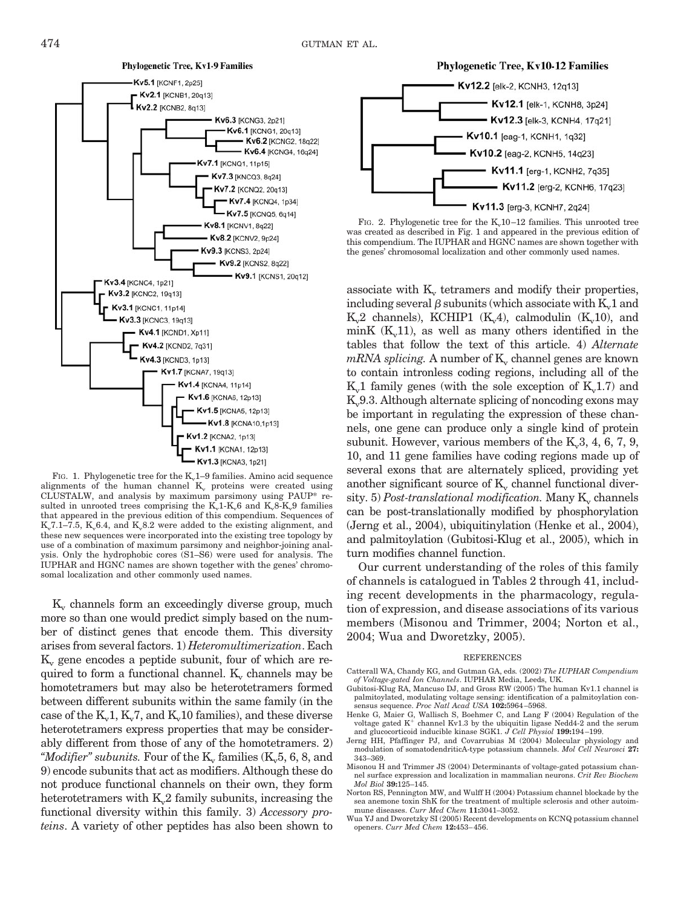**Phylogenetic Tree, Kv1-9 Families**

FIG. 1. Phylogenetic tree for the $K_v$1–9 families. Amino acid sequence alignments of the human channel $K_v$ proteins were created using CLUSTALW, and analysis by maximum parsimony using PAUP* resulted in unrooted trees comprising the $K_v$1-$K_v$6 and $K_v$8-$K_v$9 families that appeared in the previous edition of this compendium. Sequences of $K_v$7.1–7.5, $K_v$6.4, and $K_v$8.2 were added to the existing alignment, and these new sequences were incorporated into the existing tree topology by use of a combination of maximum parsimony and neighbor-joining analysis. Only the hydrophobic cores (S1–S6) were used for analysis. The IUPHAR and HGNC names are shown together with the genes' chromosomal localization and other commonly used names.

**Phylogenetic Tree, Kv10-12 Families**

FIG. 2. Phylogenetic tree for the $K_v$10–12 families. This unrooted tree was created as described in Fig. 1 and appeared in the previous edition of this compendium. The IUPHAR and HGNC names are shown together with the genes' chromosomal localization and other commonly used names.

$K_v$ channels form an exceedingly diverse group, much more so than one would predict simply based on the number of distinct genes that encode them. This diversity arises from several factors. 1) *Heteromultimerization*. Each $K_v$ gene encodes a peptide subunit, four of which are required to form a functional channel. $K_v$ channels may be homotetramers but may also be heterotetramers formed between different subunits within the same family (in the case of the $K_v$1, $K_v$7, and $K_v$10 families), and these diverse heterotetramers express properties that may be considerably different from those of any of the homotetramers. 2) *"Modifier" subunits.* Four of the $K_v$ families ($K_v$5, 6, 8, and 9) encode subunits that act as modifiers. Although these do not produce functional channels on their own, they form heterotetramers with $K_v$2 family subunits, increasing the functional diversity within this family. 3) *Accessory proteins*. A variety of other peptides has also been shown to associate with $K_v$ tetramers and modify their properties, including several $\beta$ subunits (which associate with $K_v$1 and $K_v$2 channels), KCHIP1 ($K_v$4), calmodulin ($K_v$10), and minK ($K_v$11), as well as many others identified in the tables that follow the text of this article. 4) *Alternate mRNA splicing.* A number of $K_v$ channel genes are known to contain intronless coding regions, including all of the $K_v$1 family genes (with the sole exception of $K_v$1.7) and $K_v$9.3. Although alternate splicing of noncoding exons may be important in regulating the expression of these channels, one gene can produce only a single kind of protein subunit. However, various members of the $K_v$3, 4, 6, 7, 9, 10, and 11 gene families have coding regions made up of several exons that are alternately spliced, providing yet another significant source of $K_v$ channel functional diversity. 5) *Post-translational modification.* Many $K_v$ channels can be post-translationally modified by phosphorylation (Jerng et al., 2004), ubiquitinylation (Henke et al., 2004), and palmitoylation (Gubitosi-Klug et al., 2005), which in turn modifies channel function.

Our current understanding of the roles of this family of channels is catalogued in Tables 2 through 41, including recent developments in the pharmacology, regulation of expression, and disease associations of its various members (Misonou and Trimmer, 2004; Norton et al., 2004; Wua and Dworetzky, 2005).

## REFERENCES

Catterall WA, Chandy KG, and Gutman GA, eds. (2002) *The IUPHAR Compendium of Voltage-gated Ion Channels*. IUPHAR Media, Leeds, UK.

Gubitosi-Klug RA, Mancuso DJ, and Gross RW (2005) The human Kv1.1 channel is palmitoylated, modulating voltage sensing: identification of a palmitoylation consensus sequence. *Proc Natl Acad USA* **102:**5964–5968.

Henke G, Maier G, Wallisch S, Boehmer C, and Lang F (2004) Regulation of the voltage gated $K^+$ channel Kv1.3 by the ubiquitin ligase Nedd4-2 and the serum and glucocorticoid inducible kinase SGK1. *J Cell Physiol* **199:**194–199.

Jerng HH, Pfaffinger PJ, and Covarrubias M (2004) Molecular physiology and modulation of somatodendriticA-type potassium channels. *Mol Cell Neurosci* **27:** 343–369.

Misonou H and Trimmer JS (2004) Determinants of voltage-gated potassium channel surface expression and localization in mammalian neurons. *Crit Rev Biochem Mol Biol* **39:**125–145.

Norton RS, Pennington MW, and Wulff H (2004) Potassium channel blockade by the sea anemone toxin ShK for the treatment of multiple sclerosis and other autoimmune diseases. *Curr Med Chem* **11:**3041–3052.

Wua YJ and Dworetzky SI (2005) Recent developments on KCNQ potassium channel openers. *Curr Med Chem* **12:**453–456.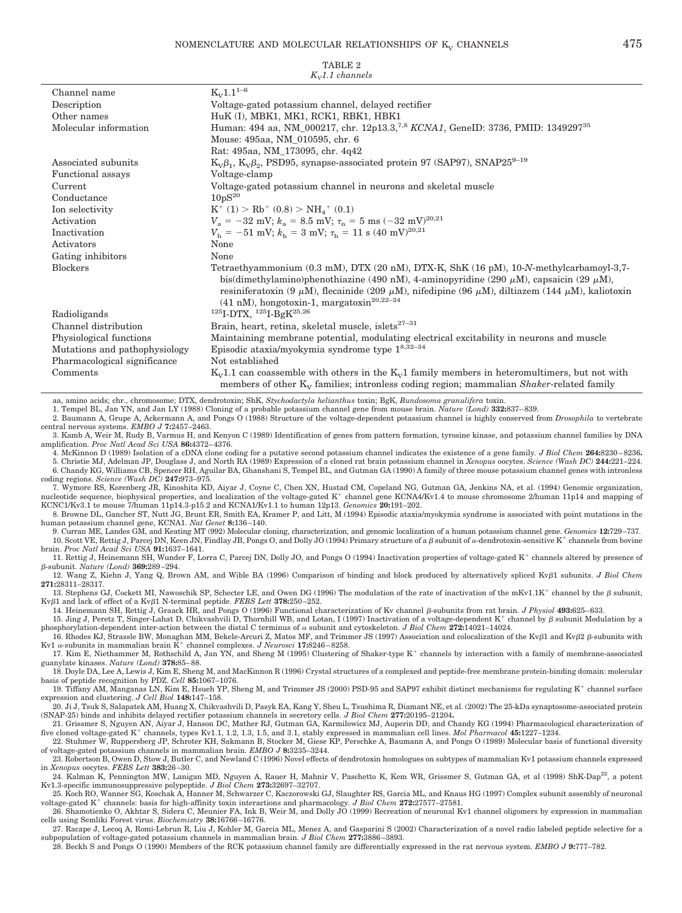TABLE 2

*$K_V$1.1 channels*

| | |
|---|---|
| Channel name | $K_V$1.1[1–6] |
| Description | Voltage-gated potassium channel, delayed rectifier |
| Other names | HuK (I), MBK1, MK1, RCK1, RBK1, HBK1 |
| Molecular information | Human: 494 aa, NM_000217, chr. 12p13.3,[7,8] *KCNA1*, GeneID: 3736, PMID: 1349297[35]<br>Mouse: 495aa, NM_010595, chr. 6<br>Rat: 495aa, NM_173095, chr. 4q42 |
| Associated subunits | $K_V\beta_1$, $K_V\beta_2$, PSD95, synapse-associated protein 97 (SAP97), SNAP25[9–19] |
| Functional assays | Voltage-clamp |
| Current | Voltage-gated potassium channel in neurons and skeletal muscle |
| Conductance | 10pS[20] |
| Ion selectivity | $K^+$ (1) > $Rb^+$ (0.8) > $NH_4^+$ (0.1) |
| Activation | $V_a$ = −32 mV; $k_a$ = 8.5 mV; $\tau_n$ = 5 ms (−32 mV)[20,21] |
| Inactivation | $V_h$ = −51 mV; $k_h$ = 3 mV; $\tau_h$ = 11 s (40 mV)[20,21] |
| Activators | None |
| Gating inhibitors | None |
| Blockers | Tetraethyammonium (0.3 mM), DTX (20 nM), DTX-K, ShK (16 pM), 10-*N*-methylcarbamoyl-3,7-bis(dimethylamino)phenothiazine (490 nM), 4-aminopyridine (290 μM), capsaicin (29 μM), resiniferatoxin (9 μM), flecainide (209 μM), nifedipine (96 μM), diltiazem (144 μM), kaliotoxin (41 nM), hongotoxin-1, margatoxin[20,22–24] |
| Radioligands | $^{125}$I-DTX, $^{125}$I-BgK[25,26] |
| Channel distribution | Brain, heart, retina, skeletal muscle, islets[27–31] |
| Physiological functions | Maintaining membrane potential, modulating electrical excitability in neurons and muscle |
| Mutations and pathophysiology | Episodic ataxia/myokymia syndrome type 1[8,32–34] |
| Pharmacological significance | Not established |
| Comments | $K_V$1.1 can coassemble with others in the $K_V$1 family members in heteromultimers, but not with members of other $K_V$ families; intronless coding region; mammalian *Shaker*-related family |

aa, amino acids; chr., chromosome; DTX, dendrotoxin; ShK, *Stychodactyla helianthus* toxin; BgK, *Bundosoma granulifera* toxin.

1. Tempel BL, Jan YN, and Jan LY (1988) Cloning of a probable potassium channel gene from mouse brain. *Nature (Lond)* **332:**837–839.
2. Baumann A, Grupe A, Ackermann A, and Pongs O (1988) Structure of the voltage-dependent potassium channel is highly conserved from *Drosophila* to vertebrate central nervous systems. *EMBO J* **7:**2457–2463.
3. Kamb A, Weir M, Rudy B, Varmus H, and Kenyon C (1989) Identification of genes from pattern formation, tyrosine kinase, and potassium channel families by DNA amplification. *Proc Natl Acad Sci USA* **86:**4372–4376.
4. McKinnon D (1989) Isolation of a cDNA clone coding for a putative second potassium channel indicates the existence of a gene family. *J Biol Chem* **264:**8230–8236**.**
5. Christie MJ, Adelman JP, Douglass J, and North RA (1989) Expression of a cloned rat brain potassium channel in *Xenopus* oocytes. *Science (Wash DC)* **244:**221–224.
6. Chandy KG, Williams CB, Spencer RH, Aguilar BA, Ghanshani S, Tempel BL, and Gutman GA (1990) A family of three mouse potassium channel genes with intronless coding regions. *Science (Wash DC)* **247:**973–975.
7. Wymore RS, Korenberg JR, Kinoshita KD, Aiyar J, Coyne C, Chen XN, Hustad CM, Copeland NG, Gutman GA, Jenkins NA, et al. (1994) Genomic organization, nucleotide sequence, biophysical properties, and localization of the voltage-gated $K^+$ channel gene KCNA4/Kv1.4 to mouse chromosome 2/human 11p14 and mapping of KCNC1/Kv3.1 to mouse 7/human 11p14.3-p15.2 and KCNA1/Kv1.1 to human 12p13. *Genomics* **20:**191–202.
8. Browne DL, Gancher ST, Nutt JG, Brunt ER, Smith EA, Kramer P, and Litt, M (1994) Episodic ataxia/myokymia syndrome is associated with point mutations in the human potassium channel gene, KCNA1. *Nat Genet* **8:**136–140.
9. Curran ME, Landes GM, and Keating MT (992) Molecular cloning, characterization, and genomic localization of a human potassium channel gene. *Genomics* **12:**729–737.
10. Scott VE, Rettig J, Parcej DN, Keen JN, Findlay JB, Pongs O, and Dolly JO (1994) Primary structure of a β subunit of α-dendrotoxin-sensitive $K^+$ channels from bovine brain. *Proc Natl Acad Sci USA* **91:**1637–1641.
11. Rettig J, Heinemann SH, Wunder F, Lorra C, Parcej DN, Dolly JO, and Pongs O (1994) Inactivation properties of voltage-gated $K^+$ channels altered by presence of β-subunit. *Nature (Lond)* **369:**289–294.
12. Wang Z, Kiehn J, Yang Q, Brown AM, and Wible BA (1996) Comparison of binding and block produced by alternatively spliced Kvβ1 subunits. *J Biol Chem* **271:**28311–28317.
13. Stephens GJ, Cockett MI, Nawoschik SP, Schecter LE, and Owen DG (1996) The modulation of the rate of inactivation of the mKv1.1K$^+$ channel by the β subunit, Kvβ1 and lack of effect of a Kvβ1 N-terminal peptide. *FEBS Lett* **378:**250–252.
14. Heinemann SH, Rettig J, Graack HR, and Pongs O (1996) Functional characterization of Kv channel β-subunits from rat brain. *J Physiol* **493:**625–633.
15. Jing J, Peretz T, Singer-Lahat D, Chikvashvili D, Thornhill WB, and Lotan, I (1997) Inactivation of a voltage-dependent $K^+$ channel by β subunit Modulation by a phosphorylation-dependent inter-action between the distal C terminus of α subunit and cytoskeleton. *J Biol Chem* **272:**14021–14024.
16. Rhodes KJ, Strassle BW, Monaghan MM, Bekele-Arcuri Z, Matos MF, and Trimmer JS (1997) Association and colocalization of the Kvβ1 and Kvβ2 β-subunits with Kv1 α-subunits in mammalian brain $K^+$ channel complexes. *J Neurosci* **17:**8246–8258.
17. Kim E, Niethammer M, Rothschild A, Jan YN, and Sheng M (1995) Clustering of Shaker-type $K^+$ channels by interaction with a family of membrane-associated guanylate kinases. *Nature (Lond)* **378:**85–88.
18. Doyle DA, Lee A, Lewis J, Kim E, Sheng M, and MacKinnon R (1996) Crystal structures of a complexed and peptide-free membrane protein-binding domain: molecular basis of peptide recognition by PDZ. *Cell* **85:**1067–1076.
19. Tiffany AM, Manganas LN, Kim E, Hsueh YP, Sheng M, and Trimmer JS (2000) PSD-95 and SAP97 exhibit distinct mechanisms for regulating $K^+$ channel surface expression and clustering. *J Cell Biol* **148:**147–158.
20. Ji J, Tsuk S, Salapatek AM, Huang X, Chikvashvili D, Pasyk EA, Kang Y, Sheu L, Tsushima R, Diamant NE, et al. (2002) The 25-kDa synaptosome-associated protein (SNAP-25) binds and inhibits delayed rectifier potassium channels in secretory cells. *J Biol Chem* **277:**20195–21204**.**
21. Grissmer S, Nguyen AN, Aiyar J, Hanson DC, Mather RJ, Gutman GA, Karmilowicz MJ, Auperin DD, and Chandy KG (1994) Pharmacological characterization of five cloned voltage-gated $K^+$ channels, types Kv1.1, 1.2, 1.3, 1.5, and 3.1, stably expressed in mammalian cell lines. *Mol Pharmacol* **45:**1227–1234.
22. Stuhmer W, Ruppersberg JP, Schroter KH, Sakmann B, Stocker M, Giese KP, Perschke A, Baumann A, and Pongs O (1989) Molecular basis of functional diversity of voltage-gated potassium channels in mammalian brain. *EMBO J* **8:**3235–3244.
23. Robertson B, Owen D, Stow J, Butler C, and Newland C (1996) Novel effects of dendrotoxin homologues on subtypes of mammalian Kv1 potassium channels expressed in *Xenopus* oocytes. *FEBS Lett* **383:**26–30.
24. Kalman K, Pennington MW, Lanigan MD, Nguyen A, Rauer H, Mahnir V, Paschetto K, Kem WR, Grissmer S, Gutman GA, et al (1998) ShK-Dap[22], a potent Kv1.3-specific immunosuppressive polypeptide. *J Biol Chem* **273:**32697–32707.
25. Koch RO, Wanner SG, Koschak A, Hanner M, Schwarzer C, Kaczorowski GJ, Slaughter RS, Garcia ML, and Knaus HG (1997) Complex subunit assembly of neuronal voltage-gated $K^+$ channels: basis for high-affinity toxin interactions and pharmacology. *J Biol Chem* **272:**27577–27581.
26. Shamotienko O, Akhtar S, Sidera C, Meunier FA, Ink B, Weir M, and Dolly JO (1999) Recreation of neuronal Kv1 channel oligomers by expression in mammalian cells using Semliki Forest virus. *Biochemistry* **38:**16766–16776.
27. Racape J, Lecoq A, Romi-Lebrun R, Liu J, Kohler M, Garcia ML, Menez A, and Gasparini S (2002) Characterization of a novel radio labeled peptide selective for a subpopulation of voltage-gated potassium channels in mammalian brain. *J Biol Chem* **277:**3886–3893.
28. Beckh S and Pongs O (1990) Members of the RCK potassium channel family are differentially expressed in the rat nervous system. *EMBO J* **9:**777–782.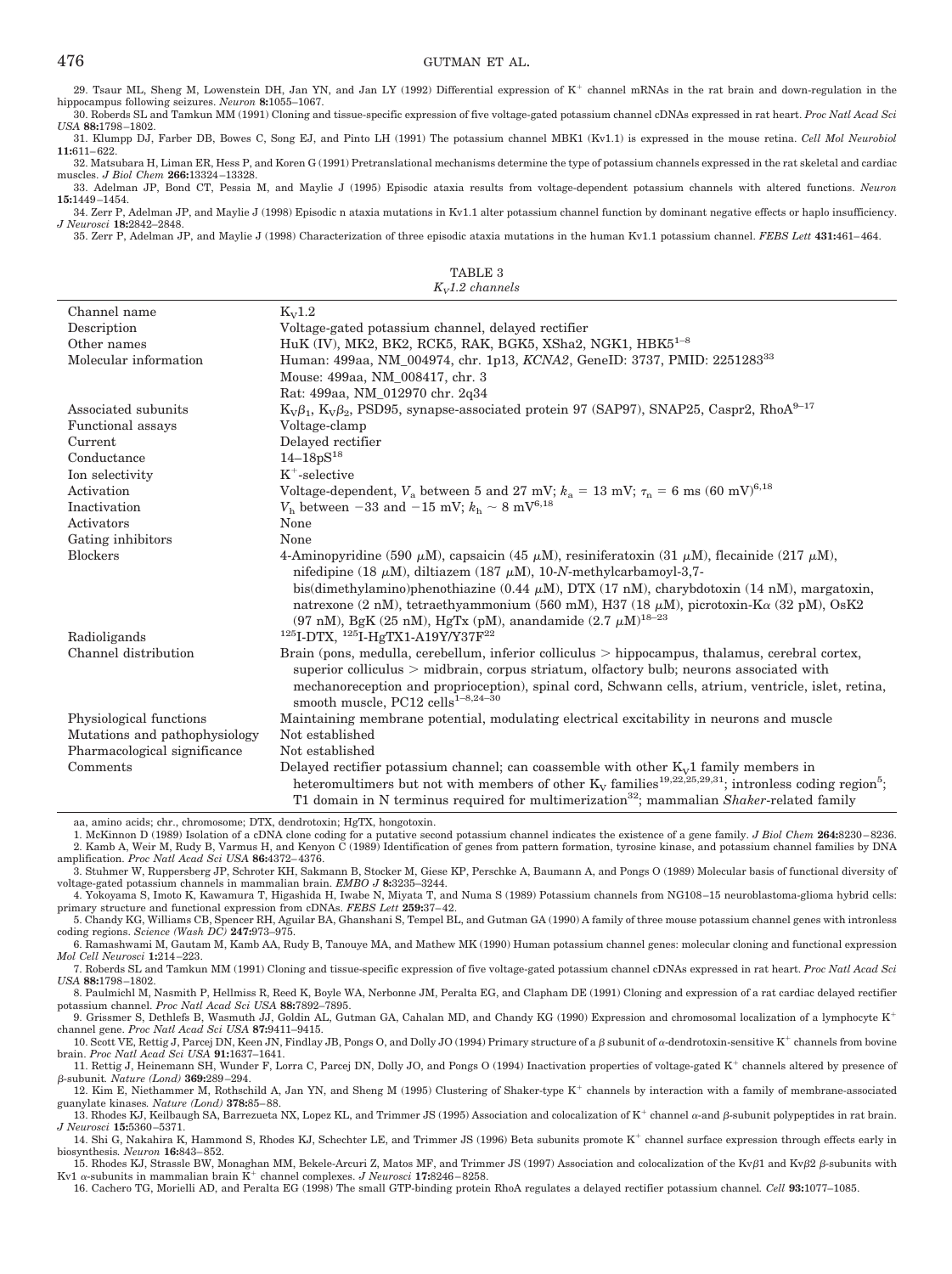29. Tsaur ML, Sheng M, Lowenstein DH, Jan YN, and Jan LY (1992) Differential expression of K$^+$ channel mRNAs in the rat brain and down-regulation in the hippocampus following seizures. *Neuron* **8:**1055–1067.

30. Roberds SL and Tamkun MM (1991) Cloning and tissue-specific expression of five voltage-gated potassium channel cDNAs expressed in rat heart. *Proc Natl Acad Sci USA* **88:**1798–1802.

31. Klumpp DJ, Farber DB, Bowes C, Song EJ, and Pinto LH (1991) The potassium channel MBK1 (Kv1.1) is expressed in the mouse retina. *Cell Mol Neurobiol* **11:**611–622.

32. Matsubara H, Liman ER, Hess P, and Koren G (1991) Pretranslational mechanisms determine the type of potassium channels expressed in the rat skeletal and cardiac muscles. *J Biol Chem* **266:**13324–13328.

33. Adelman JP, Bond CT, Pessia M, and Maylie J (1995) Episodic ataxia results from voltage-dependent potassium channels with altered functions. *Neuron* **15:**1449–1454.

34. Zerr P, Adelman JP, and Maylie J (1998) Episodic n ataxia mutations in Kv1.1 alter potassium channel function by dominant negative effects or haplo insufficiency. *J Neurosci* **18:**2842–2848.

35. Zerr P, Adelman JP, and Maylie J (1998) Characterization of three episodic ataxia mutations in the human Kv1.1 potassium channel. *FEBS Lett* **431:**461–464.

TABLE 3
*$K_V$1.2 channels*

| | |
|---|---|
| Channel name | $K_V$1.2 |
| Description | Voltage-gated potassium channel, delayed rectifier |
| Other names | HuK (IV), MK2, BK2, RCK5, RAK, BGK5, XSha2, NGK1, HBK5[1–8] |
| Molecular information | Human: 499aa, NM_004974, chr. 1p13, *KCNA2*, GeneID: 3737, PMID: 2251283[33]<br>Mouse: 499aa, NM_008417, chr. 3<br>Rat: 499aa, NM_012970 chr. 2q34 |
| Associated subunits | $K_V\beta_1$, $K_V\beta_2$, PSD95, synapse-associated protein 97 (SAP97), SNAP25, Caspr2, RhoA[9–17] |
| Functional assays | Voltage-clamp |
| Current | Delayed rectifier |
| Conductance | 14–18pS[18] |
| Ion selectivity | K$^+$-selective |
| Activation | Voltage-dependent, $V_a$ between 5 and 27 mV; $k_a$ = 13 mV; $\tau_n$ = 6 ms (60 mV)[6,18] |
| Inactivation | $V_h$ between −33 and −15 mV; $k_h$ ~ 8 mV[6,18] |
| Activators | None |
| Gating inhibitors | None |
| Blockers | 4-Aminopyridine (590 μM), capsaicin (45 μM), resiniferatoxin (31 μM), flecainide (217 μM), nifedipine (18 μM), diltiazem (187 μM), 10-*N*-methylcarbamoyl-3,7-bis(dimethylamino)phenothiazine (0.44 μM), DTX (17 nM), charybdotoxin (14 nM), margatoxin, natrexone (2 nM), tetraethyammonium (560 mM), H37 (18 μM), picrotoxin-Kα (32 pM), OsK2 (97 nM), BgK (25 nM), HgTx (pM), anandamide (2.7 μM)[18–23] |
| Radioligands | $^{125}$I-DTX, $^{125}$I-HgTX1-A19Y/Y37F[22] |
| Channel distribution | Brain (pons, medulla, cerebellum, inferior colliculus > hippocampus, thalamus, cerebral cortex, superior colliculus > midbrain, corpus striatum, olfactory bulb; neurons associated with mechanoreception and proprioception), spinal cord, Schwann cells, atrium, ventricle, islet, retina, smooth muscle, PC12 cells[1–8,24–30] |
| Physiological functions | Maintaining membrane potential, modulating electrical excitability in neurons and muscle |
| Mutations and pathophysiology | Not established |
| Pharmacological significance | Not established |
| Comments | Delayed rectifier potassium channel; can coassemble with other $K_V$1 family members in heteromultimers but not with members of other $K_V$ families[19,22,25,29,31]; intronless coding region[5]; T1 domain in N terminus required for multimerization[32]; mammalian *Shaker*-related family |

aa, amino acids; chr., chromosome; DTX, dendrotoxin; HgTX, hongotoxin.

1. McKinnon D (1989) Isolation of a cDNA clone coding for a putative second potassium channel indicates the existence of a gene family. *J Biol Chem* **264:**8230–8236.

2. Kamb A, Weir M, Rudy B, Varmus H, and Kenyon C (1989) Identification of genes from pattern formation, tyrosine kinase, and potassium channel families by DNA amplification. *Proc Natl Acad Sci USA* **86:**4372–4376.

3. Stuhmer W, Ruppersberg JP, Schroter KH, Sakmann B, Stocker M, Giese KP, Perschke A, Baumann A, and Pongs O (1989) Molecular basis of functional diversity of voltage-gated potassium channels in mammalian brain. *EMBO J* **8:**3235–3244.

4. Yokoyama S, Imoto K, Kawamura T, Higashida H, Iwabe N, Miyata T, and Numa S (1989) Potassium channels from NG108–15 neuroblastoma-glioma hybrid cells: primary structure and functional expression from cDNAs. *FEBS Lett* **259:**37–42.

5. Chandy KG, Williams CB, Spencer RH, Aguilar BA, Ghanshani S, Tempel BL, and Gutman GA (1990) A family of three mouse potassium channel genes with intronless coding regions. *Science (Wash DC)* **247:**973–975.

6. Ramashwami M, Gautam M, Kamb AA, Rudy B, Tanouye MA, and Mathew MK (1990) Human potassium channel genes: molecular cloning and functional expression *Mol Cell Neurosci* **1:**214–223.

7. Roberds SL and Tamkun MM (1991) Cloning and tissue-specific expression of five voltage-gated potassium channel cDNAs expressed in rat heart. *Proc Natl Acad Sci USA* **88:**1798–1802.

8. Paulmichl M, Nasmith P, Hellmiss R, Reed K, Boyle WA, Nerbonne JM, Peralta EG, and Clapham DE (1991) Cloning and expression of a rat cardiac delayed rectifier potassium channel. *Proc Natl Acad Sci USA* **88:**7892–7895.

9. Grissmer S, Dethlefs B, Wasmuth JJ, Goldin AL, Gutman GA, Cahalan MD, and Chandy KG (1990) Expression and chromosomal localization of a lymphocyte K$^+$ channel gene. *Proc Natl Acad Sci USA* **87:**9411–9415.

10. Scott VE, Rettig J, Parcej DN, Keen JN, Findlay JB, Pongs O, and Dolly JO (1994) Primary structure of a β subunit of α-dendrotoxin-sensitive K$^+$ channels from bovine brain. *Proc Natl Acad Sci USA* **91:**1637–1641.

11. Rettig J, Heinemann SH, Wunder F, Lorra C, Parcej DN, Dolly JO, and Pongs O (1994) Inactivation properties of voltage-gated K$^+$ channels altered by presence of β-subunit. *Nature (Lond)* **369:**289–294.

12. Kim E, Niethammer M, Rothschild A, Jan YN, and Sheng M (1995) Clustering of Shaker-type K$^+$ channels by interaction with a family of membrane-associated guanylate kinases. *Nature (Lond)* **378:**85–88.

13. Rhodes KJ, Keilbaugh SA, Barrezueta NX, Lopez KL, and Trimmer JS (1995) Association and colocalization of K$^+$ channel α-and β-subunit polypeptides in rat brain. *J Neurosci* **15:**5360–5371.

14. Shi G, Nakahira K, Hammond S, Rhodes KJ, Schechter LE, and Trimmer JS (1996) Beta subunits promote K$^+$ channel surface expression through effects early in biosynthesis. *Neuron* **16:**843–852.

15. Rhodes KJ, Strassle BW, Monaghan MM, Bekele-Arcuri Z, Matos MF, and Trimmer JS (1997) Association and colocalization of the Kvβ1 and Kvβ2 β-subunits with Kv1 α-subunits in mammalian brain K$^+$ channel complexes. *J Neurosci* **17:**8246–8258.

16. Cachero TG, Morielli AD, and Peralta EG (1998) The small GTP-binding protein RhoA regulates a delayed rectifier potassium channel. *Cell* **93:**1077–1085.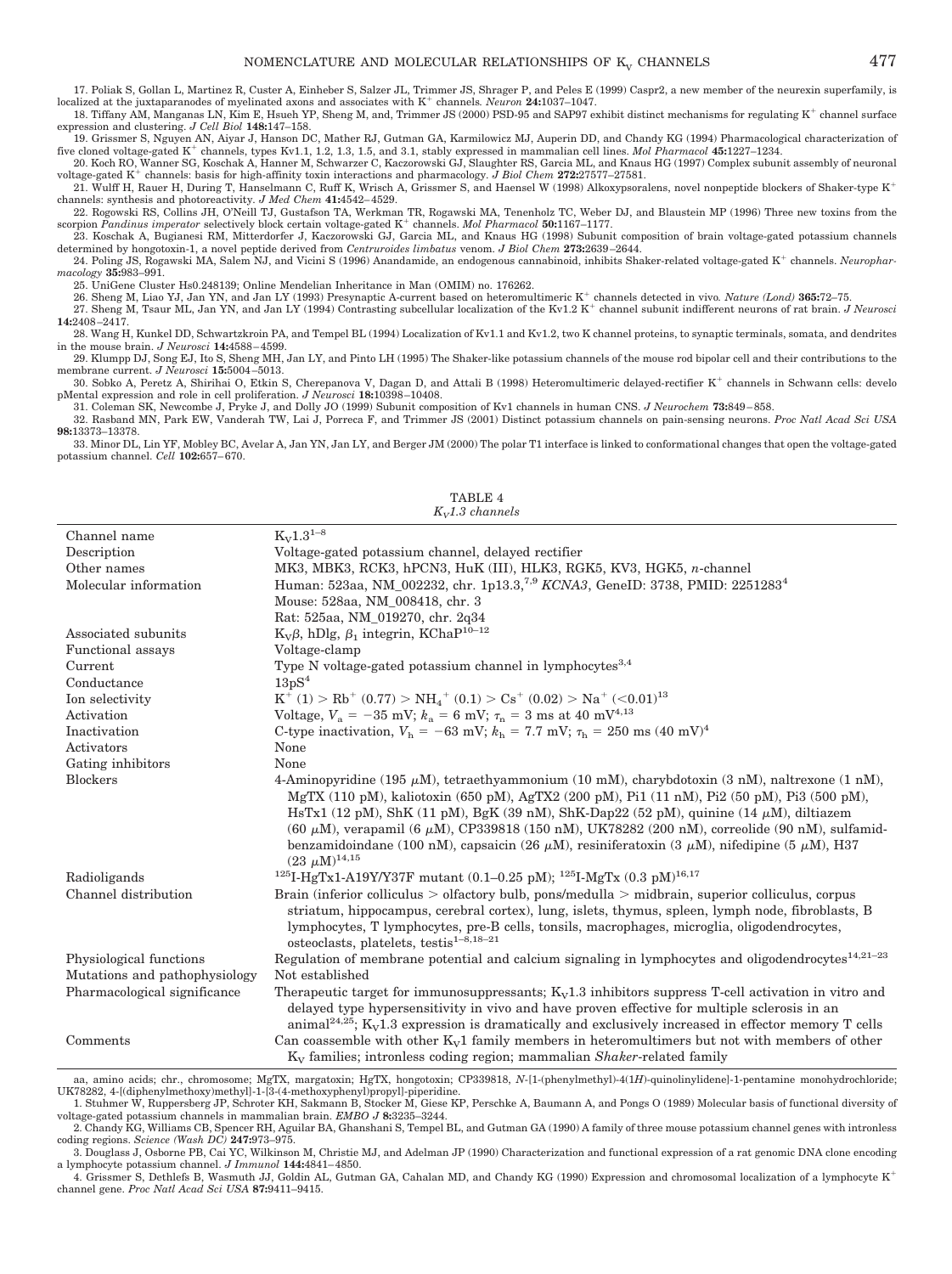17. Poliak S, Gollan L, Martinez R, Custer A, Einheber S, Salzer JL, Trimmer JS, Shrager P, and Peles E (1999) Caspr2, a new member of the neurexin superfamily, is localized at the juxtaparanodes of myelinated axons and associates with $K^+$ channels. *Neuron* **24:**1037–1047.

18. Tiffany AM, Manganas LN, Kim E, Hsueh YP, Sheng M, and, Trimmer JS (2000) PSD-95 and SAP97 exhibit distinct mechanisms for regulating $K^+$ channel surface expression and clustering. *J Cell Biol* **148:**147–158.

19. Grissmer S, Nguyen AN, Aiyar J, Hanson DC, Mather RJ, Gutman GA, Karmilowicz MJ, Auperin DD, and Chandy KG (1994) Pharmacological characterization of five cloned voltage-gated $K^+$ channels, types Kv1.1, 1.2, 1.3, 1.5, and 3.1, stably expressed in mammalian cell lines. *Mol Pharmacol* **45:**1227–1234.

20. Koch RO, Wanner SG, Koschak A, Hanner M, Schwarzer C, Kaczorowski GJ, Slaughter RS, Garcia ML, and Knaus HG (1997) Complex subunit assembly of neuronal voltage-gated $K^+$ channels: basis for high-affinity toxin interactions and pharmacology. *J Biol Chem* **272:**27577–27581.

21. Wulff H, Rauer H, During T, Hanselmann C, Ruff K, Wrisch A, Grissmer S, and Haensel W (1998) Alkoxypsoralens, novel nonpeptide blockers of Shaker-type $K^+$ channels: synthesis and photoreactivity. *J Med Chem* **41:**4542–4529.

22. Rogowski RS, Collins JH, O'Neill TJ, Gustafson TA, Werkman TR, Rogawski MA, Tenenholz TC, Weber DJ, and Blaustein MP (1996) Three new toxins from the scorpion *Pandinus imperator* selectively block certain voltage-gated $K^+$ channels. *Mol Pharmacol* **50:**1167–1177.

23. Koschak A, Bugianesi RM, Mitterdorfer J, Kaczorowski GJ, Garcia ML, and Knaus HG (1998) Subunit composition of brain voltage-gated potassium channels determined by hongotoxin-1, a novel peptide derived from *Centruroides limbatus* venom. *J Biol Chem* **273:**2639–2644.

24. Poling JS, Rogawski MA, Salem NJ, and Vicini S (1996) Anandamide, an endogenous cannabinoid, inhibits Shaker-related voltage-gated $K^+$ channels. *Neuropharmacology* **35:**983–991.

25. UniGene Cluster Hs0.248139; Online Mendelian Inheritance in Man (OMIM) no. 176262.

26. Sheng M, Liao YJ, Jan YN, and Jan LY (1993) Presynaptic A-current based on heteromultimeric $K^+$ channels detected in vivo. *Nature (Lond)* **365:**72–75.

27. Sheng M, Tsaur ML, Jan YN, and Jan LY (1994) Contrasting subcellular localization of the Kv1.2 $K^+$ channel subunit indifferent neurons of rat brain. *J Neurosci* **14:**2408–2417.

28. Wang H, Kunkel DD, Schwartzkroin PA, and Tempel BL (1994) Localization of Kv1.1 and Kv1.2, two K channel proteins, to synaptic terminals, somata, and dendrites in the mouse brain. *J Neurosci* **14:**4588–4599.

29. Klumpp DJ, Song EJ, Ito S, Sheng MH, Jan LY, and Pinto LH (1995) The Shaker-like potassium channels of the mouse rod bipolar cell and their contributions to the membrane current. *J Neurosci* **15:**5004–5013.

30. Sobko A, Peretz A, Shirihai O, Etkin S, Cherepanova V, Dagan D, and Attali B (1998) Heteromultimeric delayed-rectifier $K^+$ channels in Schwann cells: develo pMental expression and role in cell proliferation. *J Neurosci* **18:**10398–10408.

31. Coleman SK, Newcombe J, Pryke J, and Dolly JO (1999) Subunit composition of Kv1 channels in human CNS. *J Neurochem* **73:**849–858.

32. Rasband MN, Park EW, Vanderah TW, Lai J, Porreca F, and Trimmer JS (2001) Distinct potassium channels on pain-sensing neurons. *Proc Natl Acad Sci USA* **98:**13373–13378.

33. Minor DL, Lin YF, Mobley BC, Avelar A, Jan YN, Jan LY, and Berger JM (2000) The polar T1 interface is linked to conformational changes that open the voltage-gated potassium channel. *Cell* **102:**657–670.

TABLE 4
*$K_V$1.3 channels*

| | |
|---|---|
| Channel name | $K_V$1.3[1–8] |
| Description | Voltage-gated potassium channel, delayed rectifier |
| Other names | MK3, MBK3, RCK3, hPCN3, HuK (III), HLK3, RGK5, KV3, HGK5, *n*-channel |
| Molecular information | Human: 523aa, NM_002232, chr. 1p13.3,[7,9] *KCNA3*, GeneID: 3738, PMID: 2251283[4]<br>Mouse: 528aa, NM_008418, chr. 3<br>Rat: 525aa, NM_019270, chr. 2q34 |
| Associated subunits | $K_V\beta$, hDlg, $\beta_1$ integrin, KChaP[10–12] |
| Functional assays | Voltage-clamp |
| Current | Type N voltage-gated potassium channel in lymphocytes[3,4] |
| Conductance | 13pS[4] |
| Ion selectivity | $K^+$ (1) > $Rb^+$ (0.77) > $NH_4^+$ (0.1) > $Cs^+$ (0.02) > $Na^+$ (<0.01)[13] |
| Activation | Voltage, $V_a = -35$ mV; $k_a = 6$ mV; $\tau_n = 3$ ms at 40 mV[4,13] |
| Inactivation | C-type inactivation, $V_h = -63$ mV; $k_h = 7.7$ mV; $\tau_h = 250$ ms (40 mV)[4] |
| Activators | None |
| Gating inhibitors | None |
| Blockers | 4-Aminopyridine (195 μM), tetraethyammonium (10 mM), charybdotoxin (3 nM), naltrexone (1 nM), MgTX (110 pM), kaliotoxin (650 pM), AgTX2 (200 pM), Pi1 (11 nM), Pi2 (50 pM), Pi3 (500 pM), HsTx1 (12 pM), ShK (11 pM), BgK (39 nM), ShK-Dap22 (52 pM), quinine (14 μM), diltiazem (60 μM), verapamil (6 μM), CP339818 (150 nM), UK78282 (200 nM), correolide (90 nM), sulfamidbenzamidoindane (100 nM), capsaicin (26 μM), resiniferatoxin (3 μM), nifedipine (5 μM), H37 (23 μM)[14,15] |
| Radioligands | $^{125}$I-HgTx1-A19Y/Y37F mutant (0.1–0.25 pM); $^{125}$I-MgTx (0.3 pM)[16,17] |
| Channel distribution | Brain (inferior colliculus > olfactory bulb, pons/medulla > midbrain, superior colliculus, corpus striatum, hippocampus, cerebral cortex), lung, islets, thymus, spleen, lymph node, fibroblasts, B lymphocytes, T lymphocytes, pre-B cells, tonsils, macrophages, microglia, oligodendrocytes, osteoclasts, platelets, testis[1–8,18–21] |
| Physiological functions | Regulation of membrane potential and calcium signaling in lymphocytes and oligodendrocytes[14,21–23] |
| Mutations and pathophysiology | Not established |
| Pharmacological significance | Therapeutic target for immunosuppressants; $K_V$1.3 inhibitors suppress T-cell activation in vitro and delayed type hypersensitivity in vivo and have proven effective for multiple sclerosis in an animal[24,25]; $K_V$1.3 expression is dramatically and exclusively increased in effector memory T cells |
| Comments | Can coassemble with other $K_V$1 family members in heteromultimers but not with members of other $K_V$ families; intronless coding region; mammalian *Shaker*-related family |

aa, amino acids; chr., chromosome; MgTX, margatoxin; HgTX, hongotoxin; CP339818, *N*-[1-(phenylmethyl)-4(1*H*)-quinolinylidene]-1-pentamine monohydrochloride; UK78282, 4-[(diphenylmethoxy)methyl]-1-[3-(4-methoxyphenyl)propyl]-piperidine.

1. Stuhmer W, Ruppersberg JP, Schroter KH, Sakmann B, Stocker M, Giese KP, Perschke A, Baumann A, and Pongs O (1989) Molecular basis of functional diversity of voltage-gated potassium channels in mammalian brain. *EMBO J* **8:**3235–3244.

2. Chandy KG, Williams CB, Spencer RH, Aguilar BA, Ghanshani S, Tempel BL, and Gutman GA (1990) A family of three mouse potassium channel genes with intronless coding regions. *Science (Wash DC)* **247:**973–975.

3. Douglass J, Osborne PB, Cai YC, Wilkinson M, Christie MJ, and Adelman JP (1990) Characterization and functional expression of a rat genomic DNA clone encoding a lymphocyte potassium channel. *J Immunol* **144:**4841–4850.

4. Grissmer S, Dethlefs B, Wasmuth JJ, Goldin AL, Gutman GA, Cahalan MD, and Chandy KG (1990) Expression and chromosomal localization of a lymphocyte $K^+$ channel gene. *Proc Natl Acad Sci USA* **87:**9411–9415.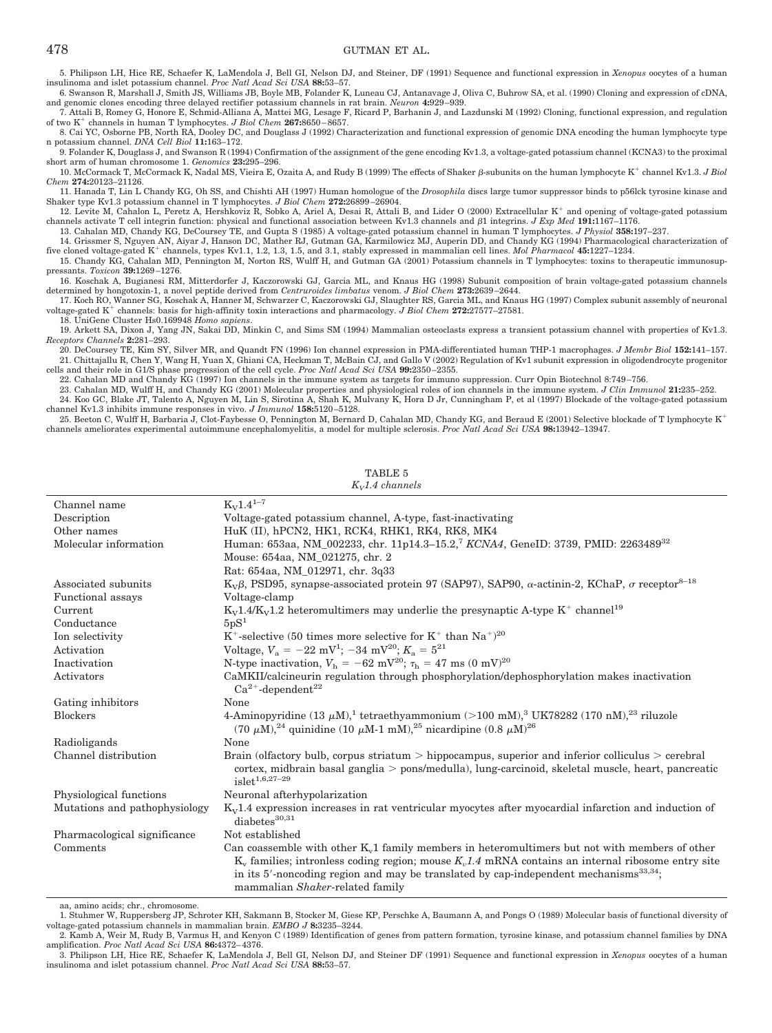5. Philipson LH, Hice RE, Schaefer K, LaMendola J, Bell GI, Nelson DJ, and Steiner, DF (1991) Sequence and functional expression in *Xenopus* oocytes of a human insulinoma and islet potassium channel. *Proc Natl Acad Sci USA* **88:**53–57.

6. Swanson R, Marshall J, Smith JS, Williams JB, Boyle MB, Folander K, Luneau CJ, Antanavage J, Oliva C, Buhrow SA, et al. (1990) Cloning and expression of cDNA, and genomic clones encoding three delayed rectifier potassium channels in rat brain. *Neuron* **4:**929–939.

7. Attali B, Romey G, Honore E, Schmid-Alliana A, Mattei MG, Lesage F, Ricard P, Barhanin J, and Lazdunski M (1992) Cloning, functional expression, and regulation of two $K^+$ channels in human T lymphocytes. *J Biol Chem* **267:**8650–8657.

8. Cai YC, Osborne PB, North RA, Dooley DC, and Douglass J (1992) Characterization and functional expression of genomic DNA encoding the human lymphocyte type n potassium channel. *DNA Cell Biol* **11:**163–172.

9. Folander K, Douglass J, and Swanson R (1994) Confirmation of the assignment of the gene encoding Kv1.3, a voltage-gated potassium channel (KCNA3) to the proximal short arm of human chromosome 1. *Genomics* **23:**295–296.

10. McCormack T, McCormack K, Nadal MS, Vieira E, Ozaita A, and Rudy B (1999) The effects of Shaker β-subunits on the human lymphocyte $K^+$ channel Kv1.3. *J Biol Chem* **274:**20123–21126.

11. Hanada T, Lin L Chandy KG, Oh SS, and Chishti AH (1997) Human homologue of the *Drosophila* discs large tumor suppressor binds to p56lck tyrosine kinase and Shaker type Kv1.3 potassium channel in T lymphocytes. *J Biol Chem* **272:**26899–26904.

12. Levite M, Cahalon L, Peretz A, Hershkoviz R, Sobko A, Ariel A, Desai R, Attali B, and Lider O (2000) Extracellular $K^+$ and opening of voltage-gated potassium channels activate T cell integrin function: physical and functional association between Kv1.3 channels and β1 integrins. *J Exp Med* **191:**1167–1176.

13. Cahalan MD, Chandy KG, DeCoursey TE, and Gupta S (1985) A voltage-gated potassium channel in human T lymphocytes. *J Physiol* **358:**197–237.

14. Grissmer S, Nguyen AN, Aiyar J, Hanson DC, Mather RJ, Gutman GA, Karmilowicz MJ, Auperin DD, and Chandy KG (1994) Pharmacological characterization of five cloned voltage-gated $K^+$ channels, types Kv1.1, 1.2, 1.3, 1.5, and 3.1, stably expressed in mammalian cell lines. *Mol Pharmacol* **45:**1227–1234.

15. Chandy KG, Cahalan MD, Pennington M, Norton RS, Wulff H, and Gutman GA (2001) Potassium channels in T lymphocytes: toxins to therapeutic immunosuppressants. *Toxicon* **39:**1269–1276.

16. Koschak A, Bugianesi RM, Mitterdorfer J, Kaczorowski GJ, Garcia ML, and Knaus HG (1998) Subunit composition of brain voltage-gated potassium channels determined by hongotoxin-1, a novel peptide derived from *Centruroides limbatus* venom. *J Biol Chem* **273:**2639–2644.

17. Koch RO, Wanner SG, Koschak A, Hanner M, Schwarzer C, Kaczorowski GJ, Slaughter RS, Garcia ML, and Knaus HG (1997) Complex subunit assembly of neuronal voltage-gated $K^+$ channels: basis for high-affinity toxin interactions and pharmacology. *J Biol Chem* **272:**27577–27581.

18. UniGene Cluster Hs0.169948 *Homo sapiens*.

19. Arkett SA, Dixon J, Yang JN, Sakai DD, Minkin C, and Sims SM (1994) Mammalian osteoclasts express a transient potassium channel with properties of Kv1.3. *Receptors Channels* **2:**281–293.

20. DeCoursey TE, Kim SY, Silver MR, and Quandt FN (1996) Ion channel expression in PMA-differentiated human THP-1 macrophages. *J Membr Biol* **152:**141–157.

21. Chittajallu R, Chen Y, Wang H, Yuan X, Ghiani CA, Heckman T, McBain CJ, and Gallo V (2002) Regulation of Kv1 subunit expression in oligodendrocyte progenitor cells and their role in G1/S phase progression of the cell cycle. *Proc Natl Acad Sci USA* **99:**2350–2355.

22. Cahalan MD and Chandy KG (1997) Ion channels in the immune system as targets for immuno suppression. Curr Opin Biotechnol 8:749–756.

23. Cahalan MD, Wulff H, and Chandy KG (2001) Molecular properties and physiological roles of ion channels in the immune system. *J Clin Immunol* **21:**235–252.

24. Koo GC, Blake JT, Talento A, Nguyen M, Lin S, Sirotina A, Shah K, Mulvany K, Hora D Jr, Cunningham P, et al (1997) Blockade of the voltage-gated potassium channel Kv1.3 inhibits immune responses in vivo. *J Immunol* **158:**5120–5128.

25. Beeton C, Wulff H, Barbaria J, Clot-Faybesse O, Pennington M, Bernard D, Cahalan MD, Chandy KG, and Beraud E (2001) Selective blockade of T lymphocyte $K^+$ channels ameliorates experimental autoimmune encephalomyelitis, a model for multiple sclerosis. *Proc Natl Acad Sci USA* **98:**13942–13947.

TABLE 5
*$K_V$1.4 channels*

| | |
|---|---|
| Channel name | $K_V$1.4[1–7] |
| Description | Voltage-gated potassium channel, A-type, fast-inactivating |
| Other names | HuK (II), hPCN2, HK1, RCK4, RHK1, RK4, RK8, MK4 |
| Molecular information | Human: 653aa, NM_002233, chr. 11p14.3–15.2,[7] *KCNA4*, GeneID: 3739, PMID: 2263489[32]<br>Mouse: 654aa, NM_021275, chr. 2<br>Rat: 654aa, NM_012971, chr. 3q33 |
| Associated subunits | $K_V\beta$, PSD95, synapse-associated protein 97 (SAP97), SAP90, α-actinin-2, KChaP, σ receptor[8–18] |
| Functional assays | Voltage-clamp |
| Current | $K_V$1.4/$K_V$1.2 heteromultimers may underlie the presynaptic A-type $K^+$ channel[19] |
| Conductance | 5pS[1] |
| Ion selectivity | $K^+$-selective (50 times more selective for $K^+$ than $Na^+$)[20] |
| Activation | Voltage, $V_a = -22$ mV[1]; $-34$ mV[20]; $K_a = 5$[21] |
| Inactivation | N-type inactivation, $V_h = -62$ mV[20]; $\tau_h = 47$ ms (0 mV)[20] |
| Activators | CaMKII/calcineurin regulation through phosphorylation/dephosphorylation makes inactivation $Ca^{2+}$-dependent[22] |
| Gating inhibitors | None |
| Blockers | 4-Aminopyridine (13 μM),[1] tetraethyammonium (>100 mM),[3] UK78282 (170 nM),[23] riluzole (70 μM),[24] quinidine (10 μM-1 mM),[25] nicardipine (0.8 μM)[26] |
| Radioligands | None |
| Channel distribution | Brain (olfactory bulb, corpus striatum > hippocampus, superior and inferior colliculus > cerebral cortex, midbrain basal ganglia > pons/medulla), lung-carcinoid, skeletal muscle, heart, pancreatic islet[1,6,27–29] |
| Physiological functions | Neuronal afterhypolarization |
| Mutations and pathophysiology | $K_V$1.4 expression increases in rat ventricular myocytes after myocardial infarction and induction of diabetes[30,31] |
| Pharmacological significance | Not established |
| Comments | Can coassemble with other $K_v$1 family members in heteromultimers but not with members of other $K_v$ families; intronless coding region; mouse *$K_v$1.4* mRNA contains an internal ribosome entry site in its 5′-noncoding region and may be translated by cap-independent mechanisms[33,34]; mammalian *Shaker*-related family |

aa, amino acids; chr., chromosome.

1. Stuhmer W, Ruppersberg JP, Schroter KH, Sakmann B, Stocker M, Giese KP, Perschke A, Baumann A, and Pongs O (1989) Molecular basis of functional diversity of voltage-gated potassium channels in mammalian brain. *EMBO J* **8:**3235–3244.

2. Kamb A, Weir M, Rudy B, Varmus H, and Kenyon C (1989) Identification of genes from pattern formation, tyrosine kinase, and potassium channel families by DNA amplification. *Proc Natl Acad Sci USA* **86:**4372–4376.

3. Philipson LH, Hice RE, Schaefer K, LaMendola J, Bell GI, Nelson DJ, and Steiner DF (1991) Sequence and functional expression in *Xenopus* oocytes of a human insulinoma and islet potassium channel. *Proc Natl Acad Sci USA* **88:**53–57.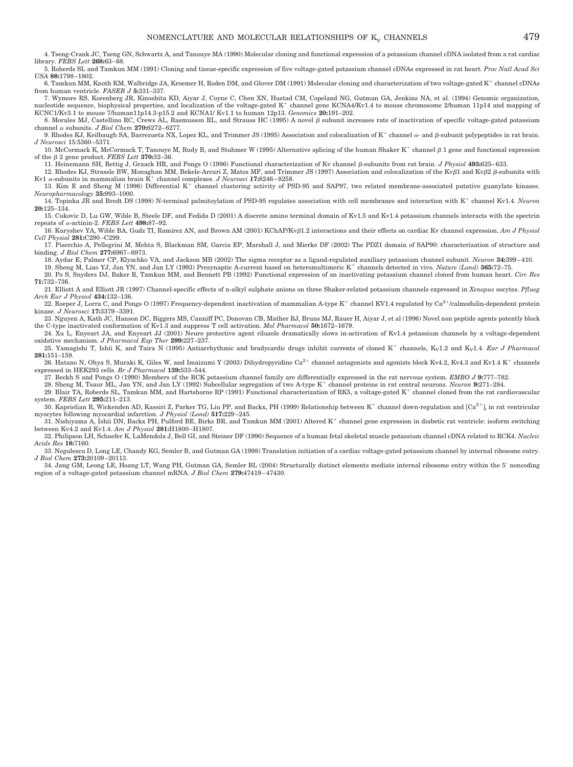4. Tseng-Crank JC, Tseng GN, Schwartz A, and Tanouye MA (1990) Molecular cloning and functional expression of a potassium channel cDNA isolated from a rat cardiac library. *FEBS Lett* **268:**63–68.

5. Roberds SL and Tamkun MM (1991) Cloning and tissue-specific expression of five voltage-gated potassium channel cDNAs expressed in rat heart. *Proc Natl Acad Sci USA* **88:**1798–1802.

6. Tamkun MM, Knoth KM, Walbridge JA, Kroemer H, Roden DM, and Glover DM (1991) Molecular cloning and characterization of two voltage-gated $K^+$ channel cDNAs from human ventricle. *FASEB J* **5:**331–337.

7. Wymore RS, Korenberg JR, Kinoshita KD, Aiyar J, Coyne C, Chen XN, Hustad CM, Copeland NG, Gutman GA, Jenkins NA, et al. (1994) Genomic organization, nucleotide sequence, biophysical properties, and localization of the voltage-gated $K^+$ channel gene KCNA4/Kv1.4 to mouse chromosome 2/human 11p14 and mapping of KCNC1/Kv3.1 to mouse 7/human11p14.3-p15.2 and KCNA1/ Kv1.1 to human 12p13. *Genomics* **20:**191–202.

8. Morales MJ, Castellino RC, Crews AL, Rasmusson RL, and Strauss HC (1995) A novel β subunit increases rate of inactivation of specific voltage-gated potassium channel α subunits. *J Biol Chem* **270:**6272–6277.

9. Rhodes KJ, Keilbaugh SA, Barrezueta NX, Lopez KL, and Trimmer JS (1995) Association and colocalization of $K^+$ channel α- and β-subunit polypeptides in rat brain. *J Neurosci* 15:5360–5371.

10. McCormack K, McCormack T, Tanouye M, Rudy B, and Stuhmer W (1995) Alternative splicing of the human Shaker $K^+$ channel β 1 gene and functional expression of the β 2 gene product. *FEBS Lett* **370:**32–36.

11. Heinemann SH, Rettig J, Graack HR, and Pongs O (1996) Functional characterization of Kv channel β-subunits from rat brain. *J Physiol* **493:**625–633.

12. Rhodes KJ, Strassle BW, Monaghan MM, Bekele-Arcuri Z, Matos MF, and Trimmer JS (1997) Association and colocalization of the Kvβ1 and Kvβ2 β-subunits with Kv1 α-subunits in mammalian brain $K^+$ channel complexes. *J Neurosci* **17:**8246–8258.

13. Kim E and Sheng M (1996) Differential $K^+$ channel clustering activity of PSD-95 and SAP97, two related membrane-associated putative guanylate kinases. *Neuropharmacology* **35:**993–1000.

14. Topinka JR and Bredt DS (1998) N-terminal palmitoylation of PSD-95 regulates association with cell membranes and interaction with $K^+$ channel Kv1.4. *Neuron* **20:**125–134.

15. Cukovic D, Lu GW, Wible B, Steele DF, and Fedida D (2001) A discrete amino terminal domain of Kv1.5 and Kv1.4 potassium channels interacts with the spectrin repeats of α-actinin-2. *FEBS Lett* **498:**87–92.

16. Kuryshev YA, Wible BA, Gudz TI, Ramirez AN, and Brown AM (2001) KChAP/Kvβ1.2 interactions and their effects on cardiac Kv channel expression. *Am J Physiol Cell Physiol* **281:**C290–C299.

17. Piserchio A, Pellegrini M, Mehta S, Blackman SM, Garcia EP, Marshall J, and Mierke DF (2002) The PDZ1 domain of SAP90: characterization of structure and binding. *J Biol Chem* **277:**6967–6973.

18. Aydar E, Palmer CP, Klyachko VA, and Jackson MB (2002) The sigma receptor as a ligand-regulated auxiliary potassium channel subunit. *Neuron* **34:**399–410.

19. Sheng M, Liao YJ, Jan YN, and Jan LY (1993) Presynaptic A-current based on heteromultimeric $K^+$ channels detected in vivo. *Nature (Lond)* **365:**72–75.

20. Po S, Snyders DJ, Baker R, Tamkun MM, and Bennett PB (1992) Functional expression of an inactivating potassium channel cloned from human heart. *Circ Res* **71:**732–736.

21. Elliott A and Elliott JR (1997) Channel-specific effects of n-alkyl sulphate anions on three Shaker-related potassium channels expressed in *Xenopus* oocytes. *Pflueg Arch Eur J Physiol* **434:**132–136.

22. Roeper J, Lorra C, and Pongs O (1997) Frequency-dependent inactivation of mammalian A-type $K^+$ channel KV1.4 regulated by $Ca^{2+}$/calmodulin-dependent protein kinase. *J Neurosci* **17:**3379–3391.

23. Nguyen A, Kath JC, Hanson DC, Biggers MS, Canniff PC, Donovan CB, Mather RJ, Bruns MJ, Rauer H, Aiyar J, et al (1996) Novel non peptide agents potently block the C-type inactivated conformation of Kv1.3 and suppress T cell activation. *Mol Pharmacol* **50:**1672–1679.

24. Xu L, Enyeart JA, and Enyeart JJ (2001) Neuro protective agent riluzole dramatically slows in-activation of Kv1.4 potassium channels by a voltage-dependent oxidative mechanism. *J Pharmacol Exp Ther* **299:**227–237.

25. Yamagishi T, Ishii K, and Taira N (1995) Antiarrhythmic and bradycardic drugs inhibit currents of cloned $K^+$ channels, $K_V1.2$ and $K_V1.4$. *Eur J Pharmacol* **281:**151–159.

26. Hatano N, Ohya S, Muraki K, Giles W, and Imaizumi Y (2003) Dihydropyridine $Ca^{2+}$ channel antagonists and agonists block Kv4.2, Kv4.3 and Kv1.4 $K^+$ channels expressed in HEK293 cells. *Br J Pharmacol* **139:**533–544.

27. Beckh S and Pongs O (1990) Members of the RCK potassium channel family are differentially expressed in the rat nervous system. *EMBO J* **9:**777–782.

28. Sheng M, Tsaur ML, Jan YN, and Jan LY (1992) Subcellular segregation of two A-type $K^+$ channel proteins in rat central neurons. *Neuron* **9:**271–284.

29. Blair TA, Roberds SL, Tamkun MM, and Hartshorne RP (1991) Functional characterization of RK5, a voltage-gated $K^+$ channel cloned from the rat cardiovascular system. *FEBS Lett* **295:**211–213.

30. Kaprielian R, Wickenden AD, Kassiri Z, Parker TG, Liu PP, and Backx, PH (1999) Relationship between $K^+$ channel down-regulation and $[Ca^{2+}]_i$ in rat ventricular myocytes following myocardial infarction. *J Physiol (Lond)* **517:**229–245.

31. Nishiyama A, Ishii DN, Backx PH, Pulford BE, Birks BR, and Tamkun MM (2001) Altered $K^+$ channel gene expression in diabetic rat ventricle: isoform switching between Kv4.2 and Kv1.4. *Am J Physiol* **281:**H1800–H1807.

32. Philipson LH, Schaefer K, LaMendola J, Bell GI, and Steiner DF (1990) Sequence of a human fetal skeletal muscle potassium channel cDNA related to RCK4. *Nucleic Acids Res* **18:**7160.

33. Negulescu D, Long LE, Chandy KG, Semler B, and Gutman GA (1998) Translation initiation of a cardiac voltage-gated potassium channel by internal ribosome entry. *J Biol Chem* **273:**20109–20113.

34. Jang GM, Leong LE, Hoang LT, Wang PH, Gutman GA, Semler BL (2004) Structurally distinct elements mediate internal ribosome entry within the 5′ noncoding region of a voltage-gated potassium channel mRNA. *J Biol Chem* **279:**47419–47430.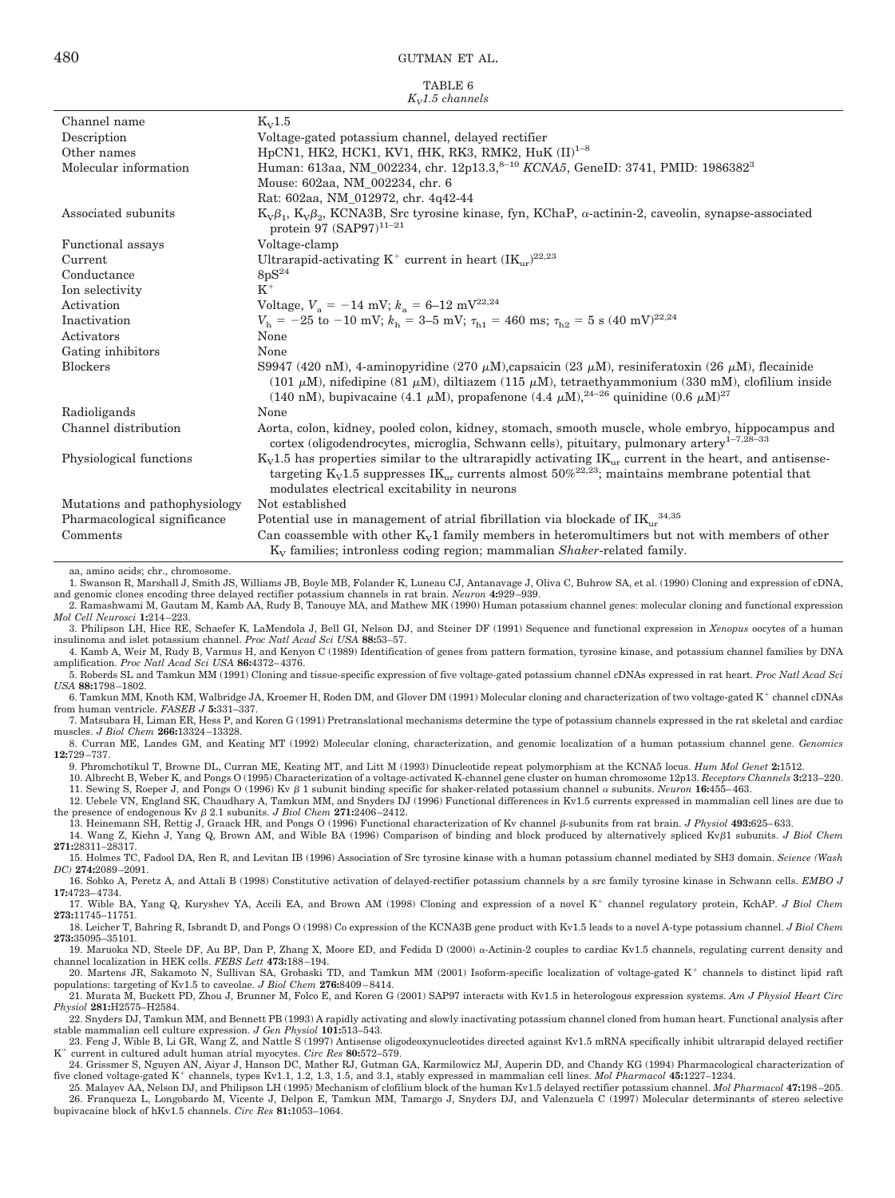TABLE 6

*$K_V$1.5 channels*

| | |
|---|---|
| Channel name | $K_V$1.5 |
| Description | Voltage-gated potassium channel, delayed rectifier |
| Other names | HpCN1, HK2, HCK1, KV1, fHK, RK3, RMK2, HuK (II)[1–8] |
| Molecular information | Human: 613aa, NM_002234, chr. 12p13.3,[8–10] *KCNA5*, GeneID: 3741, PMID: 1986382[3]<br>Mouse: 602aa, NM_002234, chr. 6<br>Rat: 602aa, NM_012972, chr. 4q42-44 |
| Associated subunits | $K_V\beta_1$, $K_V\beta_2$, KCNA3B, Src tyrosine kinase, fyn, KChaP, α-actinin-2, caveolin, synapse-associated protein 97 (SAP97)[11–21] |
| Functional assays | Voltage-clamp |
| Current | Ultrarapid-activating $K^+$ current in heart ($IK_{ur}$)[22,23] |
| Conductance | 8pS[24] |
| Ion selectivity | $K^+$ |
| Activation | Voltage, $V_a$ = −14 mV; $k_a$ = 6–12 mV[22,24] |
| Inactivation | $V_h$ = −25 to −10 mV; $k_h$ = 3–5 mV; $\tau_{h1}$ = 460 ms; $\tau_{h2}$ = 5 s (40 mV)[22,24] |
| Activators | None |
| Gating inhibitors | None |
| Blockers | S9947 (420 nM), 4-aminopyridine (270 μM),capsaicin (23 μM), resiniferatoxin (26 μM), flecainide (101 μM), nifedipine (81 μM), diltiazem (115 μM), tetraethyammonium (330 mM), clofilium inside (140 nM), bupivacaine (4.1 μM), propafenone (4.4 μM),[24–26] quinidine (0.6 μM)[27] |
| Radioligands | None |
| Channel distribution | Aorta, colon, kidney, pooled colon, kidney, stomach, smooth muscle, whole embryo, hippocampus and cortex (oligodendrocytes, microglia, Schwann cells), pituitary, pulmonary artery[1–7,28–33] |
| Physiological functions | $K_V$1.5 has properties similar to the ultrarapidly activating $IK_{ur}$ current in the heart, and antisense-targeting $K_V$1.5 suppresses $IK_{ur}$ currents almost 50%[22,23]; maintains membrane potential that modulates electrical excitability in neurons |
| Mutations and pathophysiology | Not established |
| Pharmacological significance | Potential use in management of atrial fibrillation via blockade of $IK_{ur}$[34,35] |
| Comments | Can coassemble with other $K_V$1 family members in heteromultimers but not with members of other $K_V$ families; intronless coding region; mammalian *Shaker*-related family. |

aa, amino acids; chr., chromosome.

1. Swanson R, Marshall J, Smith JS, Williams JB, Boyle MB, Folander K, Luneau CJ, Antanavage J, Oliva C, Buhrow SA, et al. (1990) Cloning and expression of cDNA, and genomic clones encoding three delayed rectifier potassium channels in rat brain. *Neuron* **4:**929–939.
2. Ramashwami M, Gautam M, Kamb AA, Rudy B, Tanouye MA, and Mathew MK (1990) Human potassium channel genes: molecular cloning and functional expression *Mol Cell Neurosci* **1:**214–223.
3. Philipson LH, Hice RE, Schaefer K, LaMendola J, Bell GI, Nelson DJ, and Steiner DF (1991) Sequence and functional expression in *Xenopus* oocytes of a human insulinoma and islet potassium channel. *Proc Natl Acad Sci USA* **88:**53–57.
4. Kamb A, Weir M, Rudy B, Varmus H, and Kenyon C (1989) Identification of genes from pattern formation, tyrosine kinase, and potassium channel families by DNA amplification. *Proc Natl Acad Sci USA* **86:**4372–4376.
5. Roberds SL and Tamkun MM (1991) Cloning and tissue-specific expression of five voltage-gated potassium channel cDNAs expressed in rat heart. *Proc Natl Acad Sci USA* **88:**1798–1802.
6. Tamkun MM, Knoth KM, Walbridge JA, Kroemer H, Roden DM, and Glover DM (1991) Molecular cloning and characterization of two voltage-gated $K^+$ channel cDNAs from human ventricle. *FASEB J* **5:**331–337.
7. Matsubara H, Liman ER, Hess P, and Koren G (1991) Pretranslational mechanisms determine the type of potassium channels expressed in the rat skeletal and cardiac muscles. *J Biol Chem* **266:**13324–13328.
8. Curran ME, Landes GM, and Keating MT (1992) Molecular cloning, characterization, and genomic localization of a human potassium channel gene. *Genomics* **12:**729–737.
9. Phromchotikul T, Browne DL, Curran ME, Keating MT, and Litt M (1993) Dinucleotide repeat polymorphism at the KCNA5 locus. *Hum Mol Genet* **2:**1512.
10. Albrecht B, Weber K, and Pongs O (1995) Characterization of a voltage-activated K-channel gene cluster on human chromosome 12p13. *Receptors Channels* **3:**213–220.
11. Sewing S, Roeper J, and Pongs O (1996) Kv β 1 subunit binding specific for shaker-related potassium channel α subunits. *Neuron* **16:**455–463.
12. Uebele VN, England SK, Chaudhary A, Tamkun MM, and Snyders DJ (1996) Functional differences in Kv1.5 currents expressed in mammalian cell lines are due to the presence of endogenous Kv β 2.1 subunits. *J Biol Chem* **271:**2406–2412.
13. Heinemann SH, Rettig J, Graack HR, and Pongs O (1996) Functional characterization of Kv channel β-subunits from rat brain. *J Physiol* **493:**625–633.
14. Wang Z, Kiehn J, Yang Q, Brown AM, and Wible BA (1996) Comparison of binding and block produced by alternatively spliced Kvβ1 subunits. *J Biol Chem* **271:**28311–28317.
15. Holmes TC, Fadool DA, Ren R, and Levitan IB (1996) Association of Src tyrosine kinase with a human potassium channel mediated by SH3 domain. *Science (Wash DC)* **274:**2089–2091.
16. Sobko A, Peretz A, and Attali B (1998) Constitutive activation of delayed-rectifier potassium channels by a src family tyrosine kinase in Schwann cells. *EMBO J* **17:**4723–4734.
17. Wible BA, Yang Q, Kuryshev YA, Accili EA, and Brown AM (1998) Cloning and expression of a novel $K^+$ channel regulatory protein, KchAP. *J Biol Chem* **273:**11745–11751.
18. Leicher T, Bahring R, Isbrandt D, and Pongs O (1998) Co expression of the KCNA3B gene product with Kv1.5 leads to a novel A-type potassium channel. *J Biol Chem* **273:**35095–35101.
19. Maruoka ND, Steele DF, Au BP, Dan P, Zhang X, Moore ED, and Fedida D (2000) α-Actinin-2 couples to cardiac Kv1.5 channels, regulating current density and channel localization in HEK cells. *FEBS Lett* **473:**188–194.
20. Martens JR, Sakamoto N, Sullivan SA, Grobaski TD, and Tamkun MM (2001) Isoform-specific localization of voltage-gated $K^+$ channels to distinct lipid raft populations: targeting of Kv1.5 to caveolae. *J Biol Chem* **276:**8409–8414.
21. Murata M, Buckett PD, Zhou J, Brunner M, Folco E, and Koren G (2001) SAP97 interacts with Kv1.5 in heterologous expression systems. *Am J Physiol Heart Circ Physiol* **281:**H2575–H2584.
22. Snyders DJ, Tamkun MM, and Bennett PB (1993) A rapidly activating and slowly inactivating potassium channel cloned from human heart. Functional analysis after stable mammalian cell culture expression. *J Gen Physiol* **101:**513–543.
23. Feng J, Wible B, Li GR, Wang Z, and Nattle S (1997) Antisense oligodeoxynucleotides directed against Kv1.5 mRNA specifically inhibit ultrarapid delayed rectifier $K^+$ current in cultured adult human atrial myocytes. *Circ Res* **80:**572–579.
24. Grissmer S, Nguyen AN, Aiyar J, Hanson DC, Mather RJ, Gutman GA, Karmilowicz MJ, Auperin DD, and Chandy KG (1994) Pharmacological characterization of five cloned voltage-gated $K^+$ channels, types Kv1.1, 1.2, 1.3, 1.5, and 3.1, stably expressed in mammalian cell lines. *Mol Pharmacol* **45:**1227–1234.
25. Malayev AA, Nelson DJ, and Philipson LH (1995) Mechanism of clofilium block of the human Kv1.5 delayed rectifier potassium channel. *Mol Pharmacol* **47:**198–205.
26. Franqueza L, Longobardo M, Vicente J, Delpon E, Tamkun MM, Tamargo J, Snyders DJ, and Valenzuela C (1997) Molecular determinants of stereo selective bupivacaine block of hKv1.5 channels. *Circ Res* **81:**1053–1064.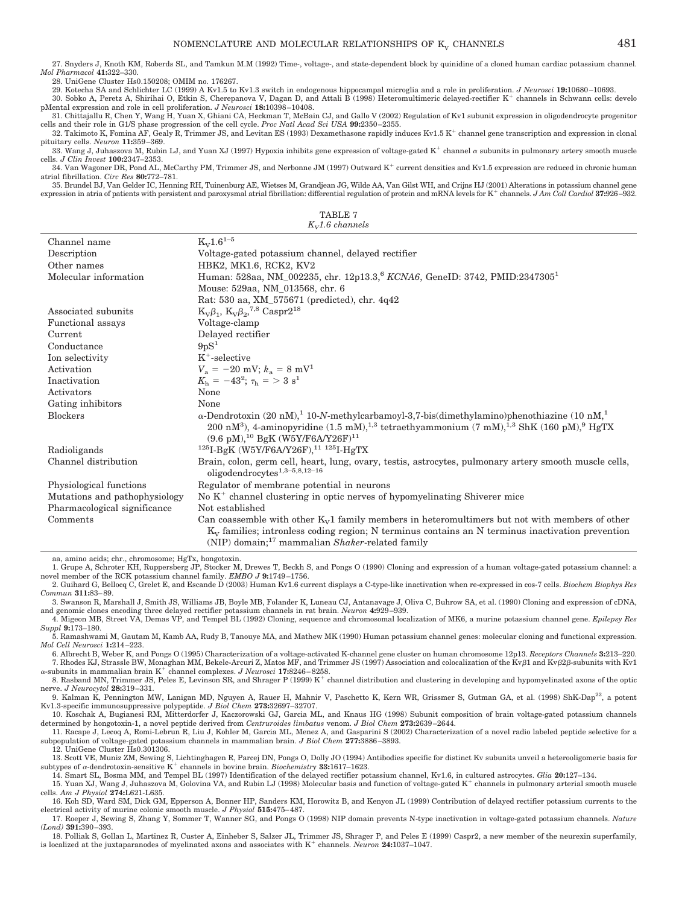27. Snyders J, Knoth KM, Roberds SL, and Tamkun M.M (1992) Time-, voltage-, and state-dependent block by quinidine of a cloned human cardiac potassium channel. *Mol Pharmacol* **41:**322–330.

28. UniGene Cluster Hs0.150208; OMIM no. 176267.

29. Kotecha SA and Schlichter LC (1999) A Kv1.5 to Kv1.3 switch in endogenous hippocampal microglia and a role in proliferation. *J Neurosci* **19:**10680–10693.

30. Sobko A, Peretz A, Shirihai O, Etkin S, Cherepanova V, Dagan D, and Attali B (1998) Heteromultimeric delayed-rectifier K+ channels in Schwann cells: developMental expression and role in cell proliferation. *J Neurosci* **18:**10398–10408.

31. Chittajallu R, Chen Y, Wang H, Yuan X, Ghiani CA, Heckman T, McBain CJ, and Gallo V (2002) Regulation of Kv1 subunit expression in oligodendrocyte progenitor cells and their role in G1/S phase progression of the cell cycle. *Proc Natl Acad Sci USA* **99:**2350–2355.

32. Takimoto K, Fomina AF, Gealy R, Trimmer JS, and Levitan ES (1993) Dexamethasone rapidly induces Kv1.5 K+ channel gene transcription and expression in clonal pituitary cells. *Neuron* **11:**359–369.

33. Wang J, Juhaszova M, Rubin LJ, and Yuan XJ (1997) Hypoxia inhibits gene expression of voltage-gated K+ channel α subunits in pulmonary artery smooth muscle cells. *J Clin Invest* **100:**2347–2353.

34. Van Wagoner DR, Pond AL, McCarthy PM, Trimmer JS, and Nerbonne JM (1997) Outward K+ current densities and Kv1.5 expression are reduced in chronic human atrial fibrillation. *Circ Res* **80:**772–781.

35. Brundel BJ, Van Gelder IC, Henning RH, Tuinenburg AE, Wietses M, Grandjean JG, Wilde AA, Van Gilst WH, and Crijns HJ (2001) Alterations in potassium channel gene expression in atria of patients with persistent and paroxysmal atrial fibrillation: differential regulation of protein and mRNA levels for K+ channels. *J Am Coll Cardiol* **37:**926–932.

TABLE 7
*$K_V$1.6 channels*

| | |
|---|---|
| Channel name | $K_V$1.6[1–5] |
| Description | Voltage-gated potassium channel, delayed rectifier |
| Other names | HBK2, MK1.6, RCK2, KV2 |
| Molecular information | Human: 528aa, NM_002235, chr. 12p13.3,[6] *KCNA6*, GeneID: 3742, PMID:2347305[1]<br>Mouse: 529aa, NM_013568, chr. 6<br>Rat: 530 aa, XM_575671 (predicted), chr. 4q42 |
| Associated subunits | $K_V\beta_1$, $K_V\beta_2$,[7,8] Caspr2[18] |
| Functional assays | Voltage-clamp |
| Current | Delayed rectifier |
| Conductance | 9pS[1] |
| Ion selectivity | K+-selective |
| Activation | $V_a = -20$ mV; $k_a = 8$ mV[1] |
| Inactivation | $K_h = -43$[2]; $\tau_h = > 3$ s[1] |
| Activators | None |
| Gating inhibitors | None |
| Blockers | α-Dendrotoxin (20 nM),[1] 10-*N*-methylcarbamoyl-3,7-bis(dimethylamino)phenothiazine (10 nM,[1] 200 nM[3]), 4-aminopyridine (1.5 mM),[1,3] tetraethyammonium (7 mM),[1,3] ShK (160 pM),[9] HgTX (9.6 pM),[10] BgK (W5Y/F6A/Y26F)[11] |
| Radioligands | $^{125}$I-BgK (W5Y/F6A/Y26F),[11] $^{125}$I-HgTX |
| Channel distribution | Brain, colon, germ cell, heart, lung, ovary, testis, astrocytes, pulmonary artery smooth muscle cells, oligodendrocytes[1,3–5,8,12–16] |
| Physiological functions | Regulator of membrane potential in neurons |
| Mutations and pathophysiology | No K+ channel clustering in optic nerves of hypomyelinating Shiverer mice |
| Pharmacological significance | Not established |
| Comments | Can coassemble with other $K_V$1 family members in heteromultimers but not with members of other $K_V$ families; intronless coding region; N terminus contains an N terminus inactivation prevention (NIP) domain;[17] mammalian *Shaker*-related family |

aa, amino acids; chr., chromosome; HgTx, hongotoxin.

1. Grupe A, Schroter KH, Ruppersberg JP, Stocker M, Drewes T, Beckh S, and Pongs O (1990) Cloning and expression of a human voltage-gated potassium channel: a novel member of the RCK potassium channel family. *EMBO J* **9:**1749–1756.

2. Guihard G, Bellocq C, Grelet E, and Escande D (2003) Human Kv1.6 current displays a C-type-like inactivation when re-expressed in cos-7 cells. *Biochem Biophys Res Commun* **311:**83–89.

3. Swanson R, Marshall J, Smith JS, Williams JB, Boyle MB, Folander K, Luneau CJ, Antanavage J, Oliva C, Buhrow SA, et al. (1990) Cloning and expression of cDNA, and genomic clones encoding three delayed rectifier potassium channels in rat brain. *Neuron* **4:**929–939.

4. Migeon MB, Street VA, Demas VP, and Tempel BL (1992) Cloning, sequence and chromosomal localization of MK6, a murine potassium channel gene. *Epilepsy Res Suppl* **9:**173–180.

5. Ramashwami M, Gautam M, Kamb AA, Rudy B, Tanouye MA, and Mathew MK (1990) Human potassium channel genes: molecular cloning and functional expression. *Mol Cell Neurosci* **1:**214–223.

6. Albrecht B, Weber K, and Pongs O (1995) Characterization of a voltage-activated K-channel gene cluster on human chromosome 12p13. *Receptors Channels* **3:**213–220.

7. Rhodes KJ, Strassle BW, Monaghan MM, Bekele-Arcuri Z, Matos MF, and Trimmer JS (1997) Association and colocalization of the Kvβ1 and Kvβ2β-subunits with Kv1 α-subunits in mammalian brain K+ channel complexes. *J Neurosci* **17:**8246–8258.

8. Rasband MN, Trimmer JS, Peles E, Levinson SR, and Shrager P (1999) K+ channel distribution and clustering in developing and hypomyelinated axons of the optic nerve. *J Neurocytol* **28:**319–331.

9. Kalman K, Pennington MW, Lanigan MD, Nguyen A, Rauer H, Mahnir V, Paschetto K, Kern WR, Grissmer S, Gutman GA, et al. (1998) ShK-Dap[22], a potent Kv1.3-specific immunosuppressive polypeptide. *J Biol Chem* **273:**32697–32707.

10. Koschak A, Bugianesi RM, Mitterdorfer J, Kaczorowski GJ, Garcia ML, and Knaus HG (1998) Subunit composition of brain voltage-gated potassium channels determined by hongotoxin-1, a novel peptide derived from *Centruroides limbatus* venom. *J Biol Chem* **273:**2639–2644.

11. Racape J, Lecoq A, Romi-Lebrun R, Liu J, Kohler M, Garcia ML, Menez A, and Gasparini S (2002) Characterization of a novel radio labeled peptide selective for a subpopulation of voltage-gated potassium channels in mammalian brain. *J Biol Chem* **277:**3886–3893.

12. UniGene Cluster Hs0.301306.

13. Scott VE, Muniz ZM, Sewing S, Lichtinghagen R, Parcej DN, Pongs O, Dolly JO (1994) Antibodies specific for distinct Kv subunits unveil a heterooligomeric basis for subtypes of α-dendrotoxin-sensitive K+ channels in bovine brain. *Biochemistry* **33:**1617–1623.

14. Smart SL, Bosma MM, and Tempel BL (1997) Identification of the delayed rectifier potassium channel, Kv1.6, in cultured astrocytes. *Glia* **20:**127–134.

15. Yuan XJ, Wang J, Juhaszova M, Golovina VA, and Rubin LJ (1998) Molecular basis and function of voltage-gated K+ channels in pulmonary arterial smooth muscle cells. *Am J Physiol* **274:**L621-L635.

16. Koh SD, Ward SM, Dick GM, Epperson A, Bonner HP, Sanders KM, Horowitz B, and Kenyon JL (1999) Contribution of delayed rectifier potassium currents to the electrical activity of murine colonic smooth muscle. *J Physiol* **515:**475–487.

17. Roeper J, Sewing S, Zhang Y, Sommer T, Wanner SG, and Pongs O (1998) NIP domain prevents N-type inactivation in voltage-gated potassium channels. *Nature (Lond)* **391:**390–393.

18. Polliak S, Gollan L, Martinez R, Custer A, Einheber S, Salzer JL, Trimmer JS, Shrager P, and Peles E (1999) Caspr2, a new member of the neurexin superfamily, is localized at the juxtaparanodes of myelinated axons and associates with K+ channels. *Neuron* **24:**1037–1047.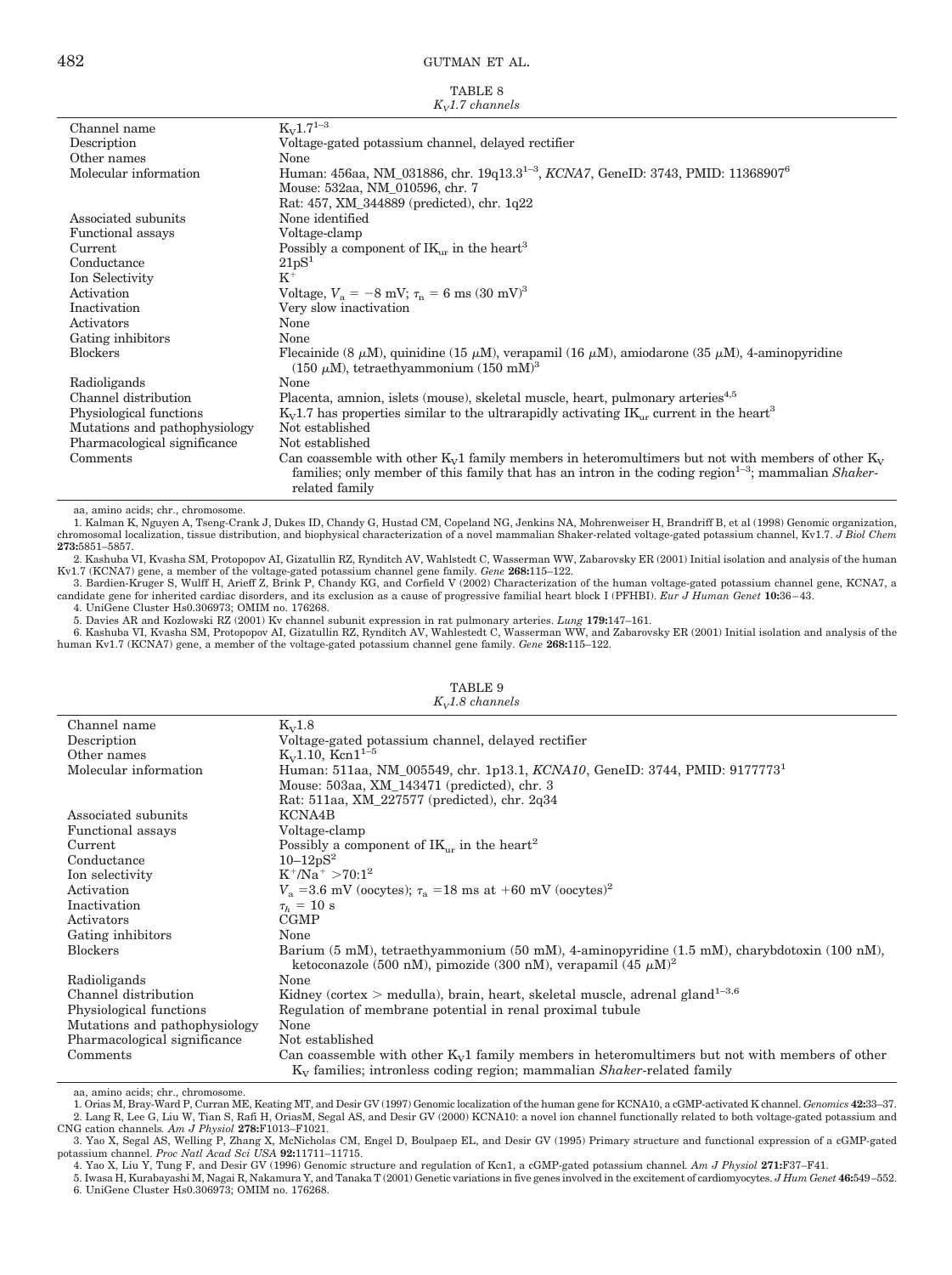TABLE 8
*$K_V$1.7 channels*

| | |
|---|---|
| Channel name | $K_V$1.7[1–3] |
| Description | Voltage-gated potassium channel, delayed rectifier |
| Other names | None |
| Molecular information | Human: 456aa, NM_031886, chr. 19q13.3[1–3], *KCNA7*, GeneID: 3743, PMID: 11368907[6]<br>Mouse: 532aa, NM_010596, chr. 7<br>Rat: 457, XM_344889 (predicted), chr. 1q22 |
| Associated subunits | None identified |
| Functional assays | Voltage-clamp |
| Current | Possibly a component of $IK_{ur}$ in the heart[3] |
| Conductance | 21pS[1] |
| Ion Selectivity | $K^+$ |
| Activation | Voltage, $V_a$ = −8 mV; $\tau_n$ = 6 ms (30 mV)[3] |
| Inactivation | Very slow inactivation |
| Activators | None |
| Gating inhibitors | None |
| Blockers | Flecainide (8 μM), quinidine (15 μM), verapamil (16 μM), amiodarone (35 μM), 4-aminopyridine (150 μM), tetraethyammonium (150 mM)[3] |
| Radioligands | None |
| Channel distribution | Placenta, amnion, islets (mouse), skeletal muscle, heart, pulmonary arteries[4,5] |
| Physiological functions | $K_V$1.7 has properties similar to the ultrarapidly activating $IK_{ur}$ current in the heart[3] |
| Mutations and pathophysiology | Not established |
| Pharmacological significance | Not established |
| Comments | Can coassemble with other $K_V$1 family members in heteromultimers but not with members of other $K_V$ families; only member of this family that has an intron in the coding region[1–3]; mammalian *Shaker*-related family |

aa, amino acids; chr., chromosome.

1. Kalman K, Nguyen A, Tseng-Crank J, Dukes ID, Chandy G, Hustad CM, Copeland NG, Jenkins NA, Mohrenweiser H, Brandriff B, et al (1998) Genomic organization, chromosomal localization, tissue distribution, and biophysical characterization of a novel mammalian Shaker-related voltage-gated potassium channel, Kv1.7. *J Biol Chem* **273:**5851–5857.
2. Kashuba VI, Kvasha SM, Protopopov AI, Gizatullin RZ, Rynditch AV, Wahlstedt C, Wasserman WW, Zabarovsky ER (2001) Initial isolation and analysis of the human Kv1.7 (KCNA7) gene, a member of the voltage-gated potassium channel gene family. *Gene* **268:**115–122.
3. Bardien-Kruger S, Wulff H, Arieff Z, Brink P, Chandy KG, and Corfield V (2002) Characterization of the human voltage-gated potassium channel gene, KCNA7, a candidate gene for inherited cardiac disorders, and its exclusion as a cause of progressive familial heart block I (PFHBI). *Eur J Human Genet* **10:**36–43.
4. UniGene Cluster Hs0.306973; OMIM no. 176268.
5. Davies AR and Kozlowski RZ (2001) Kv channel subunit expression in rat pulmonary arteries. *Lung* **179:**147–161.
6. Kashuba VI, Kvasha SM, Protopopov AI, Gizatullin RZ, Rynditch AV, Wahlestedt C, Wasserman WW, and Zabarovsky ER (2001) Initial isolation and analysis of the human Kv1.7 (KCNA7) gene, a member of the voltage-gated potassium channel gene family. *Gene* **268:**115–122.

TABLE 9
*$K_V$1.8 channels*

| | |
|---|---|
| Channel name | $K_V$1.8 |
| Description | Voltage-gated potassium channel, delayed rectifier |
| Other names | $K_V$1.10, Kcn1[1–5] |
| Molecular information | Human: 511aa, NM_005549, chr. 1p13.1, *KCNA10*, GeneID: 3744, PMID: 9177773[1]<br>Mouse: 503aa, XM_143471 (predicted), chr. 3<br>Rat: 511aa, XM_227577 (predicted), chr. 2q34 |
| Associated subunits | KCNA4B |
| Functional assays | Voltage-clamp |
| Current | Possibly a component of $IK_{ur}$ in the heart[2] |
| Conductance | 10–12pS[2] |
| Ion selectivity | $K^+/Na^+$ >70:1[2] |
| Activation | $V_a$ =3.6 mV (oocytes); $\tau_a$ =18 ms at +60 mV (oocytes)[2] |
| Inactivation | $\tau_h$ = 10 s |
| Activators | CGMP |
| Gating inhibitors | None |
| Blockers | Barium (5 mM), tetraethyammonium (50 mM), 4-aminopyridine (1.5 mM), charybdotoxin (100 nM), ketoconazole (500 nM), pimozide (300 nM), verapamil (45 μM)[2] |
| Radioligands | None |
| Channel distribution | Kidney (cortex > medulla), brain, heart, skeletal muscle, adrenal gland[1–3,6] |
| Physiological functions | Regulation of membrane potential in renal proximal tubule |
| Mutations and pathophysiology | None |
| Pharmacological significance | Not established |
| Comments | Can coassemble with other $K_V$1 family members in heteromultimers but not with members of other $K_V$ families; intronless coding region; mammalian *Shaker*-related family |

aa, amino acids; chr., chromosome.

1. Orias M, Bray-Ward P, Curran ME, Keating MT, and Desir GV (1997) Genomic localization of the human gene for KCNA10, a cGMP-activated K channel. *Genomics* **42:**33–37.
2. Lang R, Lee G, Liu W, Tian S, Rafi H, OriasM, Segal AS, and Desir GV (2000) KCNA10: a novel ion channel functionally related to both voltage-gated potassium and CNG cation channels. *Am J Physiol* **278:**F1013–F1021.
3. Yao X, Segal AS, Welling P, Zhang X, McNicholas CM, Engel D, Boulpaep EL, and Desir GV (1995) Primary structure and functional expression of a cGMP-gated potassium channel. *Proc Natl Acad Sci USA* **92:**11711–11715.
4. Yao X, Liu Y, Tung F, and Desir GV (1996) Genomic structure and regulation of Kcn1, a cGMP-gated potassium channel. *Am J Physiol* **271:**F37–F41.
5. Iwasa H, Kurabayashi M, Nagai R, Nakamura Y, and Tanaka T (2001) Genetic variations in five genes involved in the excitement of cardiomyocytes. *J Hum Genet* **46:**549–552.
6. UniGene Cluster Hs0.306973; OMIM no. 176268.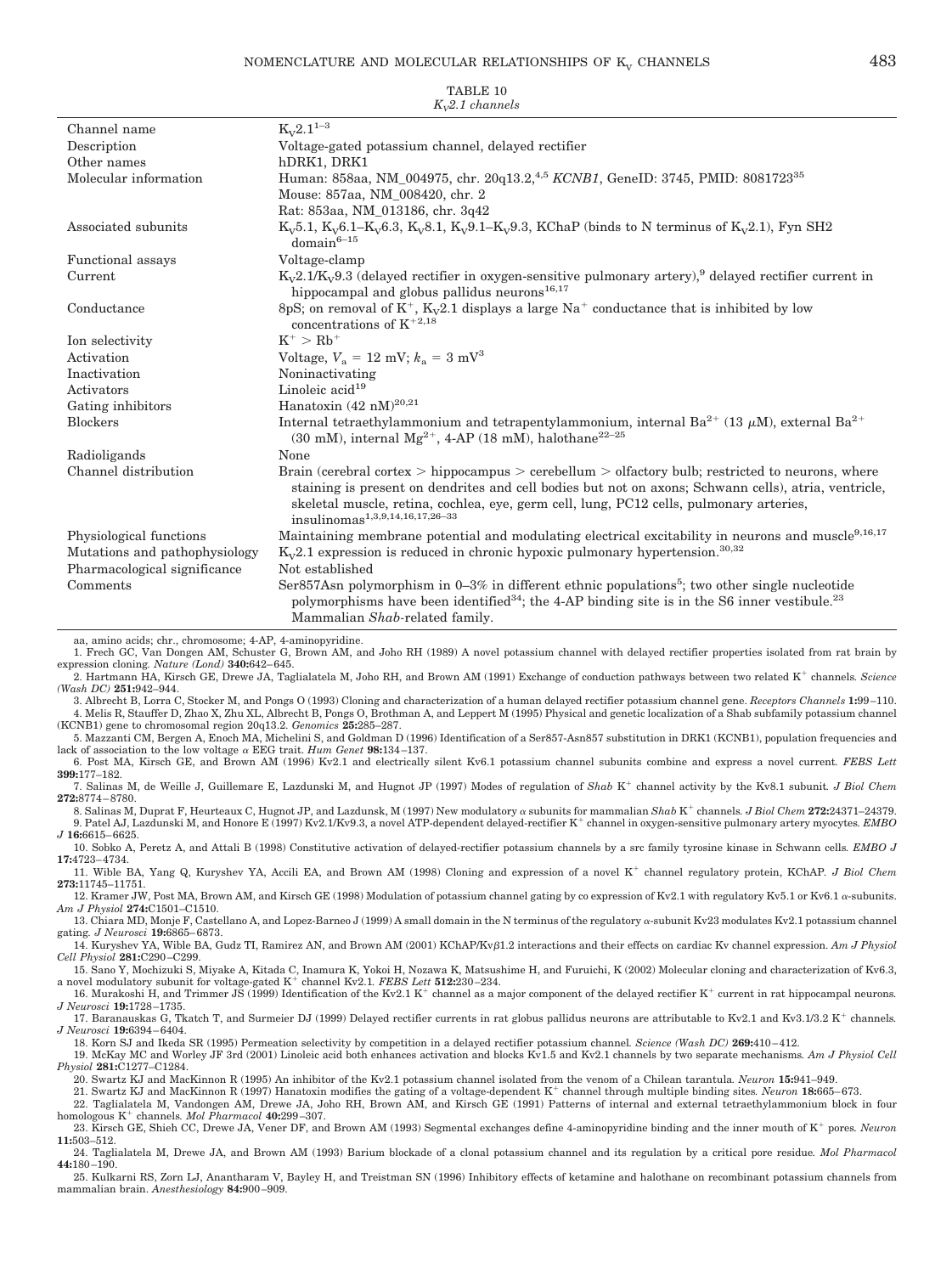TABLE 10
*$K_V$2.1 channels*

| | |
|---|---|
| Channel name | $K_V$2.1[1–3] |
| Description | Voltage-gated potassium channel, delayed rectifier |
| Other names | hDRK1, DRK1 |
| Molecular information | Human: 858aa, NM_004975, chr. 20q13.2,[4,5] *KCNB1*, GeneID: 3745, PMID: 8081723[35]<br>Mouse: 857aa, NM_008420, chr. 2<br>Rat: 853aa, NM_013186, chr. 3q42 |
| Associated subunits | $K_V$5.1, $K_V$6.1–$K_V$6.3, $K_V$8.1, $K_V$9.1–$K_V$9.3, KChaP (binds to N terminus of $K_V$2.1), Fyn SH2 domain[6–15] |
| Functional assays | Voltage-clamp |
| Current | $K_V$2.1/$K_V$9.3 (delayed rectifier in oxygen-sensitive pulmonary artery),[9] delayed rectifier current in hippocampal and globus pallidus neurons[16,17] |
| Conductance | 8pS; on removal of $K^+$, $K_V$2.1 displays a large $Na^+$ conductance that is inhibited by low concentrations of $K^+$[2,18] |
| Ion selectivity | $K^+ > Rb^+$ |
| Activation | Voltage, $V_a$ = 12 mV; $k_a$ = 3 mV[3] |
| Inactivation | Noninactivating |
| Activators | Linoleic acid[19] |
| Gating inhibitors | Hanatoxin (42 nM)[20,21] |
| Blockers | Internal tetraethylammonium and tetrapentylammonium, internal $Ba^{2+}$ (13 $\mu$M), external $Ba^{2+}$ (30 mM), internal $Mg^{2+}$, 4-AP (18 mM), halothane[22–25] |
| Radioligands | None |
| Channel distribution | Brain (cerebral cortex > hippocampus > cerebellum > olfactory bulb; restricted to neurons, where staining is present on dendrites and cell bodies but not on axons; Schwann cells), atria, ventricle, skeletal muscle, retina, cochlea, eye, germ cell, lung, PC12 cells, pulmonary arteries, insulinomas[1,3,9,14,16,17,26–33] |
| Physiological functions | Maintaining membrane potential and modulating electrical excitability in neurons and muscle[9,16,17] |
| Mutations and pathophysiology | $K_V$2.1 expression is reduced in chronic hypoxic pulmonary hypertension.[30,32] |
| Pharmacological significance | Not established |
| Comments | Ser857Asn polymorphism in 0–3% in different ethnic populations[5]; two other single nucleotide polymorphisms have been identified[34]; the 4-AP binding site is in the S6 inner vestibule.[23] Mammalian *Shab*-related family. |

aa, amino acids; chr., chromosome; 4-AP, 4-aminopyridine.

1. Frech GC, Van Dongen AM, Schuster G, Brown AM, and Joho RH (1989) A novel potassium channel with delayed rectifier properties isolated from rat brain by expression cloning. *Nature (Lond)* **340:**642–645.
2. Hartmann HA, Kirsch GE, Drewe JA, Taglialatela M, Joho RH, and Brown AM (1991) Exchange of conduction pathways between two related $K^+$ channels. *Science (Wash DC)* **251:**942–944.
3. Albrecht B, Lorra C, Stocker M, and Pongs O (1993) Cloning and characterization of a human delayed rectifier potassium channel gene. *Receptors Channels* **1:**99–110.
4. Melis R, Stauffer D, Zhao X, Zhu XL, Albrecht B, Pongs O, Brothman A, and Leppert M (1995) Physical and genetic localization of a Shab subfamily potassium channel (KCNB1) gene to chromosomal region 20q13.2. *Genomics* **25:**285–287.
5. Mazzanti CM, Bergen A, Enoch MA, Michelini S, and Goldman D (1996) Identification of a Ser857-Asn857 substitution in DRK1 (KCNB1), population frequencies and lack of association to the low voltage α EEG trait. *Hum Genet* **98:**134–137.
6. Post MA, Kirsch GE, and Brown AM (1996) Kv2.1 and electrically silent Kv6.1 potassium channel subunits combine and express a novel current. *FEBS Lett* **399:**177–182.
7. Salinas M, de Weille J, Guillemare E, Lazdunski M, and Hugnot JP (1997) Modes of regulation of *Shab* $K^+$ channel activity by the Kv8.1 subunit. *J Biol Chem* **272:**8774–8780.
8. Salinas M, Duprat F, Heurteaux C, Hugnot JP, and Lazdunsk, M (1997) New modulatory α subunits for mammalian *Shab* $K^+$ channels. *J Biol Chem* **272:**24371–24379.
9. Patel AJ, Lazdunski M, and Honore E (1997) Kv2.1/Kv9.3, a novel ATP-dependent delayed-rectifier $K^+$ channel in oxygen-sensitive pulmonary artery myocytes. *EMBO J* **16:**6615–6625.
10. Sobko A, Peretz A, and Attali B (1998) Constitutive activation of delayed-rectifier potassium channels by a src family tyrosine kinase in Schwann cells. *EMBO J* **17:**4723–4734.
11. Wible BA, Yang Q, Kuryshev YA, Accili EA, and Brown AM (1998) Cloning and expression of a novel $K^+$ channel regulatory protein, KChAP. *J Biol Chem* **273:**11745–11751.
12. Kramer JW, Post MA, Brown AM, and Kirsch GE (1998) Modulation of potassium channel gating by co expression of Kv2.1 with regulatory Kv5.1 or Kv6.1 α-subunits. *Am J Physiol* **274:**C1501–C1510.
13. Chiara MD, Monje F, Castellano A, and Lopez-Barneo J (1999) A small domain in the N terminus of the regulatory α-subunit Kv23 modulates Kv2.1 potassium channel gating. *J Neurosci* **19:**6865–6873.
14. Kuryshev YA, Wible BA, Gudz TI, Ramirez AN, and Brown AM (2001) KChAP/Kvβ1.2 interactions and their effects on cardiac Kv channel expression. *Am J Physiol Cell Physiol* **281:**C290–C299.
15. Sano Y, Mochizuki S, Miyake A, Kitada C, Inamura K, Yokoi H, Nozawa K, Matsushime H, and Furuichi, K (2002) Molecular cloning and characterization of Kv6.3, a novel modulatory subunit for voltage-gated $K^+$ channel Kv2.1. *FEBS Lett* **512:**230–234.
16. Murakoshi H, and Trimmer JS (1999) Identification of the Kv2.1 $K^+$ channel as a major component of the delayed rectifier $K^+$ current in rat hippocampal neurons. *J Neurosci* **19:**1728–1735.
17. Baranauskas G, Tkatch T, and Surmeier DJ (1999) Delayed rectifier currents in rat globus pallidus neurons are attributable to Kv2.1 and Kv3.1/3.2 $K^+$ channels. *J Neurosci* **19:**6394–6404.
18. Korn SJ and Ikeda SR (1995) Permeation selectivity by competition in a delayed rectifier potassium channel. *Science (Wash DC)* **269:**410–412.
19. McKay MC and Worley JF 3rd (2001) Linoleic acid both enhances activation and blocks Kv1.5 and Kv2.1 channels by two separate mechanisms. *Am J Physiol Cell Physiol* **281:**C1277–C1284.
20. Swartz KJ and MacKinnon R (1995) An inhibitor of the Kv2.1 potassium channel isolated from the venom of a Chilean tarantula. *Neuron* **15:**941–949.
21. Swartz KJ and MacKinnon R (1997) Hanatoxin modifies the gating of a voltage-dependent $K^+$ channel through multiple binding sites. *Neuron* **18:**665–673.
22. Taglialatela M, Vandongen AM, Drewe JA, Joho RH, Brown AM, and Kirsch GE (1991) Patterns of internal and external tetraethylammonium block in four homologous $K^+$ channels. *Mol Pharmacol* **40:**299–307.
23. Kirsch GE, Shieh CC, Drewe JA, Vener DF, and Brown AM (1993) Segmental exchanges define 4-aminopyridine binding and the inner mouth of $K^+$ pores. *Neuron* **11:**503–512.
24. Taglialatela M, Drewe JA, and Brown AM (1993) Barium blockade of a clonal potassium channel and its regulation by a critical pore residue. *Mol Pharmacol* **44:**180–190.
25. Kulkarni RS, Zorn LJ, Anantharam V, Bayley H, and Treistman SN (1996) Inhibitory effects of ketamine and halothane on recombinant potassium channels from mammalian brain. *Anesthesiology* **84:**900–909.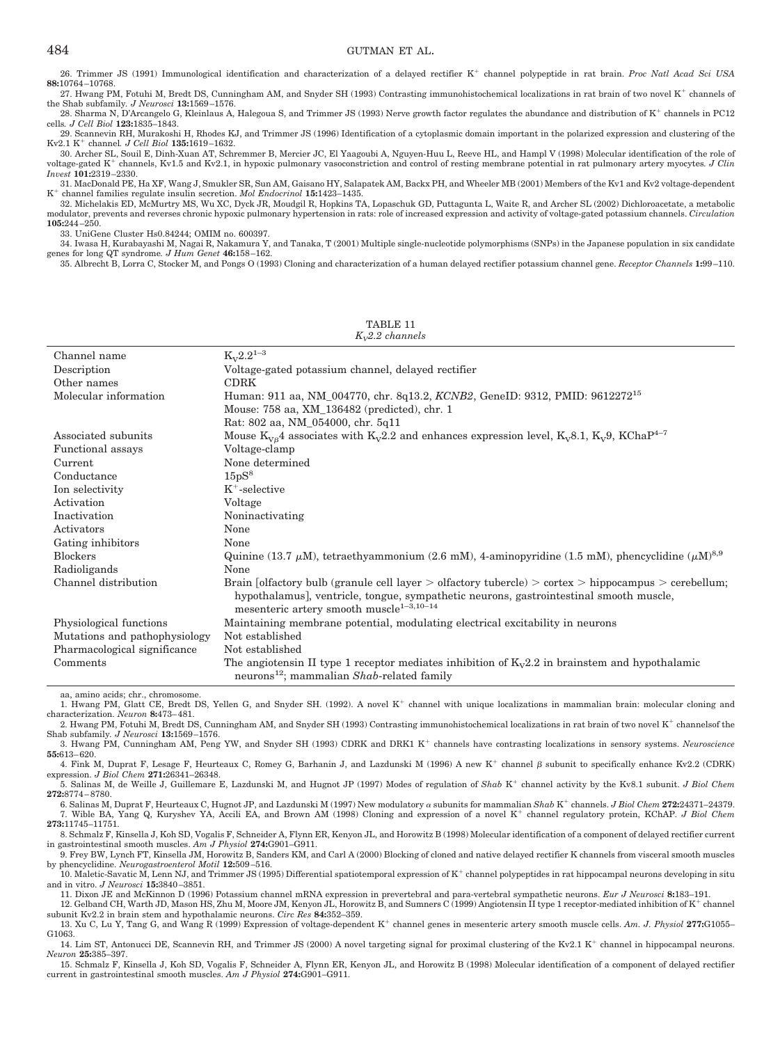26. Trimmer JS (1991) Immunological identification and characterization of a delayed rectifier $K^+$ channel polypeptide in rat brain. *Proc Natl Acad Sci USA* **88:**10764–10768.

27. Hwang PM, Fotuhi M, Bredt DS, Cunningham AM, and Snyder SH (1993) Contrasting immunohistochemical localizations in rat brain of two novel $K^+$ channels of the Shab subfamily. *J Neurosci* **13:**1569–1576.

28. Sharma N, D'Arcangelo G, Kleinlaus A, Halegoua S, and Trimmer JS (1993) Nerve growth factor regulates the abundance and distribution of $K^+$ channels in PC12 cells. *J Cell Biol* **123:**1835–1843.

29. Scannevin RH, Murakoshi H, Rhodes KJ, and Trimmer JS (1996) Identification of a cytoplasmic domain important in the polarized expression and clustering of the Kv2.1 $K^+$ channel. *J Cell Biol* **135:**1619–1632.

30. Archer SL, Souil E, Dinh-Xuan AT, Schremmer B, Mercier JC, El Yaagoubi A, Nguyen-Huu L, Reeve HL, and Hampl V (1998) Molecular identification of the role of voltage-gated $K^+$ channels, Kv1.5 and Kv2.1, in hypoxic pulmonary vasoconstriction and control of resting membrane potential in rat pulmonary artery myocytes. *J Clin Invest* **101:**2319–2330.

31. MacDonald PE, Ha XF, Wang J, Smukler SR, Sun AM, Gaisano HY, Salapatek AM, Backx PH, and Wheeler MB (2001) Members of the Kv1 and Kv2 voltage-dependent $K^+$ channel families regulate insulin secretion. *Mol Endocrinol* **15:**1423–1435.

32. Michelakis ED, McMurtry MS, Wu XC, Dyck JR, Moudgil R, Hopkins TA, Lopaschuk GD, Puttagunta L, Waite R, and Archer SL (2002) Dichloroacetate, a metabolic modulator, prevents and reverses chronic hypoxic pulmonary hypertension in rats: role of increased expression and activity of voltage-gated potassium channels. *Circulation* **105:**244–250.

33. UniGene Cluster Hs0.84244; OMIM no. 600397.

34. Iwasa H, Kurabayashi M, Nagai R, Nakamura Y, and Tanaka, T (2001) Multiple single-nucleotide polymorphisms (SNPs) in the Japanese population in six candidate genes for long QT syndrome. *J Hum Genet* **46:**158–162.

35. Albrecht B, Lorra C, Stocker M, and Pongs O (1993) Cloning and characterization of a human delayed rectifier potassium channel gene. *Receptor Channels* **1:**99–110.

TABLE 11
*$K_V$2.2 channels*

| | |
|---|---|
| Channel name | $K_V$2.2[1–3] |
| Description | Voltage-gated potassium channel, delayed rectifier |
| Other names | CDRK |
| Molecular information | Human: 911 aa, NM_004770, chr. 8q13.2, *KCNB2*, GeneID: 9312, PMID: 9612272[15]<br>Mouse: 758 aa, XM_136482 (predicted), chr. 1<br>Rat: 802 aa, NM_054000, chr. 5q11 |
| Associated subunits | Mouse $K_{V\beta}$4 associates with $K_V$2.2 and enhances expression level, $K_V$8.1, $K_V$9, KChaP[4–7] |
| Functional assays | Voltage-clamp |
| Current | None determined |
| Conductance | 15pS[8] |
| Ion selectivity | $K^+$-selective |
| Activation | Voltage |
| Inactivation | Noninactivating |
| Activators | None |
| Gating inhibitors | None |
| Blockers | Quinine (13.7 $\mu$M), tetraethyammonium (2.6 mM), 4-aminopyridine (1.5 mM), phencyclidine ($\mu$M)[8,9] |
| Radioligands | None |
| Channel distribution | Brain [olfactory bulb (granule cell layer > olfactory tubercle) > cortex > hippocampus > cerebellum; hypothalamus], ventricle, tongue, sympathetic neurons, gastrointestinal smooth muscle, mesenteric artery smooth muscle[1–3,10–14] |
| Physiological functions | Maintaining membrane potential, modulating electrical excitability in neurons |
| Mutations and pathophysiology | Not established |
| Pharmacological significance | Not established |
| Comments | The angiotensin II type 1 receptor mediates inhibition of $K_V$2.2 in brainstem and hypothalamic neurons[12]; mammalian *Shab*-related family |

aa, amino acids; chr., chromosome.

1. Hwang PM, Glatt CE, Bredt DS, Yellen G, and Snyder SH. (1992). A novel $K^+$ channel with unique localizations in mammalian brain: molecular cloning and characterization. *Neuron* **8:**473–481.

2. Hwang PM, Fotuhi M, Bredt DS, Cunningham AM, and Snyder SH (1993) Contrasting immunohistochemical localizations in rat brain of two novel $K^+$ channelsof the Shab subfamily. *J Neurosci* **13:**1569–1576.

3. Hwang PM, Cunningham AM, Peng YW, and Snyder SH (1993) CDRK and DRK1 $K^+$ channels have contrasting localizations in sensory systems. *Neuroscience* **55:**613–620.

4. Fink M, Duprat F, Lesage F, Heurteaux C, Romey G, Barhanin J, and Lazdunski M (1996) A new $K^+$ channel β subunit to specifically enhance Kv2.2 (CDRK) expression. *J Biol Chem* **271:**26341–26348.

5. Salinas M, de Weille J, Guillemare E, Lazdunski M, and Hugnot JP (1997) Modes of regulation of *Shab* $K^+$ channel activity by the Kv8.1 subunit. *J Biol Chem* **272:**8774–8780.

6. Salinas M, Duprat F, Heurteaux C, Hugnot JP, and Lazdunski M (1997) New modulatory α subunits for mammalian *Shab* $K^+$ channels. *J Biol Chem* **272:**24371–24379.

7. Wible BA, Yang Q, Kuryshev YA, Accili EA, and Brown AM (1998) Cloning and expression of a novel $K^+$ channel regulatory protein, KChAP. *J Biol Chem* **273:**11745–11751.

8. Schmalz F, Kinsella J, Koh SD, Vogalis F, Schneider A, Flynn ER, Kenyon JL, and Horowitz B (1998) Molecular identification of a component of delayed rectifier current in gastrointestinal smooth muscles. *Am J Physiol* **274:**G901–G911.

9. Frey BW, Lynch FT, Kinsella JM, Horowitz B, Sanders KM, and Carl A (2000) Blocking of cloned and native delayed rectifier K channels from visceral smooth muscles by phencyclidine. *Neurogastroenterol Motil* **12:**509–516.

10. Maletic-Savatic M, Lenn NJ, and Trimmer JS (1995) Differential spatiotemporal expression of $K^+$ channel polypeptides in rat hippocampal neurons developing in situ and in vitro. *J Neurosci* **15:**3840–3851.

11. Dixon JE and McKinnon D (1996) Potassium channel mRNA expression in prevertebral and para-vertebral sympathetic neurons. *Eur J Neurosci* **8:**183–191.

12. Gelband CH, Warth JD, Mason HS, Zhu M, Moore JM, Kenyon JL, Horowitz B, and Sumners C (1999) Angiotensin II type 1 receptor-mediated inhibition of $K^+$ channel subunit Kv2.2 in brain stem and hypothalamic neurons. *Circ Res* **84:**352–359.

13. Xu C, Lu Y, Tang G, and Wang R (1999) Expression of voltage-dependent $K^+$ channel genes in mesenteric artery smooth muscle cells. *Am. J. Physiol* **277:**G1055–G1063.

14. Lim ST, Antonucci DE, Scannevin RH, and Trimmer JS (2000) A novel targeting signal for proximal clustering of the Kv2.1 $K^+$ channel in hippocampal neurons. *Neuron* **25:**385–397.

15. Schmalz F, Kinsella J, Koh SD, Vogalis F, Schneider A, Flynn ER, Kenyon JL, and Horowitz B (1998) Molecular identification of a component of delayed rectifier current in gastrointestinal smooth muscles. *Am J Physiol* **274:**G901–G911.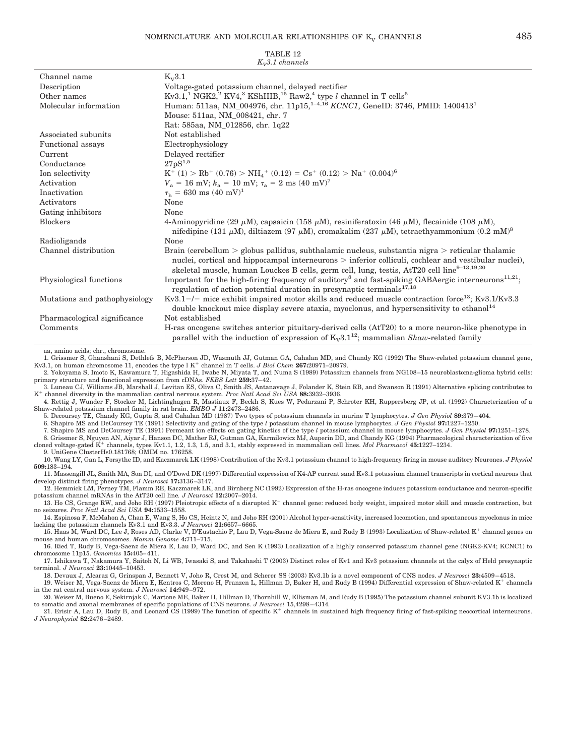TABLE 12
$K_V3.1$ channels

| | |
|---|---|
| Channel name | $K_V3.1$ |
| Description | Voltage-gated potassium channel, delayed rectifier |
| Other names | Kv3.1,[1] NGK2,[2] KV4,[3] KShIIIB,[15] Raw2,[4] type *l* channel in T cells[5] |
| Molecular information | Human: 511aa, NM_004976, chr. 11p15,[1–4,16] *KCNC1*, GeneID: 3746, PMID: 1400413[1] <br> Mouse: 511aa, NM_008421, chr. 7 <br> Rat: 585aa, NM_012856, chr. 1q22 |
| Associated subunits | Not established |
| Functional assays | Electrophysiology |
| Current | Delayed rectifier |
| Conductance | 27pS[1,5] |
| Ion selectivity | $K^+$ (1) > $Rb^+$ (0.76) > $NH_4^+$ (0.12) = $Cs^+$ (0.12) > $Na^+$ (0.004)[6] |
| Activation | $V_a$ = 16 mV; $k_a$ = 10 mV; $\tau_a$ = 2 ms (40 mV)[7] |
| Inactivation | $\tau_h$ = 630 ms (40 mV)[1] |
| Activators | None |
| Gating inhibitors | None |
| Blockers | 4-Aminopyridine (29 μM), capsaicin (158 μM), resiniferatoxin (46 μM), flecainide (108 μM), nifedipine (131 μM), diltiazem (97 μM), cromakalim (237 μM), tetraethyammonium (0.2 mM)[8] |
| Radioligands | None |
| Channel distribution | Brain (cerebellum > globus pallidus, subthalamic nucleus, substantia nigra > reticular thalamic nuclei, cortical and hippocampal interneurons > inferior colliculi, cochlear and vestibular nuclei), skeletal muscle, human Louckes B cells, germ cell, lung, testis, AtT20 cell line[9–13,19,20] |
| Physiological functions | Important for the high-firing frequency of auditory[8] and fast-spiking GABAergic interneurons[11,21]; regulation of action potential duration in presynaptic terminals[17,18] |
| Mutations and pathophysiology | Kv3.1−/− mice exhibit impaired motor skills and reduced muscle contraction force[13]; Kv3.1/Kv3.3 double knockout mice display severe ataxia, myoclonus, and hypersensitivity to ethanol[14] |
| Pharmacological significance | Not established |
| Comments | H-ras oncogene switches anterior pituitary-derived cells (AtT20) to a more neuron-like phenotype in parallel with the induction of expression of $K_V3.1$[12]; mammalian *Shaw*-related family |

aa, amino acids; chr., chromosome.

1. Grissmer S, Ghanshani S, Dethlefs B, McPherson JD, Wasmuth JJ, Gutman GA, Cahalan MD, and Chandy KG (1992) The Shaw-related potassium channel gene, Kv3.1, on human chromosome 11, encodes the type l $K^+$ channel in T cells. *J Biol Chem* **267:**20971–20979.
2. Yokoyama S, Imoto K, Kawamura T, Higashida H, Iwabe N, Miyata T, and Numa S (1989) Potassium channels from NG108–15 neuroblastoma-glioma hybrid cells: primary structure and functional expression from cDNAs. *FEBS Lett* **259:**37–42.
3. Luneau CJ, Williams JB, Marshall J, Levitan ES, Oliva C, Smith JS, Antanavage J, Folander K, Stein RB, and Swanson R (1991) Alternative splicing contributes to $K^+$ channel diversity in the mammalian central nervous system. *Proc Natl Acad Sci USA* **88:**3932–3936.
4. Rettig J, Wunder F, Stocker M, Lichtinghagen R, Mastiaux F, Beckh S, Kues W, Pedarzani P, Schroter KH, Ruppersberg JP, et al. (1992) Characterization of a Shaw-related potassium channel family in rat brain. *EMBO J* **11:**2473–2486.
5. Decoursey TE, Chandy KG, Gupta S, and Cahalan MD (1987) Two types of potassium channels in murine T lymphocytes. *J Gen Physiol* **89:**379–404.
6. Shapiro MS and DeCoursey TE (1991) Selectivity and gating of the type *l* potassium channel in mouse lymphocytes. *J Gen Physiol* **97:**1227–1250.
7. Shapiro MS and DeCoursey TE (1991) Permeant ion effects on gating kinetics of the type *l* potassium channel in mouse lymphocytes. *J Gen Physiol* **97:**1251–1278.
8. Grissmer S, Nguyen AN, Aiyar J, Hanson DC, Mather RJ, Gutman GA, Karmilowicz MJ, Auperin DD, and Chandy KG (1994) Pharmacological characterization of five cloned voltage-gated $K^+$ channels, types Kv1.1, 1.2, 1.3, 1.5, and 3.1, stably expressed in mammalian cell lines. *Mol Pharmacol* **45:**1227–1234.
9. UniGene ClusterHs0.181768; OMIM no. 176258.
10. Wang LY, Gan L, Forsythe ID, and Kaczmarek LK (1998) Contribution of the Kv3.1 potassium channel to high-frequency firing in mouse auditory Neurones. *J Physiol* **509:**183–194.
11. Massengill JL, Smith MA, Son DI, and O'Dowd DK (1997) Differential expression of K4-AP current sand Kv3.1 potassium channel transcripts in cortical neurons that develop distinct firing phenotypes. *J Neurosci* **17:**3136–3147.
12. Hemmick LM, Perney TM, Flamm RE, Kaczmarek LK, and Birnberg NC (1992) Expression of the H-ras oncogene induces potassium conductance and neuron-specific potassium channel mRNAs in the AtT20 cell line. *J Neurosci* **12:**2007–2014.
13. Ho CS, Grange RW, and Joho RH (1997) Pleiotropic effects of a disrupted $K^+$ channel gene: reduced body weight, impaired motor skill and muscle contraction, but no seizures. *Proc Natl Acad Sci USA* **94:**1533–1558.
14. Espinosa F, McMahon A, Chan E, Wang S, Ho CS, Heintz N, and Joho RH (2001) Alcohol hyper-sensitivity, increased locomotion, and spontaneous myoclonus in mice lacking the potassium channels Kv3.1 and Kv3.3. *J Neurosci* **21:**6657–6665.
15. Haas M, Ward DC, Lee J, Roses AD, Clarke V, D'Eustachio P, Lau D, Vega-Saenz de Miera E, and Rudy B (1993) Localization of Shaw-related $K^+$ channel genes on mouse and human chromosomes. *Mamm Genome* **4:**711–715.
16. Ried T, Rudy B, Vega-Saenz de Miera E, Lau D, Ward DC, and Sen K (1993) Localization of a highly conserved potassium channel gene (NGK2-KV4; KCNC1) to chromosome 11p15. *Genomics* **15:**405–411.
17. Ishikawa T, Nakamura Y, Saitoh N, Li WB, Iwasaki S, and Takahashi T (2003) Distinct roles of Kv1 and Kv3 potassium channels at the calyx of Held presynaptic terminal. *J Neurosci* **23:**10445–10453.
18. Devaux J, Alcaraz G, Grinspan J, Bennett V, Joho R, Crest M, and Scherer SS (2003) Kv3.1b is a novel component of CNS nodes. *J Neurosci* **23:**4509–4518.
19. Weiser M, Vega-Saenz de Miera E, Kentros C, Moreno H, Franzen L, Hillman D, Baker H, and Rudy B (1994) Differential expression of Shaw-related $K^+$ channels in the rat central nervous system. *J Neurosci* **14:**949–972.
20. Weiser M, Bueno E, Sekirnjak C, Martone ME, Baker H, Hillman D, Chen S, Thornhill W, Ellisman M, and Rudy B (1995) The potassium channel subunit KV3.1b is localized to somatic and axonal membranes of specific populations of CNS neurons. *J Neurosci* 15,4298–4314.
21. Erisir A, Lau D, Rudy B, and Leonard CS (1999) The function of specific $K^+$ channels in sustained high frequency firing of fast-spiking neocortical interneurons. *J Neurophysiol* **82:**2476–2489.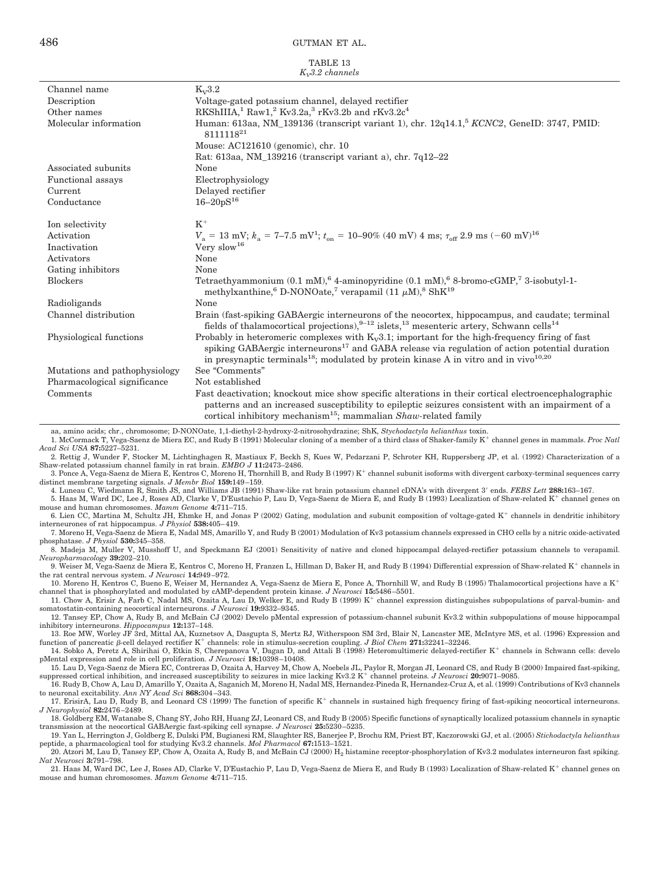TABLE 13
*$K_V$3.2 channels*

| | |
|---|---|
| Channel name | $K_V$3.2 |
| Description | Voltage-gated potassium channel, delayed rectifier |
| Other names | RKShIIIA,[1] Raw1,[2] Kv3.2a,[3] rKv3.2b and rKv3.2c[4] |
| Molecular information | Human: 613aa, NM_139136 (transcript variant 1), chr. 12q14.1,[5] *KCNC2*, GeneID: 3747, PMID: 8111118[21]<br>Mouse: AC121610 (genomic), chr. 10<br>Rat: 613aa, NM_139216 (transcript variant a), chr. 7q12–22 |
| Associated subunits | None |
| Functional assays | Electrophysiology |
| Current | Delayed rectifier |
| Conductance | 16–20pS[16] |
| Ion selectivity | $K^+$ |
| Activation | $V_a$ = 13 mV; $k_a$ = 7–7.5 mV[1]; $t_{on}$ = 10–90% (40 mV) 4 ms; $\tau_{off}$ 2.9 ms (−60 mV)[16] |
| Inactivation | Very slow[16] |
| Activators | None |
| Gating inhibitors | None |
| Blockers | Tetraethyammonium (0.1 mM),[6] 4-aminopyridine (0.1 mM),[6] 8-bromo-cGMP,[7] 3-isobutyl-1-methylxanthine,[6] D-NONOate,[7] verapamil (11 μM),[8] ShK[19] |
| Radioligands | None |
| Channel distribution | Brain (fast-spiking GABAergic interneurons of the neocortex, hippocampus, and caudate; terminal fields of thalamocortical projections),[9–12] islets,[13] mesenteric artery, Schwann cells[14] |
| Physiological functions | Probably in heteromeric complexes with $K_V$3.1; important for the high-frequency firing of fast spiking GABAergic interneurons[17] and GABA release via regulation of action potential duration in presynaptic terminals[18]; modulated by protein kinase A in vitro and in vivo[10,20] |
| Mutations and pathophysiology | See "Comments" |
| Pharmacological significance | Not established |
| Comments | Fast deactivation; knockout mice show specific alterations in their cortical electroencephalographic patterns and an increased susceptibility to epileptic seizures consistent with an impairment of a cortical inhibitory mechanism[15]; mammalian *Shaw*-related family |

aa, amino acids; chr., chromosome; D-NONOate, 1,1-diethyl-2-hydroxy-2-nitrosohydrazine; ShK, *Stychodactyla helianthus* toxin.

1. McCormack T, Vega-Saenz de Miera EC, and Rudy B (1991) Molecular cloning of a member of a third class of Shaker-family $K^+$ channel genes in mammals. *Proc Natl Acad Sci USA* **87:**5227–5231.
2. Rettig J, Wunder F, Stocker M, Lichtinghagen R, Mastiaux F, Beckh S, Kues W, Pedarzani P, Schroter KH, Ruppersberg JP, et al. (1992) Characterization of a Shaw-related potassium channel family in rat brain. *EMBO J* **11:**2473–2486.
3. Ponce A, Vega-Saenz de Miera E, Kentros C, Moreno H, Thornhill B, and Rudy B (1997) $K^+$ channel subunit isoforms with divergent carboxy-terminal sequences carry distinct membrane targeting signals. *J Membr Biol* **159:**149–159.
4. Luneau C, Wiedmann R, Smith JS, and Williams JB (1991) Shaw-like rat brain potassium channel cDNA's with divergent 3′ ends. *FEBS Lett* **288:**163–167.
5. Haas M, Ward DC, Lee J, Roses AD, Clarke V, D'Eustachio P, Lau D, Vega-Saenz de Miera E, and Rudy B (1993) Localization of Shaw-related $K^+$ channel genes on mouse and human chromosomes. *Mamm Genome* **4:**711–715.
6. Lien CC, Martina M, Schultz JH, Ehmke H, and Jonas P (2002) Gating, modulation and subunit composition of voltage-gated $K^+$ channels in dendritic inhibitory interneurones of rat hippocampus. *J Physiol* **538:**405–419.
7. Moreno H, Vega-Saenz de Miera E, Nadal MS, Amarillo Y, and Rudy B (2001) Modulation of Kv3 potassium channels expressed in CHO cells by a nitric oxide-activated phosphatase. *J Physiol* **530:**345–358.
8. Madeja M, Muller V, Musshoff U, and Speckmann EJ (2001) Sensitivity of native and cloned hippocampal delayed-rectifier potassium channels to verapamil. *Neuropharmacology* **39:**202–210.
9. Weiser M, Vega-Saenz de Miera E, Kentros C, Moreno H, Franzen L, Hillman D, Baker H, and Rudy B (1994) Differential expression of Shaw-related $K^+$ channels in the rat central nervous system. *J Neurosci* **14:**949–972.
10. Moreno H, Kentros C, Bueno E, Weiser M, Hernandez A, Vega-Saenz de Miera E, Ponce A, Thornhill W, and Rudy B (1995) Thalamocortical projections have a $K^+$ channel that is phosphorylated and modulated by cAMP-dependent protein kinase. *J Neurosci* **15:**5486–5501.
11. Chow A, Erisir A, Farb C, Nadal MS, Ozaita A, Lau D, Welker E, and Rudy B (1999) $K^+$ channel expression distinguishes subpopulations of parvalbumin- and somatostatin-containing neocortical interneurons. *J Neurosci* **19:**9332–9345.
12. Tansey EP, Chow A, Rudy B, and McBain CJ (2002) Develo pMental expression of potassium-channel subunit Kv3.2 within subpopulations of mouse hippocampal inhibitory interneurons. *Hippocampus* **12:**137–148.
13. Roe MW, Worley JF 3rd, Mittal AA, Kuznetsov A, Dasgupta S, Mertz RJ, Witherspoon SM 3rd, Blair N, Lancaster ME, McIntyre MS, et al. (1996) Expression and function of pancreatic β-cell delayed rectifier $K^+$ channels: role in stimulus-secretion coupling. *J Biol Chem* **271:**32241–32246.
14. Sobko A, Peretz A, Shirihai O, Etkin S, Cherepanova V, Dagan D, and Attali B (1998) Heteromultimeric delayed-rectifier $K^+$ channels in Schwann cells: develo pMental expression and role in cell proliferation. *J Neurosci* **18:**10398–10408.
15. Lau D, Vega-Saenz de Miera EC, Contreras D, Ozaita A, Harvey M, Chow A, Noebels JL, Paylor R, Morgan JI, Leonard CS, and Rudy B (2000) Impaired fast-spiking, suppressed cortical inhibition, and increased susceptibility to seizures in mice lacking Kv3.2 $K^+$ channel proteins. *J Neurosci* **20:**9071–9085.
16. Rudy B, Chow A, Lau D, Amarillo Y, Ozaita A, Saganich M, Moreno H, Nadal MS, Hernandez-Pineda R, Hernandez-Cruz A, et al. (1999) Contributions of Kv3 channels to neuronal excitability. *Ann NY Acad Sci* **868:**304–343.
17. ErisirA, Lau D, Rudy B, and Leonard CS (1999) The function of specific $K^+$ channels in sustained high frequency firing of fast-spiking neocortical interneurons. *J Neurophysiol* **82:**2476–2489.
18. Goldberg EM, Watanabe S, Chang SY, Joho RH, Huang ZJ, Leonard CS, and Rudy B (2005) Specific functions of synaptically localized potassium channels in synaptic transmission at the neocortical GABAergic fast-spiking cell synapse. *J Neurosci* **25:**5230–5235.
19. Yan L, Herrington J, Goldberg E, Dulski PM, Bugianesi RM, Slaughter RS, Banerjee P, Brochu RM, Priest BT, Kaczorowski GJ, et al. (2005) *Stichodactyla helianthus* peptide, a pharmacological tool for studying Kv3.2 channels. *Mol Pharmacol* **67:**1513–1521.
20. Atzori M, Lau D, Tansey EP, Chow A, Ozaita A, Rudy B, and McBain CJ (2000) $H_2$ histamine receptor-phosphorylation of Kv3.2 modulates interneuron fast spiking. *Nat Neurosci* **3:**791–798.
21. Haas M, Ward DC, Lee J, Roses AD, Clarke V, D'Eustachio P, Lau D, Vega-Saenz de Miera E, and Rudy B (1993) Localization of Shaw-related $K^+$ channel genes on mouse and human chromosomes. *Mamm Genome* **4:**711–715.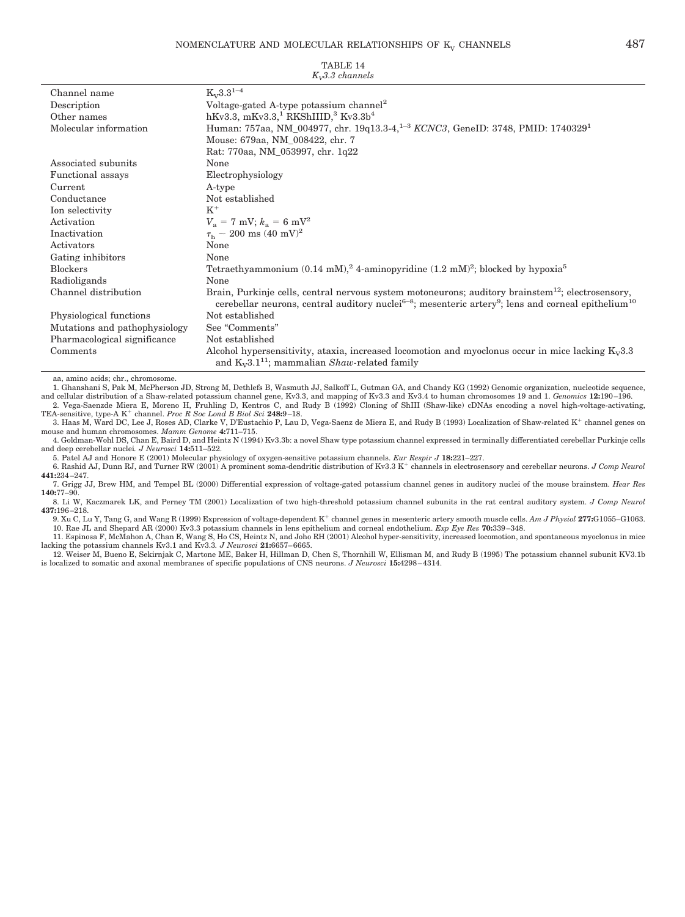TABLE 14
*$K_V$3.3 channels*

| | |
|---|---|
| Channel name | $K_V$3.3[1–4] |
| Description | Voltage-gated A-type potassium channel[2] |
| Other names | hKv3.3, mKv3.3,[1] RKShIIID,[3] Kv3.3b[4] |
| Molecular information | Human: 757aa, NM_004977, chr. 19q13.3-4,[1–3] *KCNC3*, GeneID: 3748, PMID: 1740329[1]<br>Mouse: 679aa, NM_008422, chr. 7<br>Rat: 770aa, NM_053997, chr. 1q22 |
| Associated subunits | None |
| Functional assays | Electrophysiology |
| Current | A-type |
| Conductance | Not established |
| Ion selectivity | $K^+$ |
| Activation | $V_a$ = 7 mV; $k_a$ = 6 mV[2] |
| Inactivation | $\tau_h \sim$ 200 ms (40 mV)[2] |
| Activators | None |
| Gating inhibitors | None |
| Blockers | Tetraethyammonium (0.14 mM),[2] 4-aminopyridine (1.2 mM)[2]; blocked by hypoxia[5] |
| Radioligands | None |
| Channel distribution | Brain, Purkinje cells, central nervous system motoneurons; auditory brainstem[12]; electrosensory, cerebellar neurons, central auditory nuclei[6–8]; mesenteric artery[9]; lens and corneal epithelium[10] |
| Physiological functions | Not established |
| Mutations and pathophysiology | See "Comments" |
| Pharmacological significance | Not established |
| Comments | Alcohol hypersensitivity, ataxia, increased locomotion and myoclonus occur in mice lacking $K_V$3.3 and $K_V$3.1[11]; mammalian *Shaw*-related family |

aa, amino acids; chr., chromosome.

1. Ghanshani S, Pak M, McPherson JD, Strong M, Dethlefs B, Wasmuth JJ, Salkoff L, Gutman GA, and Chandy KG (1992) Genomic organization, nucleotide sequence, and cellular distribution of a Shaw-related potassium channel gene, Kv3.3, and mapping of Kv3.3 and Kv3.4 to human chromosomes 19 and 1. *Genomics* **12:**190–196.
2. Vega-Saenzde Miera E, Moreno H, Fruhling D, Kentros C, and Rudy B (1992) Cloning of ShIII (Shaw-like) cDNAs encoding a novel high-voltage-activating, TEA-sensitive, type-A $K^+$ channel. *Proc R Soc Lond B Biol Sci* **248:**9–18.
3. Haas M, Ward DC, Lee J, Roses AD, Clarke V, D'Eustachio P, Lau D, Vega-Saenz de Miera E, and Rudy B (1993) Localization of Shaw-related $K^+$ channel genes on mouse and human chromosomes. *Mamm Genome* **4:**711–715.
4. Goldman-Wohl DS, Chan E, Baird D, and Heintz N (1994) Kv3.3b: a novel Shaw type potassium channel expressed in terminally differentiated cerebellar Purkinje cells and deep cerebellar nuclei. *J Neurosci* **14:**511–522.
5. Patel AJ and Honore E (2001) Molecular physiology of oxygen-sensitive potassium channels. *Eur Respir J* **18:**221–227.
6. Rashid AJ, Dunn RJ, and Turner RW (2001) A prominent soma-dendritic distribution of Kv3.3 $K^+$ channels in electrosensory and cerebellar neurons. *J Comp Neurol* **441:**234–247.
7. Grigg JJ, Brew HM, and Tempel BL (2000) Differential expression of voltage-gated potassium channel genes in auditory nuclei of the mouse brainstem. *Hear Res* **140:**77–90.
8. Li W, Kaczmarek LK, and Perney TM (2001) Localization of two high-threshold potassium channel subunits in the rat central auditory system. *J Comp Neurol* **437:**196–218.
9. Xu C, Lu Y, Tang G, and Wang R (1999) Expression of voltage-dependent $K^+$ channel genes in mesenteric artery smooth muscle cells. *Am J Physiol* **277:**G1055–G1063.
10. Rae JL and Shepard AR (2000) Kv3.3 potassium channels in lens epithelium and corneal endothelium. *Exp Eye Res* **70:**339–348.
11. Espinosa F, McMahon A, Chan E, Wang S, Ho CS, Heintz N, and Joho RH (2001) Alcohol hyper-sensitivity, increased locomotion, and spontaneous myoclonus in mice lacking the potassium channels Kv3.1 and Kv3.3. *J Neurosci* **21:**6657–6665.
12. Weiser M, Bueno E, Sekirnjak C, Martone ME, Baker H, Hillman D, Chen S, Thornhill W, Ellisman M, and Rudy B (1995) The potassium channel subunit KV3.1b is localized to somatic and axonal membranes of specific populations of CNS neurons. *J Neurosci* **15:**4298–4314.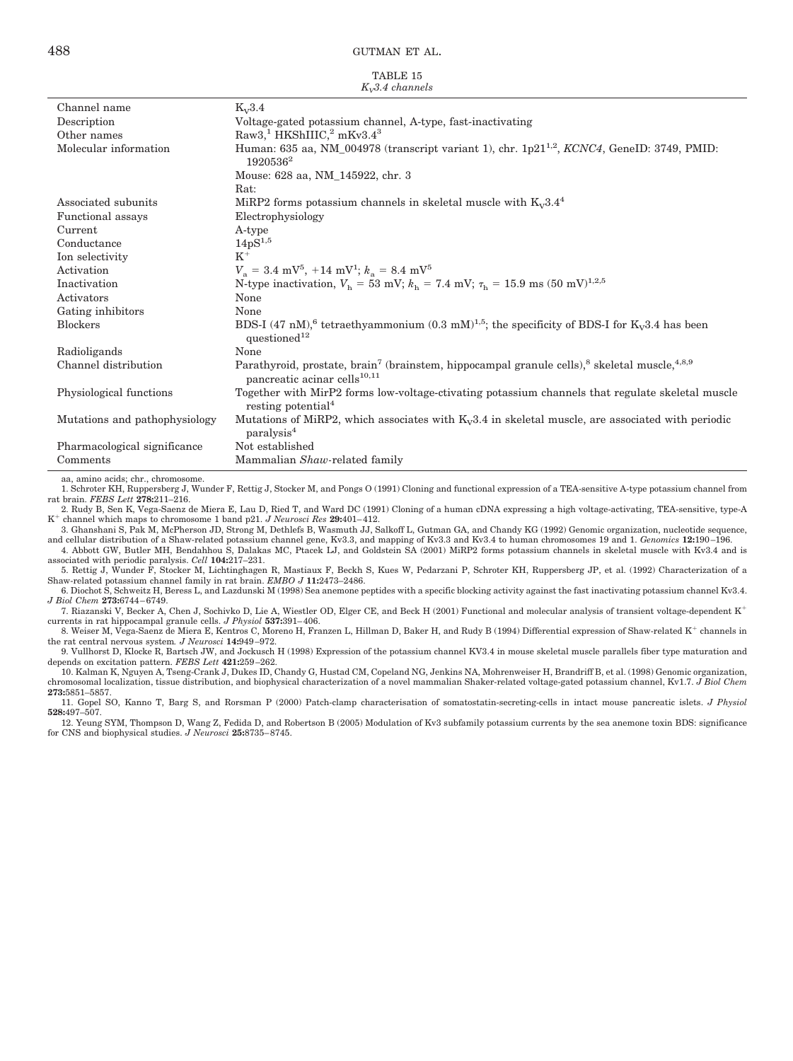TABLE 15

*$K_V$3.4 channels*

| | |
|---|---|
| Channel name | $K_V$3.4 |
| Description | Voltage-gated potassium channel, A-type, fast-inactivating |
| Other names | Raw3,[1] HKShIIIC,[2] mKv3.4[3] |
| Molecular information | Human: 635 aa, NM_004978 (transcript variant 1), chr. 1p21[1,2], *KCNC4*, GeneID: 3749, PMID: 1920536[2] |
| | Mouse: 628 aa, NM_145922, chr. 3 |
| | Rat: |
| Associated subunits | MiRP2 forms potassium channels in skeletal muscle with $K_V$3.4[4] |
| Functional assays | Electrophysiology |
| Current | A-type |
| Conductance | 14pS[1,5] |
| Ion selectivity | $K^+$ |
| Activation | $V_a$ = 3.4 mV[5], +14 mV[1]; $k_a$ = 8.4 mV[5] |
| Inactivation | N-type inactivation, $V_h$ = 53 mV; $k_h$ = 7.4 mV; $\tau_h$ = 15.9 ms (50 mV)[1,2,5] |
| Activators | None |
| Gating inhibitors | None |
| Blockers | BDS-I (47 nM),[6] tetraethyammonium (0.3 mM)[1,5]; the specificity of BDS-I for $K_V$3.4 has been questioned[12] |
| Radioligands | None |
| Channel distribution | Parathyroid, prostate, brain[7] (brainstem, hippocampal granule cells),[8] skeletal muscle,[4,8,9] pancreatic acinar cells[10,11] |
| Physiological functions | Together with MirP2 forms low-voltage-ctivating potassium channels that regulate skeletal muscle resting potential[4] |
| Mutations and pathophysiology | Mutations of MiRP2, which associates with $K_V$3.4 in skeletal muscle, are associated with periodic paralysis[4] |
| Pharmacological significance | Not established |
| Comments | Mammalian *Shaw*-related family |

aa, amino acids; chr., chromosome.

1. Schroter KH, Ruppersberg J, Wunder F, Rettig J, Stocker M, and Pongs O (1991) Cloning and functional expression of a TEA-sensitive A-type potassium channel from rat brain. *FEBS Lett* **278:**211–216.
2. Rudy B, Sen K, Vega-Saenz de Miera E, Lau D, Ried T, and Ward DC (1991) Cloning of a human cDNA expressing a high voltage-activating, TEA-sensitive, type-A $K^+$ channel which maps to chromosome 1 band p21. *J Neurosci Res* **29:**401–412.
3. Ghanshani S, Pak M, McPherson JD, Strong M, Dethlefs B, Wasmuth JJ, Salkoff L, Gutman GA, and Chandy KG (1992) Genomic organization, nucleotide sequence, and cellular distribution of a Shaw-related potassium channel gene, Kv3.3, and mapping of Kv3.3 and Kv3.4 to human chromosomes 19 and 1. *Genomics* **12:**190–196.
4. Abbott GW, Butler MH, Bendahhou S, Dalakas MC, Ptacek LJ, and Goldstein SA (2001) MiRP2 forms potassium channels in skeletal muscle with Kv3.4 and is associated with periodic paralysis. *Cell* **104:**217–231.
5. Rettig J, Wunder F, Stocker M, Lichtinghagen R, Mastiaux F, Beckh S, Kues W, Pedarzani P, Schroter KH, Ruppersberg JP, et al. (1992) Characterization of a Shaw-related potassium channel family in rat brain. *EMBO J* **11:**2473–2486.
6. Diochot S, Schweitz H, Beress L, and Lazdunski M (1998) Sea anemone peptides with a specific blocking activity against the fast inactivating potassium channel Kv3.4. *J Biol Chem* **273:**6744–6749.
7. Riazanski V, Becker A, Chen J, Sochivko D, Lie A, Wiestler OD, Elger CE, and Beck H (2001) Functional and molecular analysis of transient voltage-dependent $K^+$ currents in rat hippocampal granule cells. *J Physiol* **537:**391–406.
8. Weiser M, Vega-Saenz de Miera E, Kentros C, Moreno H, Franzen L, Hillman D, Baker H, and Rudy B (1994) Differential expression of Shaw-related $K^+$ channels in the rat central nervous system. *J Neurosci* **14:**949–972.
9. Vullhorst D, Klocke R, Bartsch JW, and Jockusch H (1998) Expression of the potassium channel KV3.4 in mouse skeletal muscle parallels fiber type maturation and depends on excitation pattern. *FEBS Lett* **421:**259–262.
10. Kalman K, Nguyen A, Tseng-Crank J, Dukes ID, Chandy G, Hustad CM, Copeland NG, Jenkins NA, Mohrenweiser H, Brandriff B, et al. (1998) Genomic organization, chromosomal localization, tissue distribution, and biophysical characterization of a novel mammalian Shaker-related voltage-gated potassium channel, Kv1.7. *J Biol Chem* **273:**5851–5857.
11. Gopel SO, Kanno T, Barg S, and Rorsman P (2000) Patch-clamp characterisation of somatostatin-secreting-cells in intact mouse pancreatic islets. *J Physiol* **528:**497–507.
12. Yeung SYM, Thompson D, Wang Z, Fedida D, and Robertson B (2005) Modulation of Kv3 subfamily potassium currents by the sea anemone toxin BDS: significance for CNS and biophysical studies. *J Neurosci* **25:**8735–8745.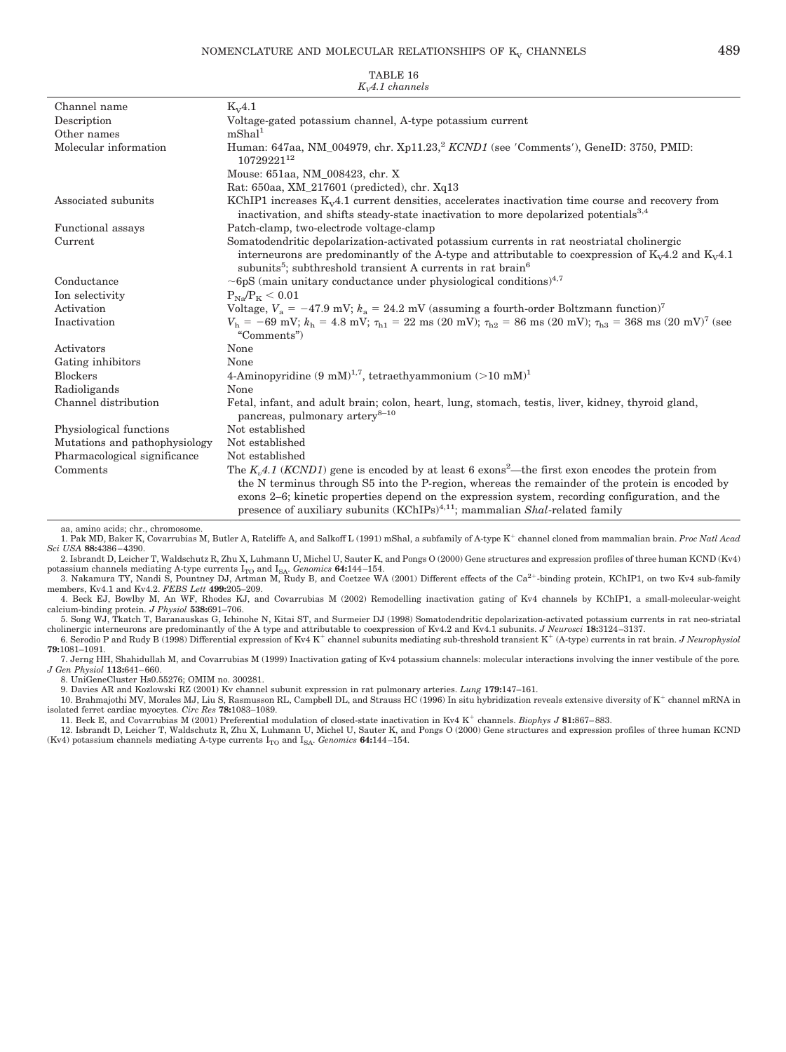TABLE 16

*$K_V$4.1 channels*

| | |
|---|---|
| Channel name | $K_V$4.1 |
| Description | Voltage-gated potassium channel, A-type potassium current |
| Other names | mShal[1] |
| Molecular information | Human: 647aa, NM_004979, chr. Xp11.23,[2] *KCND1* (see 'Comments'), GeneID: 3750, PMID: 10729221[12] |
| | Mouse: 651aa, NM_008423, chr. X |
| | Rat: 650aa, XM_217601 (predicted), chr. Xq13 |
| Associated subunits | KChIP1 increases $K_V$4.1 current densities, accelerates inactivation time course and recovery from inactivation, and shifts steady-state inactivation to more depolarized potentials[3,4] |
| Functional assays | Patch-clamp, two-electrode voltage-clamp |
| Current | Somatodendritic depolarization-activated potassium currents in rat neostriatal cholinergic interneurons are predominantly of the A-type and attributable to coexpression of $K_V$4.2 and $K_V$4.1 subunits[5]; subthreshold transient A currents in rat brain[6] |
| Conductance | ~6pS (main unitary conductance under physiological conditions)[4,7] |
| Ion selectivity | $P_{Na}/P_K < 0.01$ |
| Activation | Voltage, $V_a = -47.9$ mV; $k_a = 24.2$ mV (assuming a fourth-order Boltzmann function)[7] |
| Inactivation | $V_h = -69$ mV; $k_h = 4.8$ mV; $\tau_{h1} = 22$ ms (20 mV); $\tau_{h2} = 86$ ms (20 mV); $\tau_{h3} = 368$ ms (20 mV)[7] (see "Comments") |
| Activators | None |
| Gating inhibitors | None |
| Blockers | 4-Aminopyridine (9 mM)[1,7], tetraethyammonium (>10 mM)[1] |
| Radioligands | None |
| Channel distribution | Fetal, infant, and adult brain; colon, heart, lung, stomach, testis, liver, kidney, thyroid gland, pancreas, pulmonary artery[8–10] |
| Physiological functions | Not established |
| Mutations and pathophysiology | Not established |
| Pharmacological significance | Not established |
| Comments | The *$K_v$4.1* (*KCND1*) gene is encoded by at least 6 exons[2]—the first exon encodes the protein from the N terminus through S5 into the P-region, whereas the remainder of the protein is encoded by exons 2–6; kinetic properties depend on the expression system, recording configuration, and the presence of auxiliary subunits (KChIPs)[4,11]; mammalian *Shal*-related family |

aa, amino acids; chr., chromosome.

1. Pak MD, Baker K, Covarrubias M, Butler A, Ratcliffe A, and Salkoff L (1991) mShal, a subfamily of A-type $K^+$ channel cloned from mammalian brain. *Proc Natl Acad Sci USA* **88:**4386–4390.
2. Isbrandt D, Leicher T, Waldschutz R, Zhu X, Luhmann U, Michel U, Sauter K, and Pongs O (2000) Gene structures and expression profiles of three human KCND (Kv4) potassium channels mediating A-type currents $I_{TO}$ and $I_{SA}$. *Genomics* **64:**144–154.
3. Nakamura TY, Nandi S, Pountney DJ, Artman M, Rudy B, and Coetzee WA (2001) Different effects of the $Ca^{2+}$-binding protein, KChIP1, on two Kv4 sub-family members, Kv4.1 and Kv4.2. *FEBS Lett* **499:**205–209.
4. Beck EJ, Bowlby M, An WF, Rhodes KJ, and Covarrubias M (2002) Remodelling inactivation gating of Kv4 channels by KChIP1, a small-molecular-weight calcium-binding protein. *J Physiol* **538:**691–706.
5. Song WJ, Tkatch T, Baranauskas G, Ichinohe N, Kitai ST, and Surmeier DJ (1998) Somatodendritic depolarization-activated potassium currents in rat neo-striatal cholinergic interneurons are predominantly of the A type and attributable to coexpression of Kv4.2 and Kv4.1 subunits. *J Neurosci* **18:**3124–3137.
6. Serodio P and Rudy B (1998) Differential expression of Kv4 $K^+$ channel subunits mediating sub-threshold transient $K^+$ (A-type) currents in rat brain. *J Neurophysiol* **79:**1081–1091.
7. Jerng HH, Shahidullah M, and Covarrubias M (1999) Inactivation gating of Kv4 potassium channels: molecular interactions involving the inner vestibule of the pore. *J Gen Physiol* **113:**641–660.
8. UniGeneCluster Hs0.55276; OMIM no. 300281.
9. Davies AR and Kozlowski RZ (2001) Kv channel subunit expression in rat pulmonary arteries. *Lung* **179:**147–161.
10. Brahmajothi MV, Morales MJ, Liu S, Rasmusson RL, Campbell DL, and Strauss HC (1996) In situ hybridization reveals extensive diversity of $K^+$ channel mRNA in isolated ferret cardiac myocytes. *Circ Res* **78:**1083–1089.
11. Beck E, and Covarrubias M (2001) Preferential modulation of closed-state inactivation in Kv4 $K^+$ channels. *Biophys J* **81:**867–883.
12. Isbrandt D, Leicher T, Waldschutz R, Zhu X, Luhmann U, Michel U, Sauter K, and Pongs O (2000) Gene structures and expression profiles of three human KCND (Kv4) potassium channels mediating A-type currents $I_{TO}$ and $I_{SA}$. *Genomics* **64:**144–154.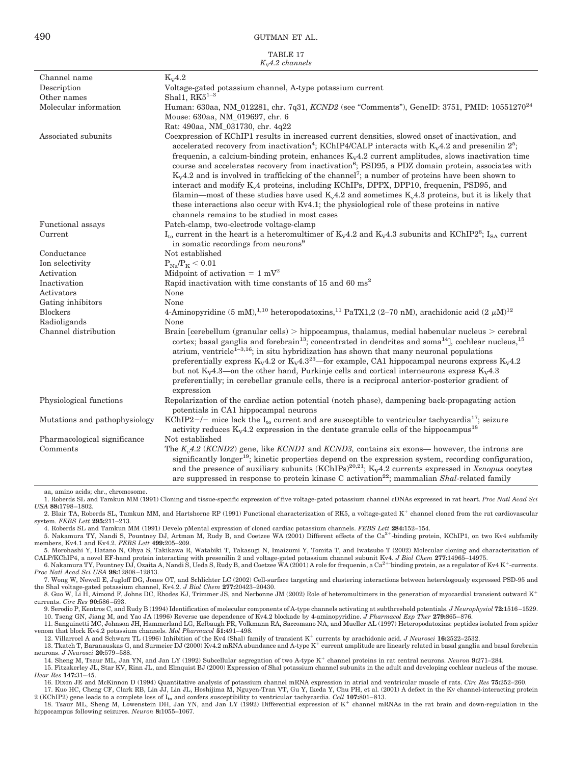TABLE 17
*$K_V4.2$ channels*

| | |
|---|---|
| Channel name | $K_V4.2$ |
| Description | Voltage-gated potassium channel, A-type potassium current |
| Other names | Shal1, RK5[1–3] |
| Molecular information | Human: 630aa, NM_012281, chr. 7q31, *KCND2* (see "Comments"), GeneID: 3751, PMID: 10551270[24]<br>Mouse: 630aa, NM_019697, chr. 6<br>Rat: 490aa, NM_031730, chr. 4q22 |
| Associated subunits | Coexpression of KChIP1 results in increased current densities, slowed onset of inactivation, and accelerated recovery from inactivation[4]; KChIP4/CALP interacts with $K_V4.2$ and presenilin 2[5]; frequenin, a calcium-binding protein, enhances $K_V4.2$ current amplitudes, slows inactivation time course and accelerates recovery from inactivation[6]; PSD95, a PDZ domain protein, associates with $K_V4.2$ and is involved in trafficking of the channel[7]; a number of proteins have been shown to interact and modify $K_v4$ proteins, including KChIPs, DPPX, DPP10, frequenin, PSD95, and filamin—most of these studies have used $K_v4.2$ and sometimes $K_v4.3$ proteins, but it is likely that these interactions also occur with Kv4.1; the physiological role of these proteins in native channels remains to be studied in most cases |
| Functional assays | Patch-clamp, two-electrode voltage-clamp |
| Current | $I_{to}$ current in the heart is a heteromultimer of $K_V4.2$ and $K_V4.3$ subunits and KChIP2[8]; $I_{SA}$ current in somatic recordings from neurons[9] |
| Conductance | Not established |
| Ion selectivity | $P_{Na}/P_K < 0.01$ |
| Activation | Midpoint of activation = 1 mV[2] |
| Inactivation | Rapid inactivation with time constants of 15 and 60 ms[2] |
| Activators | None |
| Gating inhibitors | None |
| Blockers | 4-Aminopyridine (5 mM),[1,10] heteropodatoxins,[11] PaTX1,2 (2–70 nM), arachidonic acid (2 μM)[12] |
| Radioligands | None |
| Channel distribution | Brain [cerebellum (granular cells) > hippocampus, thalamus, medial habenular nucleus > cerebral cortex; basal ganglia and forebrain[13]; concentrated in dendrites and soma[14]], cochlear nucleus,[15] atrium, ventricle[1–3,16]; in situ hybridization has shown that many neuronal populations preferentially express $K_V4.2$ or $K_V4.3$[23]—for example, CA1 hippocampal neurons express $K_V4.2$ but not $K_V4.3$—on the other hand, Purkinje cells and cortical interneurons express $K_V4.3$ preferentially; in cerebellar granule cells, there is a reciprocal anterior-posterior gradient of expression |
| Physiological functions | Repolarization of the cardiac action potential (notch phase), dampening back-propagating action potentials in CA1 hippocampal neurons |
| Mutations and pathophysiology | KChIP2−/− mice lack the $I_{to}$ current and are susceptible to ventricular tachycardia[17]; seizure activity reduces $K_V4.2$ expression in the dentate granule cells of the hippocampus[18] |
| Pharmacological significance | Not established |
| Comments | The *$K_v4.2$* (*KCND2*) gene, like *KCND1* and *KCND3,* contains six exons— however, the introns are significantly longer[19]; kinetic properties depend on the expression system, recording configuration, and the presence of auxiliary subunits (KChIPs)[20,21]; $K_V4.2$ currents expressed in *Xenopus* oocytes are suppressed in response to protein kinase C activation[22]; mammalian *Shal*-related family |

aa, amino acids; chr., chromosome.

1. Roberds SL and Tamkun MM (1991) Cloning and tissue-specific expression of five voltage-gated potassium channel cDNAs expressed in rat heart. *Proc Natl Acad Sci USA* **88:**1798–1802.
2. Blair TA, Roberds SL, Tamkun MM, and Hartshorne RP (1991) Functional characterization of RK5, a voltage-gated $K^+$ channel cloned from the rat cardiovascular system. *FEBS Lett* **295:**211–213.
4. Roberds SL and Tamkun MM (1991) Develo pMental expression of cloned cardiac potassium channels. *FEBS Lett* **284:**152–154.
5. Nakamura TY, Nandi S, Pountney DJ, Artman M, Rudy B, and Coetzee WA (2001) Different effects of the $Ca^{2+}$-binding protein, KChIP1, on two Kv4 subfamily members, Kv4.1 and Kv4.2. *FEBS Lett* **499:**205–209.
5. Morohashi Y, Hatano N, Ohya S, Takikawa R, Watabiki T, Takasugi N, Imaizumi Y, Tomita T, and Iwatsubo T (2002) Molecular cloning and characterization of CALP/KChIP4, a novel EF-hand protein interacting with presenilin 2 and voltage-gated potassium channel subunit Kv4. *J Biol Chem* **277:**14965–14975.
6. Nakamura TY, Pountney DJ, Ozaita A, Nandi S, Ueda S, Rudy B, and Coetzee WA (2001) A role for frequenin, a $Ca^{2+}$-binding protein, as a regulator of Kv4 $K^+$-currents. *Proc Natl Acad Sci USA* **98:**12808–12813.
7. Wong W, Newell E, Jugloff DG, Jones OT, and Schlichter LC (2002) Cell-surface targeting and clustering interactions between heterologously expressed PSD-95 and the Shal voltage-gated potassium channel, Kv4.2. *J Biol Chem* **277:**20423–20430.
8. Guo W, Li H, Aimond F, Johns DC, Rhodes KJ, Trimmer JS, and Nerbonne JM (2002) Role of heteromultimers in the generation of myocardial transient outward $K^+$ currents. *Circ Res* **90:**586–593.
9. Serodio P, Kentros C, and Rudy B (1994) Identification of molecular components of A-type channels activating at subthreshold potentials. *J Neurophysiol* **72:**1516–1529.
10. Tseng GN, Jiang M, and Yao JA (1996) Reverse use dependence of Kv4.2 blockade by 4-aminopyridine. *J Pharmacol Exp Ther* **279:**865–876.
11. Sanguinetti MC, Johnson JH, Hammerland LG, Kelbaugh PR, Volkmann RA, Saccomano NA, and Mueller AL (1997) Heteropodatoxins: peptides isolated from spider venom that block Kv4.2 potassium channels. *Mol Pharmacol* **51:**491–498.
12. Villarroel A and Schwarz TL (1996) Inhibition of the Kv4 (Shal) family of transient $K^+$ currents by arachidonic acid. *J Neurosci* **16:**2522–2532.
13. Tkatch T, Baranauskas G, and Surmeier DJ (2000) Kv4.2 mRNA abundance and A-type $K^+$ current amplitude are linearly related in basal ganglia and basal forebrain neurons. *J Neurosci* **20:**579–588.
14. Sheng M, Tsaur ML, Jan YN, and Jan LY (1992) Subcellular segregation of two A-type $K^+$ channel proteins in rat central neurons. *Neuron* **9:**271–284.
15. Fitzakerley JL, Star KV, Rinn JL, and Elmquist BJ (2000) Expression of Shal potassium channel subunits in the adult and developing cochlear nucleus of the mouse. *Hear Res* **147:**31–45.
16. Dixon JE and McKinnon D (1994) Quantitative analysis of potassium channel mRNA expression in atrial and ventricular muscle of rats. *Circ Res* **75:**252–260.
17. Kuo HC, Cheng CF, Clark RB, Lin JJ, Lin JL, Hoshijima M, Nguyen-Tran VT, Gu Y, Ikeda Y, Chu PH, et al. (2001) A defect in the Kv channel-interacting protein 2 (KChIP2) gene leads to a complete loss of $I_{to}$ and confers susceptibility to ventricular tachycardia. *Cell* **107:**801–813.
18. Tsaur ML, Sheng M, Lowenstein DH, Jan YN, and Jan LY (1992) Differential expression of $K^+$ channel mRNAs in the rat brain and down-regulation in the hippocampus following seizures. *Neuron* **8:**1055–1067.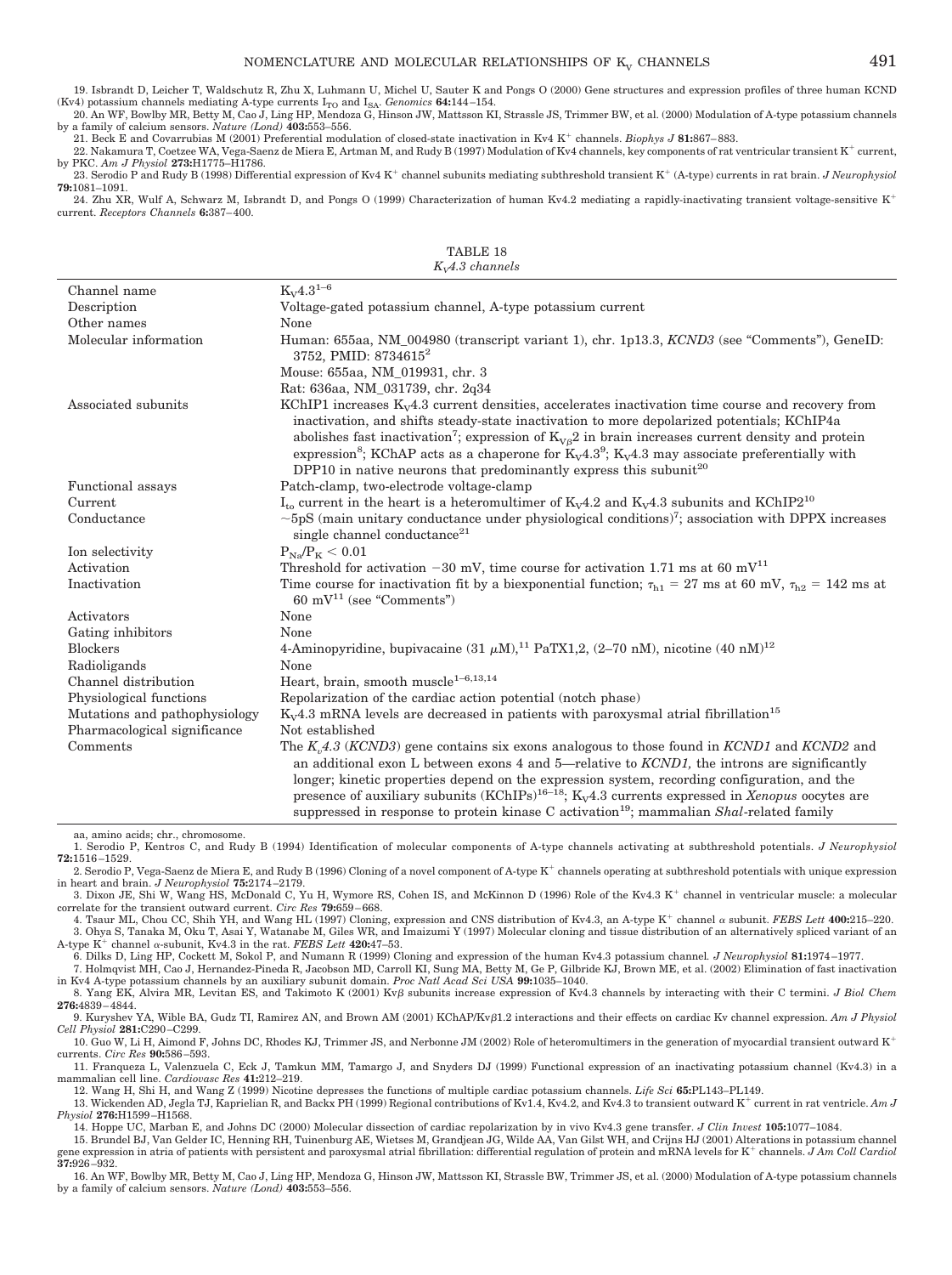19. Isbrandt D, Leicher T, Waldschutz R, Zhu X, Luhmann U, Michel U, Sauter K and Pongs O (2000) Gene structures and expression profiles of three human KCND (Kv4) potassium channels mediating A-type currents $I_{TO}$ and $I_{SA}$. *Genomics* **64:**144–154.

20. An WF, Bowlby MR, Betty M, Cao J, Ling HP, Mendoza G, Hinson JW, Mattsson KI, Strassle JS, Trimmer BW, et al. (2000) Modulation of A-type potassium channels by a family of calcium sensors. *Nature (Lond)* **403:**553–556.

21. Beck E and Covarrubias M (2001) Preferential modulation of closed-state inactivation in Kv4 $K^+$ channels. *Biophys J* **81:**867–883.

22. Nakamura T, Coetzee WA, Vega-Saenz de Miera E, Artman M, and Rudy B (1997) Modulation of Kv4 channels, key components of rat ventricular transient $K^+$ current, by PKC. *Am J Physiol* **273:**H1775–H1786.

23. Serodio P and Rudy B (1998) Differential expression of Kv4 $K^+$ channel subunits mediating subthreshold transient $K^+$ (A-type) currents in rat brain. *J Neurophysiol* **79:**1081–1091.

24. Zhu XR, Wulf A, Schwarz M, Isbrandt D, and Pongs O (1999) Characterization of human Kv4.2 mediating a rapidly-inactivating transient voltage-sensitive $K^+$ current. *Receptors Channels* **6:**387–400.

TABLE 18
*$K_V$4.3 channels*

| | |
|---|---|
| Channel name | $K_V$4.3[1–6] |
| Description | Voltage-gated potassium channel, A-type potassium current |
| Other names | None |
| Molecular information | Human: 655aa, NM_004980 (transcript variant 1), chr. 1p13.3, *KCND3* (see "Comments"), GeneID: 3752, PMID: 8734615[2]<br>Mouse: 655aa, NM_019931, chr. 3<br>Rat: 636aa, NM_031739, chr. 2q34 |
| Associated subunits | KChIP1 increases $K_V$4.3 current densities, accelerates inactivation time course and recovery from inactivation, and shifts steady-state inactivation to more depolarized potentials; KChIP4a abolishes fast inactivation[7]; expression of $K_{V\beta}2$ in brain increases current density and protein expression[8]; KChAP acts as a chaperone for $K_V$4.3[9]; $K_V$4.3 may associate preferentially with DPP10 in native neurons that predominantly express this subunit[20] |
| Functional assays | Patch-clamp, two-electrode voltage-clamp |
| Current | $I_{to}$ current in the heart is a heteromultimer of $K_V$4.2 and $K_V$4.3 subunits and KChIP2[10] |
| Conductance | ~5pS (main unitary conductance under physiological conditions)[7]; association with DPPX increases single channel conductance[21] |
| Ion selectivity | $P_{Na}/P_K < 0.01$ |
| Activation | Threshold for activation −30 mV, time course for activation 1.71 ms at 60 mV[11] |
| Inactivation | Time course for inactivation fit by a biexponential function; $\tau_{h1}$ = 27 ms at 60 mV, $\tau_{h2}$ = 142 ms at 60 mV[11] (see "Comments") |
| Activators | None |
| Gating inhibitors | None |
| Blockers | 4-Aminopyridine, bupivacaine (31 $\mu$M),[11] PaTX1,2, (2–70 nM), nicotine (40 nM)[12] |
| Radioligands | None |
| Channel distribution | Heart, brain, smooth muscle[1–6,13,14] |
| Physiological functions | Repolarization of the cardiac action potential (notch phase) |
| Mutations and pathophysiology | $K_V$4.3 mRNA levels are decreased in patients with paroxysmal atrial fibrillation[15] |
| Pharmacological significance | Not established |
| Comments | The *$K_v$4.3* (*KCND3*) gene contains six exons analogous to those found in *KCND1* and *KCND2* and an additional exon L between exons 4 and 5—relative to *KCND1,* the introns are significantly longer; kinetic properties depend on the expression system, recording configuration, and the presence of auxiliary subunits (KChIPs)[16–18]; $K_V$4.3 currents expressed in *Xenopus* oocytes are suppressed in response to protein kinase C activation[19]; mammalian *Shal*-related family |

aa, amino acids; chr., chromosome.

1. Serodio P, Kentros C, and Rudy B (1994) Identification of molecular components of A-type channels activating at subthreshold potentials. *J Neurophysiol* **72:**1516–1529.

2. Serodio P, Vega-Saenz de Miera E, and Rudy B (1996) Cloning of a novel component of A-type $K^+$ channels operating at subthreshold potentials with unique expression in heart and brain. *J Neurophysiol* **75:**2174–2179.

3. Dixon JE, Shi W, Wang HS, McDonald C, Yu H, Wymore RS, Cohen IS, and McKinnon D (1996) Role of the Kv4.3 $K^+$ channel in ventricular muscle: a molecular correlate for the transient outward current. *Circ Res* **79:**659–668.

4. Tsaur ML, Chou CC, Shih YH, and Wang HL (1997) Cloning, expression and CNS distribution of Kv4.3, an A-type $K^+$ channel $\alpha$ subunit. *FEBS Lett* **400:**215–220.

3. Ohya S, Tanaka M, Oku T, Asai Y, Watanabe M, Giles WR, and Imaizumi Y (1997) Molecular cloning and tissue distribution of an alternatively spliced variant of an A-type $K^+$ channel $\alpha$-subunit, Kv4.3 in the rat. *FEBS Lett* **420:**47–53.

6. Dilks D, Ling HP, Cockett M, Sokol P, and Numann R (1999) Cloning and expression of the human Kv4.3 potassium channel. *J Neurophysiol* **81:**1974–1977.

7. Holmqvist MH, Cao J, Hernandez-Pineda R, Jacobson MD, Carroll KI, Sung MA, Betty M, Ge P, Gilbride KJ, Brown ME, et al. (2002) Elimination of fast inactivation in Kv4 A-type potassium channels by an auxiliary subunit domain. *Proc Natl Acad Sci USA* **99:**1035–1040.

8. Yang EK, Alvira MR, Levitan ES, and Takimoto K (2001) Kv$\beta$ subunits increase expression of Kv4.3 channels by interacting with their C termini. *J Biol Chem* **276:**4839–4844.

9. Kuryshev YA, Wible BA, Gudz TI, Ramirez AN, and Brown AM (2001) KChAP/Kv$\beta$1.2 interactions and their effects on cardiac Kv channel expression. *Am J Physiol Cell Physiol* **281:**C290–C299.

10. Guo W, Li H, Aimond F, Johns DC, Rhodes KJ, Trimmer JS, and Nerbonne JM (2002) Role of heteromultimers in the generation of myocardial transient outward $K^+$ currents. *Circ Res* **90:**586–593.

11. Franqueza L, Valenzuela C, Eck J, Tamkun MM, Tamargo J, and Snyders DJ (1999) Functional expression of an inactivating potassium channel (Kv4.3) in a mammalian cell line. *Cardiovasc Res* **41:**212–219.

12. Wang H, Shi H, and Wang Z (1999) Nicotine depresses the functions of multiple cardiac potassium channels. *Life Sci* **65:**PL143–PL149.

13. Wickenden AD, Jegla TJ, Kaprielian R, and Backx PH (1999) Regional contributions of Kv1.4, Kv4.2, and Kv4.3 to transient outward $K^+$ current in rat ventricle. *Am J Physiol* **276:**H1599–H1568.

14. Hoppe UC, Marban E, and Johns DC (2000) Molecular dissection of cardiac repolarization by in vivo Kv4.3 gene transfer. *J Clin Invest* **105:**1077–1084.

15. Brundel BJ, Van Gelder IC, Henning RH, Tuinenburg AE, Wietses M, Grandjean JG, Wilde AA, Van Gilst WH, and Crijns HJ (2001) Alterations in potassium channel gene expression in atria of patients with persistent and paroxysmal atrial fibrillation: differential regulation of protein and mRNA levels for $K^+$ channels. *J Am Coll Cardiol* **37:**926–932.

16. An WF, Bowlby MR, Betty M, Cao J, Ling HP, Mendoza G, Hinson JW, Mattsson KI, Strassle BW, Trimmer JS, et al. (2000) Modulation of A-type potassium channels by a family of calcium sensors. *Nature (Lond)* **403:**553–556.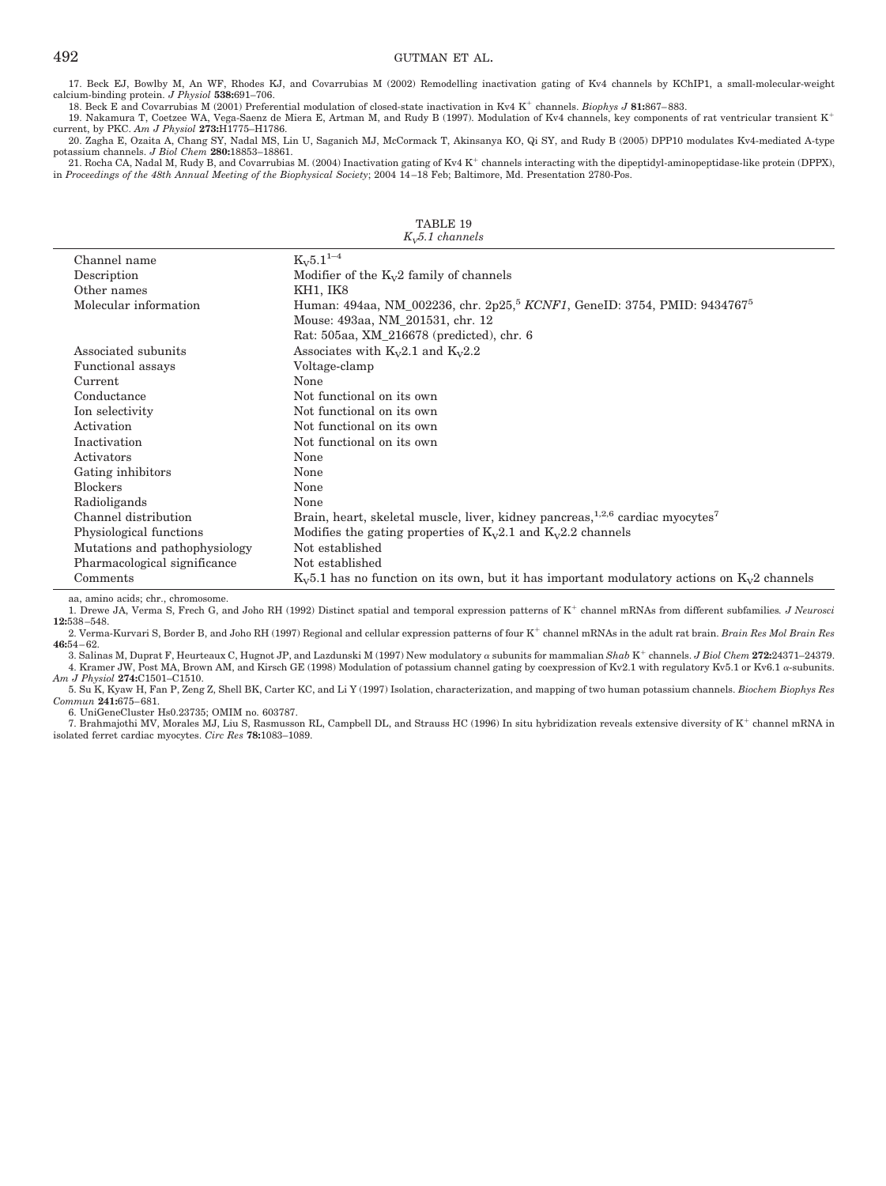17. Beck EJ, Bowlby M, An WF, Rhodes KJ, and Covarrubias M (2002) Remodelling inactivation gating of Kv4 channels by KChIP1, a small-molecular-weight calcium-binding protein. *J Physiol* **538:**691–706.

18. Beck E and Covarrubias M (2001) Preferential modulation of closed-state inactivation in Kv4 $K^+$ channels. *Biophys J* **81:**867–883.

19. Nakamura T, Coetzee WA, Vega-Saenz de Miera E, Artman M, and Rudy B (1997). Modulation of Kv4 channels, key components of rat ventricular transient $K^+$ current, by PKC. *Am J Physiol* **273:**H1775–H1786.

20. Zagha E, Ozaita A, Chang SY, Nadal MS, Lin U, Saganich MJ, McCormack T, Akinsanya KO, Qi SY, and Rudy B (2005) DPP10 modulates Kv4-mediated A-type potassium channels. *J Biol Chem* **280:**18853–18861.

21. Rocha CA, Nadal M, Rudy B, and Covarrubias M. (2004) Inactivation gating of Kv4 $K^+$ channels interacting with the dipeptidyl-aminopeptidase-like protein (DPPX), in *Proceedings of the 48th Annual Meeting of the Biophysical Society*; 2004 14–18 Feb; Baltimore, Md. Presentation 2780-Pos.

TABLE 19
*$K_V$5.1 channels*

| | |
|---|---|
| Channel name | $K_V$5.1[1–4] |
| Description | Modifier of the $K_V$2 family of channels |
| Other names | KH1, IK8 |
| Molecular information | Human: 494aa, NM_002236, chr. 2p25,[5] *KCNF1*, GeneID: 3754, PMID: 9434767[5] |
| | Mouse: 493aa, NM_201531, chr. 12 |
| | Rat: 505aa, XM_216678 (predicted), chr. 6 |
| Associated subunits | Associates with $K_V$2.1 and $K_V$2.2 |
| Functional assays | Voltage-clamp |
| Current | None |
| Conductance | Not functional on its own |
| Ion selectivity | Not functional on its own |
| Activation | Not functional on its own |
| Inactivation | Not functional on its own |
| Activators | None |
| Gating inhibitors | None |
| Blockers | None |
| Radioligands | None |
| Channel distribution | Brain, heart, skeletal muscle, liver, kidney pancreas,[1,2,6] cardiac myocytes[7] |
| Physiological functions | Modifies the gating properties of $K_V$2.1 and $K_V$2.2 channels |
| Mutations and pathophysiology | Not established |
| Pharmacological significance | Not established |
| Comments | $K_V$5.1 has no function on its own, but it has important modulatory actions on $K_V$2 channels |

aa, amino acids; chr., chromosome.

1. Drewe JA, Verma S, Frech G, and Joho RH (1992) Distinct spatial and temporal expression patterns of $K^+$ channel mRNAs from different subfamilies. *J Neurosci* **12:**538–548.

2. Verma-Kurvari S, Border B, and Joho RH (1997) Regional and cellular expression patterns of four $K^+$ channel mRNAs in the adult rat brain. *Brain Res Mol Brain Res* **46:**54–62.

3. Salinas M, Duprat F, Heurteaux C, Hugnot JP, and Lazdunski M (1997) New modulatory $\alpha$ subunits for mammalian *Shab* $K^+$ channels. *J Biol Chem* **272:**24371–24379.

4. Kramer JW, Post MA, Brown AM, and Kirsch GE (1998) Modulation of potassium channel gating by coexpression of Kv2.1 with regulatory Kv5.1 or Kv6.1 $\alpha$-subunits. *Am J Physiol* **274:**C1501–C1510.

5. Su K, Kyaw H, Fan P, Zeng Z, Shell BK, Carter KC, and Li Y (1997) Isolation, characterization, and mapping of two human potassium channels. *Biochem Biophys Res Commun* **241:**675–681.

6. UniGeneCluster Hs0.23735; OMIM no. 603787.

7. Brahmajothi MV, Morales MJ, Liu S, Rasmusson RL, Campbell DL, and Strauss HC (1996) In situ hybridization reveals extensive diversity of $K^+$ channel mRNA in isolated ferret cardiac myocytes. *Circ Res* **78:**1083–1089.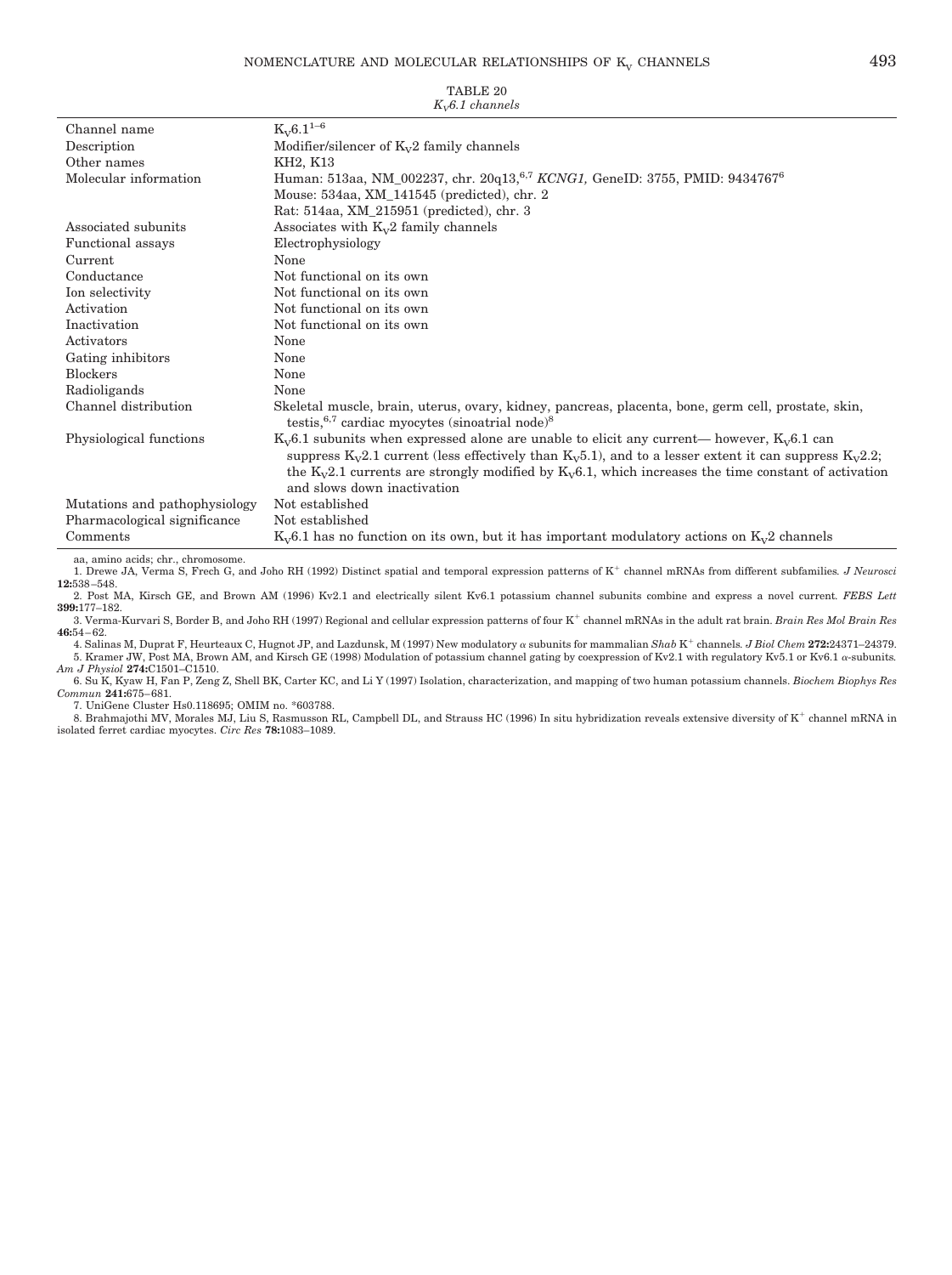TABLE 20
*$K_V$6.1 channels*

| | |
|---|---|
| Channel name | $K_V$6.1[1–6] |
| Description | Modifier/silencer of $K_V$2 family channels |
| Other names | KH2, K13 |
| Molecular information | Human: 513aa, NM_002237, chr. 20q13,[6,7] *KCNG1,* GeneID: 3755, PMID: 9434767[6]<br>Mouse: 534aa, XM_141545 (predicted), chr. 2<br>Rat: 514aa, XM_215951 (predicted), chr. 3 |
| Associated subunits | Associates with $K_V$2 family channels |
| Functional assays | Electrophysiology |
| Current | None |
| Conductance | Not functional on its own |
| Ion selectivity | Not functional on its own |
| Activation | Not functional on its own |
| Inactivation | Not functional on its own |
| Activators | None |
| Gating inhibitors | None |
| Blockers | None |
| Radioligands | None |
| Channel distribution | Skeletal muscle, brain, uterus, ovary, kidney, pancreas, placenta, bone, germ cell, prostate, skin, testis,[6,7] cardiac myocytes (sinoatrial node)[8] |
| Physiological functions | $K_V$6.1 subunits when expressed alone are unable to elicit any current— however, $K_V$6.1 can suppress $K_V$2.1 current (less effectively than $K_V$5.1), and to a lesser extent it can suppress $K_V$2.2; the $K_V$2.1 currents are strongly modified by $K_V$6.1, which increases the time constant of activation and slows down inactivation |
| Mutations and pathophysiology | Not established |
| Pharmacological significance | Not established |
| Comments | $K_V$6.1 has no function on its own, but it has important modulatory actions on $K_V$2 channels |

aa, amino acids; chr., chromosome.

1. Drewe JA, Verma S, Frech G, and Joho RH (1992) Distinct spatial and temporal expression patterns of $K^+$ channel mRNAs from different subfamilies. *J Neurosci* **12:**538–548.
2. Post MA, Kirsch GE, and Brown AM (1996) Kv2.1 and electrically silent Kv6.1 potassium channel subunits combine and express a novel current. *FEBS Lett* **399:**177–182.
3. Verma-Kurvari S, Border B, and Joho RH (1997) Regional and cellular expression patterns of four $K^+$ channel mRNAs in the adult rat brain. *Brain Res Mol Brain Res* **46:**54–62.
4. Salinas M, Duprat F, Heurteaux C, Hugnot JP, and Lazdunsk, M (1997) New modulatory $\alpha$ subunits for mammalian *Shab* $K^+$ channels. *J Biol Chem* **272:**24371–24379.
5. Kramer JW, Post MA, Brown AM, and Kirsch GE (1998) Modulation of potassium channel gating by coexpression of Kv2.1 with regulatory Kv5.1 or Kv6.1 $\alpha$-subunits. *Am J Physiol* **274:**C1501–C1510.
6. Su K, Kyaw H, Fan P, Zeng Z, Shell BK, Carter KC, and Li Y (1997) Isolation, characterization, and mapping of two human potassium channels. *Biochem Biophys Res Commun* **241:**675–681.
7. UniGene Cluster Hs0.118695; OMIM no. *603788.
8. Brahmajothi MV, Morales MJ, Liu S, Rasmusson RL, Campbell DL, and Strauss HC (1996) In situ hybridization reveals extensive diversity of $K^+$ channel mRNA in isolated ferret cardiac myocytes. *Circ Res* **78:**1083–1089.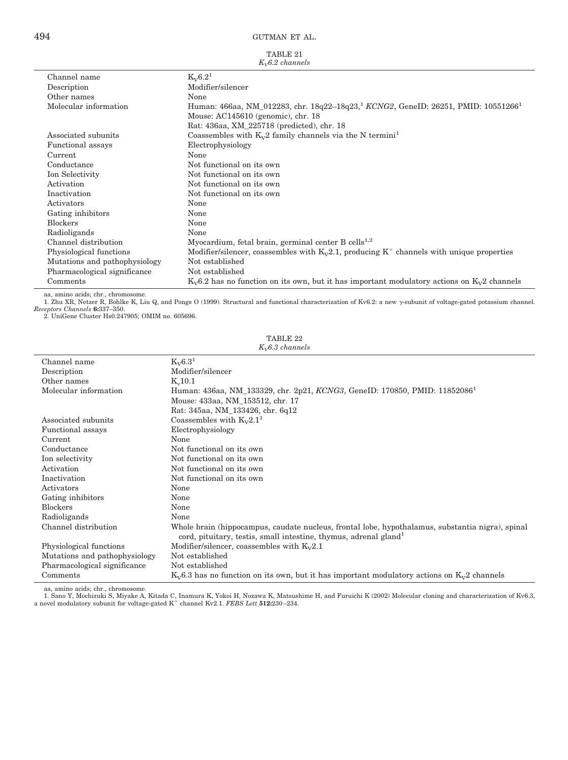TABLE 21
*$K_V$6.2 channels*

| | |
|---|---|
| Channel name | $K_V$6.2[1] |
| Description | Modifier/silencer |
| Other names | None |
| Molecular information | Human: 466aa, NM_012283, chr. 18q22–18q23,[1] *KCNG2*, GeneID: 26251, PMID: 10551266[1]<br>Mouse: AC145610 (genomic), chr. 18<br>Rat: 436aa, XM_225718 (predicted), chr. 18 |
| Associated subunits | Coassembles with $K_V$2 family channels via the N termini[1] |
| Functional assays | Electrophysiology |
| Current | None |
| Conductance | Not functional on its own |
| Ion Selectivity | Not functional on its own |
| Activation | Not functional on its own |
| Inactivation | Not functional on its own |
| Activators | None |
| Gating inhibitors | None |
| Blockers | None |
| Radioligands | None |
| Channel distribution | Myocardium, fetal brain, germinal center B cells[1,2] |
| Physiological functions | Modifier/silencer, coassembles with $K_V$2.1, producing $K^+$ channels with unique properties |
| Mutations and pathophysiology | Not established |
| Pharmacological significance | Not established |
| Comments | $K_V$6.2 has no function on its own, but it has important modulatory actions on $K_V$2 channels |

aa, amino acids; chr., chromosome.

1. Zhu XR, Netzer R, Bohlke K, Liu Q, and Pongs O (1999). Structural and functional characterization of Kv6.2: a new γ-subunit of voltage-gated potassium channel. *Receptors Channels* **6:**337–350.
2. UniGene Cluster Hs0.247905; OMIM no. 605696.

TABLE 22
*$K_V$6.3 channels*

| | |
|---|---|
| Channel name | $K_V$6.3[1] |
| Description | Modifier/silencer |
| Other names | $K_v$10.1 |
| Molecular information | Human: 436aa, NM_133329, chr. 2p21, *KCNG3*, GeneID: 170850, PMID: 11852086[1]<br>Mouse: 433aa, NM_153512, chr. 17<br>Rat: 345aa, NM_133426, chr. 6q12 |
| Associated subunits | Coassembles with $K_V$2.1[1] |
| Functional assays | Electrophysiology |
| Current | None |
| Conductance | Not functional on its own |
| Ion selectivity | Not functional on its own |
| Activation | Not functional on its own |
| Inactivation | Not functional on its own |
| Activators | None |
| Gating inhibitors | None |
| Blockers | None |
| Radioligands | None |
| Channel distribution | Whole brain (hippocampus, caudate nucleus, frontal lobe, hypothalamus, substantia nigra), spinal cord, pituitary, testis, small intestine, thymus, adrenal gland[1] |
| Physiological functions | Modifier/silencer, coassembles with $K_V$2.1 |
| Mutations and pathophysiology | Not established |
| Pharmacological significance | Not established |
| Comments | $K_V$6.3 has no function on its own, but it has important modulatory actions on $K_V$2 channels |

aa, amino acids; chr., chromosome.

1. Sano Y, Mochizuki S, Miyake A, Kitada C, Inamura K, Yokoi H, Nozawa K, Matsushime H, and Furuichi K (2002) Molecular cloning and characterization of Kv6.3, a novel modulatory subunit for voltage-gated $K^+$ channel Kv2.1. *FEBS Lett* **512:**230–234.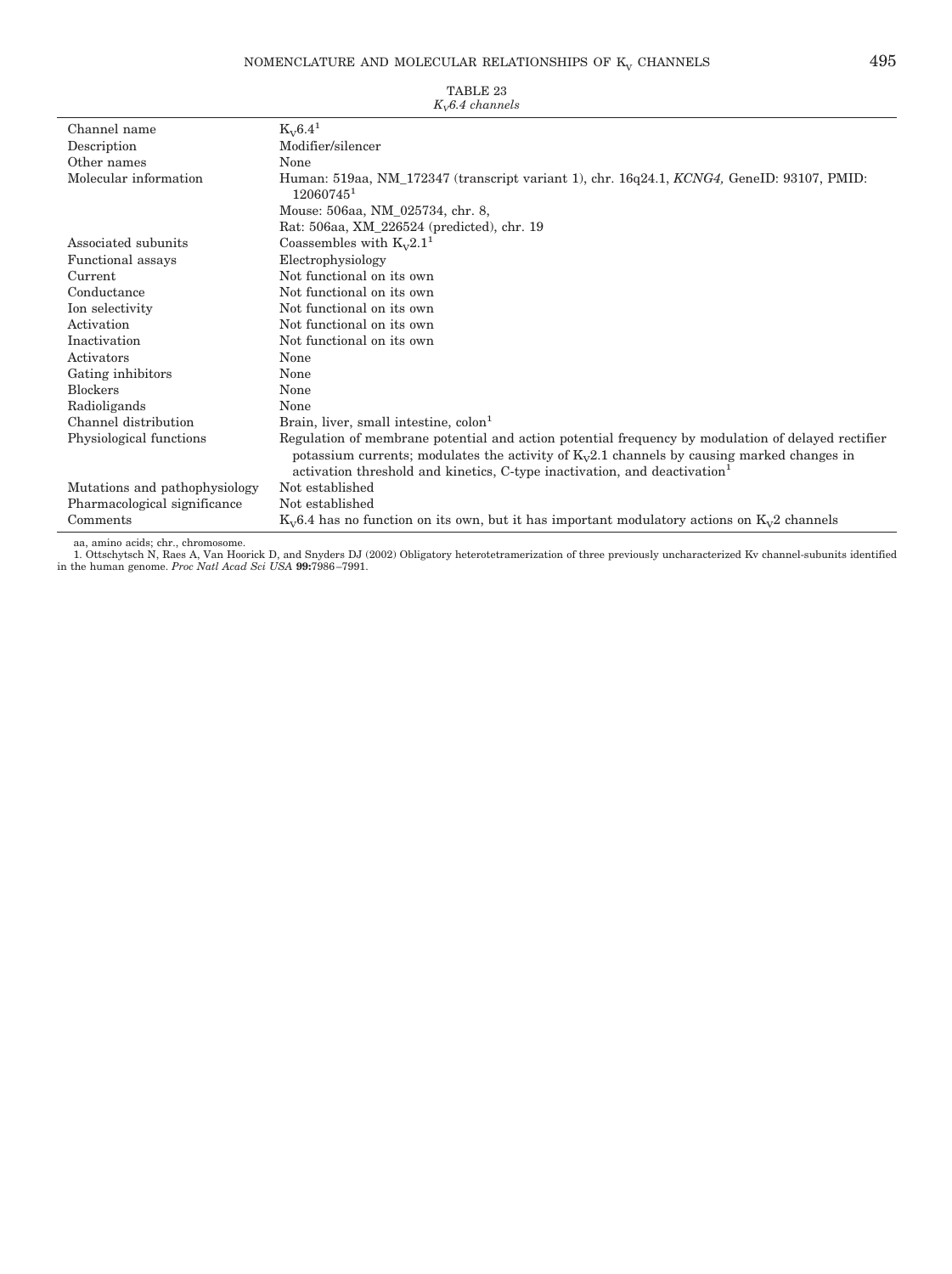TABLE 23
*$K_V$6.4 channels*

| | |
|---|---|
| Channel name | $K_V$6.4[1] |
| Description | Modifier/silencer |
| Other names | None |
| Molecular information | Human: 519aa, NM_172347 (transcript variant 1), chr. 16q24.1, *KCNG4,* GeneID: 93107, PMID: 12060745[1]<br>Mouse: 506aa, NM_025734, chr. 8,<br>Rat: 506aa, XM_226524 (predicted), chr. 19 |
| Associated subunits | Coassembles with $K_V$2.1[1] |
| Functional assays | Electrophysiology |
| Current | Not functional on its own |
| Conductance | Not functional on its own |
| Ion selectivity | Not functional on its own |
| Activation | Not functional on its own |
| Inactivation | Not functional on its own |
| Activators | None |
| Gating inhibitors | None |
| Blockers | None |
| Radioligands | None |
| Channel distribution | Brain, liver, small intestine, colon[1] |
| Physiological functions | Regulation of membrane potential and action potential frequency by modulation of delayed rectifier potassium currents; modulates the activity of $K_V$2.1 channels by causing marked changes in activation threshold and kinetics, C-type inactivation, and deactivation[1] |
| Mutations and pathophysiology | Not established |
| Pharmacological significance | Not established |
| Comments | $K_V$6.4 has no function on its own, but it has important modulatory actions on $K_V$2 channels |

aa, amino acids; chr., chromosome.

1. Ottschytsch N, Raes A, Van Hoorick D, and Snyders DJ (2002) Obligatory heterotetramerization of three previously uncharacterized Kv channel-subunits identified in the human genome. *Proc Natl Acad Sci USA* **99:**7986–7991.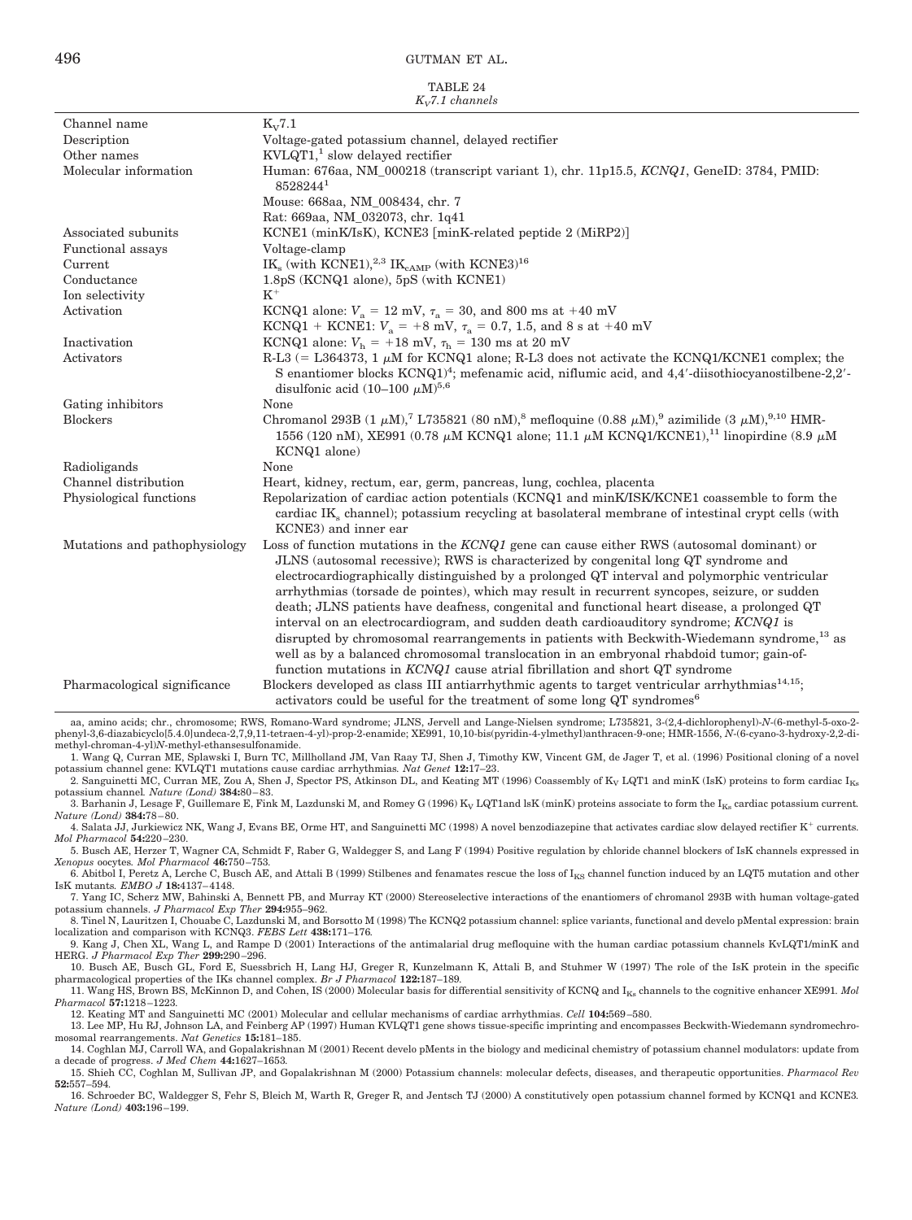TABLE 24
*$K_V$7.1 channels*

| | |
|---|---|
| Channel name | $K_V$7.1 |
| Description | Voltage-gated potassium channel, delayed rectifier |
| Other names | KVLQT1,[1] slow delayed rectifier |
| Molecular information | Human: 676aa, NM_000218 (transcript variant 1), chr. 11p15.5, *KCNQ1*, GeneID: 3784, PMID: 8528244[1]<br>Mouse: 668aa, NM_008434, chr. 7<br>Rat: 669aa, NM_032073, chr. 1q41 |
| Associated subunits | KCNE1 (minK/IsK), KCNE3 [minK-related peptide 2 (MiRP2)] |
| Functional assays | Voltage-clamp |
| Current | $IK_s$ (with KCNE1),[2,3] $IK_{cAMP}$ (with KCNE3)[16] |
| Conductance | 1.8pS (KCNQ1 alone), 5pS (with KCNE1) |
| Ion selectivity | $K^+$ |
| Activation | KCNQ1 alone: $V_a$ = 12 mV, $\tau_a$ = 30, and 800 ms at +40 mV<br>KCNQ1 + KCNE1: $V_a$ = +8 mV, $\tau_a$ = 0.7, 1.5, and 8 s at +40 mV |
| Inactivation | KCNQ1 alone: $V_h$ = +18 mV, $\tau_h$ = 130 ms at 20 mV |
| Activators | R-L3 (= L364373, 1 $\mu$M for KCNQ1 alone; R-L3 does not activate the KCNQ1/KCNE1 complex; the S enantiomer blocks KCNQ1)[4]; mefenamic acid, niflumic acid, and 4,4′-diisothiocyanostilbene-2,2′-disulfonic acid (10–100 $\mu$M)[5,6] |
| Gating inhibitors | None |
| Blockers | Chromanol 293B (1 $\mu$M),[7] L735821 (80 nM),[8] mefloquine (0.88 $\mu$M),[9] azimilide (3 $\mu$M),[9,10] HMR-1556 (120 nM), XE991 (0.78 $\mu$M KCNQ1 alone; 11.1 $\mu$M KCNQ1/KCNE1),[11] linopirdine (8.9 $\mu$M KCNQ1 alone) |
| Radioligands | None |
| Channel distribution | Heart, kidney, rectum, ear, germ, pancreas, lung, cochlea, placenta |
| Physiological functions | Repolarization of cardiac action potentials (KCNQ1 and minK/ISK/KCNE1 coassemble to form the cardiac $IK_s$ channel); potassium recycling at basolateral membrane of intestinal crypt cells (with KCNE3) and inner ear |
| Mutations and pathophysiology | Loss of function mutations in the *KCNQ1* gene can cause either RWS (autosomal dominant) or JLNS (autosomal recessive); RWS is characterized by congenital long QT syndrome and electrocardiographically distinguished by a prolonged QT interval and polymorphic ventricular arrhythmias (torsade de pointes), which may result in recurrent syncopes, seizure, or sudden death; JLNS patients have deafness, congenital and functional heart disease, a prolonged QT interval on an electrocardiogram, and sudden death cardioauditory syndrome; *KCNQ1* is disrupted by chromosomal rearrangements in patients with Beckwith-Wiedemann syndrome,[13] as well as by a balanced chromosomal translocation in an embryonal rhabdoid tumor; gain-of-function mutations in *KCNQ1* cause atrial fibrillation and short QT syndrome |
| Pharmacological significance | Blockers developed as class III antiarrhythmic agents to target ventricular arrhythmias[14,15]; activators could be useful for the treatment of some long QT syndromes[6] |

aa, amino acids; chr., chromosome; RWS, Romano-Ward syndrome; JLNS, Jervell and Lange-Nielsen syndrome; L735821, 3-(2,4-dichlorophenyl)-*N*-(6-methyl-5-oxo-2-phenyl-3,6-diazabicyclo[5.4.0]undeca-2,7,9,11-tetraen-4-yl)-prop-2-enamide; XE991, 10,10-bis(pyridin-4-ylmethyl)anthracen-9-one; HMR-1556, *N*-(6-cyano-3-hydroxy-2,2-dimethyl-chroman-4-yl)*N*-methyl-ethansesulfonamide.

1. Wang Q, Curran ME, Splawski I, Burn TC, Millholland JM, Van Raay TJ, Shen J, Timothy KW, Vincent GM, de Jager T, et al. (1996) Positional cloning of a novel potassium channel gene: KVLQT1 mutations cause cardiac arrhythmias. *Nat Genet* **12:**17–23.
2. Sanguinetti MC, Curran ME, Zou A, Shen J, Spector PS, Atkinson DL, and Keating MT (1996) Coassembly of $K_V$ LQT1 and minK (IsK) proteins to form cardiac $I_{Ks}$ potassium channel. *Nature (Lond)* **384:**80–83.
3. Barhanin J, Lesage F, Guillemare E, Fink M, Lazdunski M, and Romey G (1996) $K_V$ LQT1and lsK (minK) proteins associate to form the $I_{Ks}$ cardiac potassium current. *Nature (Lond)* **384:**78–80.
4. Salata JJ, Jurkiewicz NK, Wang J, Evans BE, Orme HT, and Sanguinetti MC (1998) A novel benzodiazepine that activates cardiac slow delayed rectifier $K^+$ currents. *Mol Pharmacol* **54:**220–230.
5. Busch AE, Herzer T, Wagner CA, Schmidt F, Raber G, Waldegger S, and Lang F (1994) Positive regulation by chloride channel blockers of IsK channels expressed in *Xenopus* oocytes. *Mol Pharmacol* **46:**750–753.
6. Abitbol I, Peretz A, Lerche C, Busch AE, and Attali B (1999) Stilbenes and fenamates rescue the loss of $I_{KS}$ channel function induced by an LQT5 mutation and other IsK mutants. *EMBO J* **18:**4137–4148.
7. Yang IC, Scherz MW, Bahinski A, Bennett PB, and Murray KT (2000) Stereoselective interactions of the enantiomers of chromanol 293B with human voltage-gated potassium channels. *J Pharmacol Exp Ther* **294:**955–962.
8. Tinel N, Lauritzen I, Chouabe C, Lazdunski M, and Borsotto M (1998) The KCNQ2 potassium channel: splice variants, functional and develo pMental expression: brain localization and comparison with KCNQ3. *FEBS Lett* **438:**171–176.
9. Kang J, Chen XL, Wang L, and Rampe D (2001) Interactions of the antimalarial drug mefloquine with the human cardiac potassium channels KvLQT1/minK and HERG. *J Pharmacol Exp Ther* **299:**290–296.
10. Busch AE, Busch GL, Ford E, Suessbrich H, Lang HJ, Greger R, Kunzelmann K, Attali B, and Stuhmer W (1997) The role of the IsK protein in the specific pharmacological properties of the IKs channel complex. *Br J Pharmacol* **122:**187–189.
11. Wang HS, Brown BS, McKinnon D, and Cohen, IS (2000) Molecular basis for differential sensitivity of KCNQ and $I_{Ks}$ channels to the cognitive enhancer XE991. *Mol Pharmacol* **57:**1218–1223.
12. Keating MT and Sanguinetti MC (2001) Molecular and cellular mechanisms of cardiac arrhythmias. *Cell* **104:**569–580.
13. Lee MP, Hu RJ, Johnson LA, and Feinberg AP (1997) Human KVLQT1 gene shows tissue-specific imprinting and encompasses Beckwith-Wiedemann syndromechromosomal rearrangements. *Nat Genetics* **15:**181–185.
14. Coghlan MJ, Carroll WA, and Gopalakrishnan M (2001) Recent develo pMents in the biology and medicinal chemistry of potassium channel modulators: update from a decade of progress. *J Med Chem* **44:**1627–1653.
15. Shieh CC, Coghlan M, Sullivan JP, and Gopalakrishnan M (2000) Potassium channels: molecular defects, diseases, and therapeutic opportunities. *Pharmacol Rev* **52:**557–594.
16. Schroeder BC, Waldegger S, Fehr S, Bleich M, Warth R, Greger R, and Jentsch TJ (2000) A constitutively open potassium channel formed by KCNQ1 and KCNE3. *Nature (Lond)* **403:**196–199.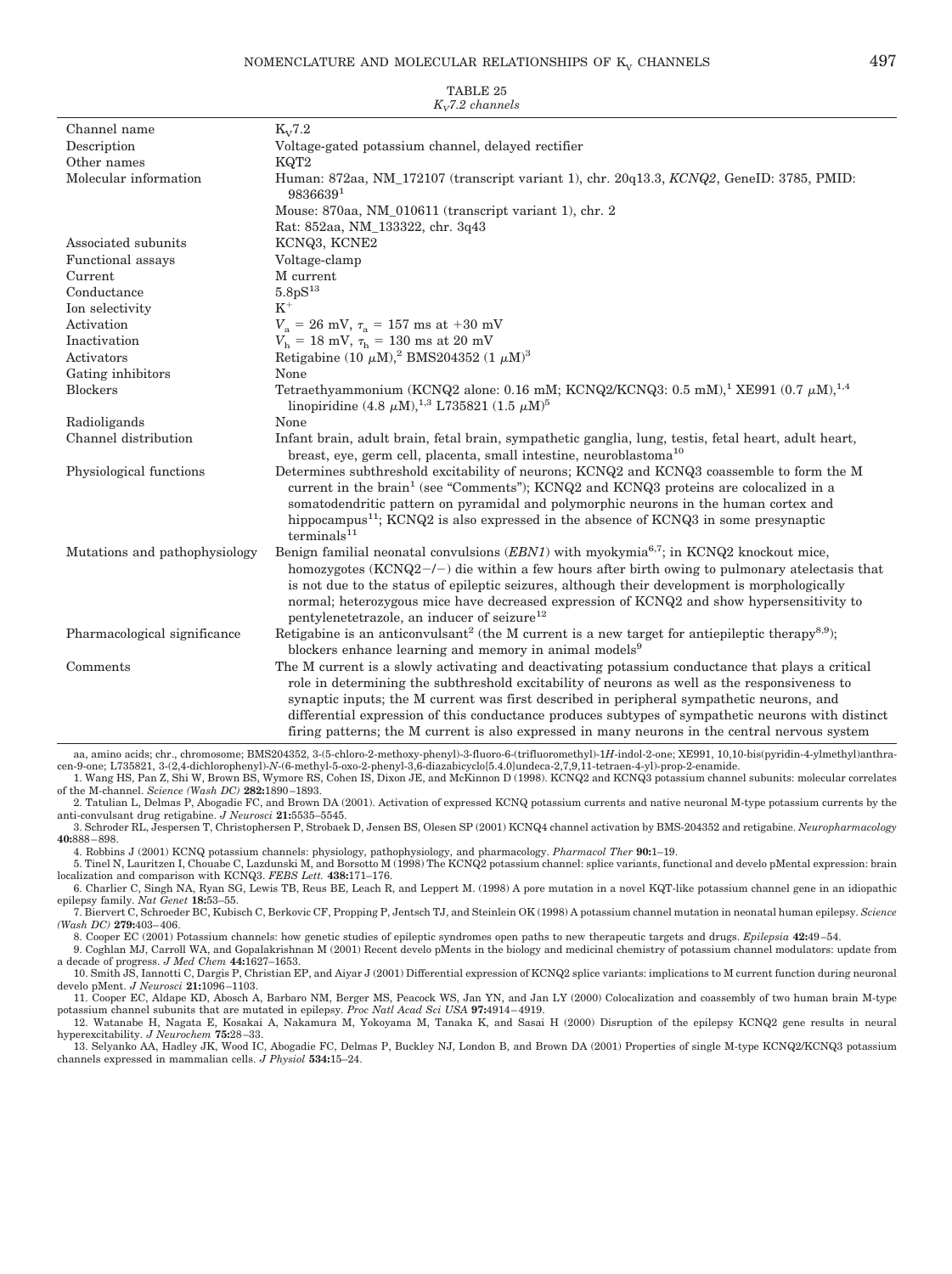TABLE 25

*$K_V$7.2 channels*

| | |
|---|---|
| Channel name | $K_V$7.2 |
| Description | Voltage-gated potassium channel, delayed rectifier |
| Other names | KQT2 |
| Molecular information | Human: 872aa, NM_172107 (transcript variant 1), chr. 20q13.3, *KCNQ2*, GeneID: 3785, PMID: 9836639[1]<br>Mouse: 870aa, NM_010611 (transcript variant 1), chr. 2<br>Rat: 852aa, NM_133322, chr. 3q43 |
| Associated subunits | KCNQ3, KCNE2 |
| Functional assays | Voltage-clamp |
| Current | M current |
| Conductance | 5.8pS[13] |
| Ion selectivity | $K^+$ |
| Activation | $V_a$ = 26 mV, $\tau_a$ = 157 ms at +30 mV |
| Inactivation | $V_h$ = 18 mV, $\tau_h$ = 130 ms at 20 mV |
| Activators | Retigabine (10 μM),[2] BMS204352 (1 μM)[3] |
| Gating inhibitors | None |
| Blockers | Tetraethyammonium (KCNQ2 alone: 0.16 mM; KCNQ2/KCNQ3: 0.5 mM),[1] XE991 (0.7 μM),[1,4] linopiridine (4.8 μM),[1,3] L735821 (1.5 μM)[5] |
| Radioligands | None |
| Channel distribution | Infant brain, adult brain, fetal brain, sympathetic ganglia, lung, testis, fetal heart, adult heart, breast, eye, germ cell, placenta, small intestine, neuroblastoma[10] |
| Physiological functions | Determines subthreshold excitability of neurons; KCNQ2 and KCNQ3 coassemble to form the M current in the brain[1] (see "Comments"); KCNQ2 and KCNQ3 proteins are colocalized in a somatodendritic pattern on pyramidal and polymorphic neurons in the human cortex and hippocampus[11]; KCNQ2 is also expressed in the absence of KCNQ3 in some presynaptic terminals[11] |
| Mutations and pathophysiology | Benign familial neonatal convulsions (*EBN1*) with myokymia[6,7]; in KCNQ2 knockout mice, homozygotes (KCNQ2−/−) die within a few hours after birth owing to pulmonary atelectasis that is not due to the status of epileptic seizures, although their development is morphologically normal; heterozygous mice have decreased expression of KCNQ2 and show hypersensitivity to pentylenetetrazole, an inducer of seizure[12] |
| Pharmacological significance | Retigabine is an anticonvulsant[2] (the M current is a new target for antiepileptic therapy[8,9]); blockers enhance learning and memory in animal models[9] |
| Comments | The M current is a slowly activating and deactivating potassium conductance that plays a critical role in determining the subthreshold excitability of neurons as well as the responsiveness to synaptic inputs; the M current was first described in peripheral sympathetic neurons, and differential expression of this conductance produces subtypes of sympathetic neurons with distinct firing patterns; the M current is also expressed in many neurons in the central nervous system |

aa, amino acids; chr., chromosome; BMS204352, 3-(5-chloro-2-methoxy-phenyl)-3-fluoro-6-(trifluoromethyl)-1*H*-indol-2-one; XE991, 10,10-bis(pyridin-4-ylmethyl)anthracen-9-one; L735821, 3-(2,4-dichlorophenyl)-*N*-(6-methyl-5-oxo-2-phenyl-3,6-diazabicyclo[5.4.0]undeca-2,7,9,11-tetraen-4-yl)-prop-2-enamide.

1. Wang HS, Pan Z, Shi W, Brown BS, Wymore RS, Cohen IS, Dixon JE, and McKinnon D (1998). KCNQ2 and KCNQ3 potassium channel subunits: molecular correlates of the M-channel. *Science (Wash DC)* **282:**1890–1893.
2. Tatulian L, Delmas P, Abogadie FC, and Brown DA (2001). Activation of expressed KCNQ potassium currents and native neuronal M-type potassium currents by the anti-convulsant drug retigabine. *J Neurosci* **21:**5535–5545.
3. Schroder RL, Jespersen T, Christophersen P, Strobaek D, Jensen BS, Olesen SP (2001) KCNQ4 channel activation by BMS-204352 and retigabine. *Neuropharmacology* **40:**888–898.
4. Robbins J (2001) KCNQ potassium channels: physiology, pathophysiology, and pharmacology. *Pharmacol Ther* **90:**1–19.
5. Tinel N, Lauritzen I, Chouabe C, Lazdunski M, and Borsotto M (1998) The KCNQ2 potassium channel: splice variants, functional and develo pMental expression: brain localization and comparison with KCNQ3. *FEBS Lett.* **438:**171–176.
6. Charlier C, Singh NA, Ryan SG, Lewis TB, Reus BE, Leach R, and Leppert M. (1998) A pore mutation in a novel KQT-like potassium channel gene in an idiopathic epilepsy family. *Nat Genet* **18:**53–55.
7. Biervert C, Schroeder BC, Kubisch C, Berkovic CF, Propping P, Jentsch TJ, and Steinlein OK (1998) A potassium channel mutation in neonatal human epilepsy. *Science (Wash DC)* **279:**403–406.
8. Cooper EC (2001) Potassium channels: how genetic studies of epileptic syndromes open paths to new therapeutic targets and drugs. *Epilepsia* **42:**49–54.
9. Coghlan MJ, Carroll WA, and Gopalakrishnan M (2001) Recent develo pMents in the biology and medicinal chemistry of potassium channel modulators: update from a decade of progress. *J Med Chem* **44:**1627–1653.
10. Smith JS, Iannotti C, Dargis P, Christian EP, and Aiyar J (2001) Differential expression of KCNQ2 splice variants: implications to M current function during neuronal develo pMent. *J Neurosci* **21:**1096–1103.
11. Cooper EC, Aldape KD, Abosch A, Barbaro NM, Berger MS, Peacock WS, Jan YN, and Jan LY (2000) Colocalization and coassembly of two human brain M-type potassium channel subunits that are mutated in epilepsy. *Proc Natl Acad Sci USA* **97:**4914–4919.
12. Watanabe H, Nagata E, Kosakai A, Nakamura M, Yokoyama M, Tanaka K, and Sasai H (2000) Disruption of the epilepsy KCNQ2 gene results in neural hyperexcitability. *J Neurochem* **75:**28–33.
13. Selyanko AA, Hadley JK, Wood IC, Abogadie FC, Delmas P, Buckley NJ, London B, and Brown DA (2001) Properties of single M-type KCNQ2/KCNQ3 potassium channels expressed in mammalian cells. *J Physiol* **534:**15–24.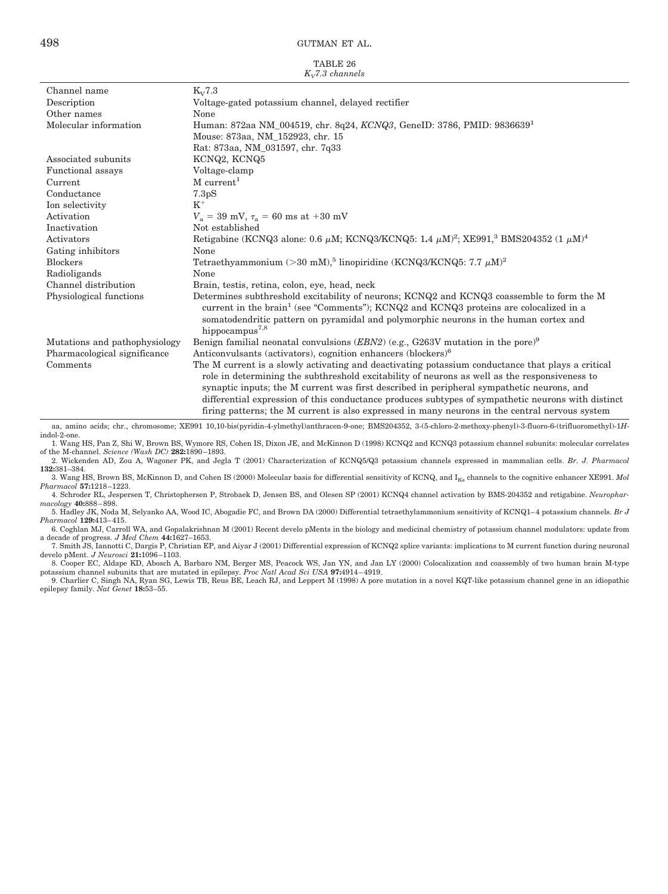TABLE 26

*$K_V$7.3 channels*

| | |
|---|---|
| Channel name | $K_V$7.3 |
| Description | Voltage-gated potassium channel, delayed rectifier |
| Other names | None |
| Molecular information | Human: 872aa NM_004519, chr. 8q24, *KCNQ3*, GeneID: 3786, PMID: 9836639[1]<br>Mouse: 873aa, NM_152923, chr. 15<br>Rat: 873aa, NM_031597, chr. 7q33 |
| Associated subunits | KCNQ2, KCNQ5 |
| Functional assays | Voltage-clamp |
| Current | M current[1] |
| Conductance | 7.3pS |
| Ion selectivity | $K^+$ |
| Activation | $V_a$ = 39 mV, $\tau_a$ = 60 ms at +30 mV |
| Inactivation | Not established |
| Activators | Retigabine (KCNQ3 alone: 0.6 μM; KCNQ3/KCNQ5: 1.4 μM)[2]; XE991,[3] BMS204352 (1 μM)[4] |
| Gating inhibitors | None |
| Blockers | Tetraethyammonium (>30 mM),[5] linopiridine (KCNQ3/KCNQ5: 7.7 μM)[2] |
| Radioligands | None |
| Channel distribution | Brain, testis, retina, colon, eye, head, neck |
| Physiological functions | Determines subthreshold excitability of neurons; KCNQ2 and KCNQ3 coassemble to form the M current in the brain[1] (see "Comments"); KCNQ2 and KCNQ3 proteins are colocalized in a somatodendritic pattern on pyramidal and polymorphic neurons in the human cortex and hippocampus[7,8] |
| Mutations and pathophysiology | Benign familial neonatal convulsions (*EBN2*) (e.g., G263V mutation in the pore)[9] |
| Pharmacological significance | Anticonvulsants (activators), cognition enhancers (blockers)[6] |
| Comments | The M current is a slowly activating and deactivating potassium conductance that plays a critical role in determining the subthreshold excitability of neurons as well as the responsiveness to synaptic inputs; the M current was first described in peripheral sympathetic neurons, and differential expression of this conductance produces subtypes of sympathetic neurons with distinct firing patterns; the M current is also expressed in many neurons in the central nervous system |

aa, amino acids; chr., chromosome; XE991 10,10-bis(pyridin-4-ylmethyl)anthracen-9-one; BMS204352, 3-(5-chloro-2-methoxy-phenyl)-3-fluoro-6-(trifluoromethyl)-1*H*-indol-2-one.

1. Wang HS, Pan Z, Shi W, Brown BS, Wymore RS, Cohen IS, Dixon JE, and McKinnon D (1998) KCNQ2 and KCNQ3 potassium channel subunits: molecular correlates of the M-channel. *Science (Wash DC)* **282:**1890–1893.
2. Wickenden AD, Zou A, Wagoner PK, and Jegla T (2001) Characterization of KCNQ5/Q3 potassium channels expressed in mammalian cells. *Br. J. Pharmacol* **132:**381–384.
3. Wang HS, Brown BS, McKinnon D, and Cohen IS (2000) Molecular basis for differential sensitivity of KCNQ, and $I_{Ks}$ channels to the cognitive enhancer XE991. *Mol Pharmacol* **57:**1218–1223.
4. Schroder RL, Jespersen T, Christophersen P, Strobaek D, Jensen BS, and Olesen SP (2001) KCNQ4 channel activation by BMS-204352 and retigabine. *Neuropharmacology* **40:**888–898.
5. Hadley JK, Noda M, Selyanko AA, Wood IC, Abogadie FC, and Brown DA (2000) Differential tetraethylammonium sensitivity of KCNQ1–4 potassium channels. *Br J Pharmacol* **129:**413–415.
6. Coghlan MJ, Carroll WA, and Gopalakrishnan M (2001) Recent develo pMents in the biology and medicinal chemistry of potassium channel modulators: update from a decade of progress. *J Med Chem* **44:**1627–1653.
7. Smith JS, Iannotti C, Dargis P, Christian EP, and Aiyar J (2001) Differential expression of KCNQ2 splice variants: implications to M current function during neuronal develo pMent. *J Neurosci* **21:**1096–1103.
8. Cooper EC, Aldape KD, Abosch A, Barbaro NM, Berger MS, Peacock WS, Jan YN, and Jan LY (2000) Colocalization and coassembly of two human brain M-type potassium channel subunits that are mutated in epilepsy. *Proc Natl Acad Sci USA* **97:**4914–4919.
9. Charlier C, Singh NA, Ryan SG, Lewis TB, Reus BE, Leach RJ, and Leppert M (1998) A pore mutation in a novel KQT-like potassium channel gene in an idiopathic epilepsy family. *Nat Genet* **18:**53–55.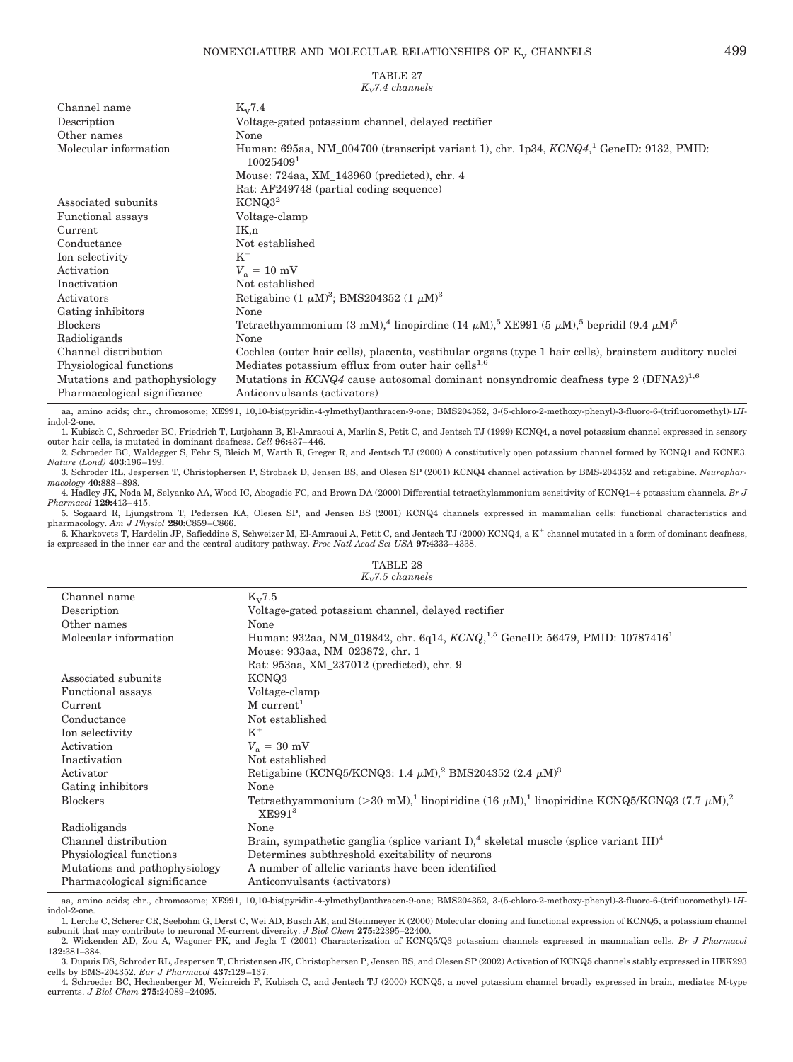TABLE 27
*$K_V$7.4 channels*

| | |
|---|---|
| Channel name | $K_V$7.4 |
| Description | Voltage-gated potassium channel, delayed rectifier |
| Other names | None |
| Molecular information | Human: 695aa, NM_004700 (transcript variant 1), chr. 1p34, *KCNQ4*,[1] GeneID: 9132, PMID: 10025409[1] |
| | Mouse: 724aa, XM_143960 (predicted), chr. 4 |
| | Rat: AF249748 (partial coding sequence) |
| Associated subunits | KCNQ3[2] |
| Functional assays | Voltage-clamp |
| Current | IK,n |
| Conductance | Not established |
| Ion selectivity | $K^+$ |
| Activation | $V_a$ = 10 mV |
| Inactivation | Not established |
| Activators | Retigabine (1 μM)[3]; BMS204352 (1 μM)[3] |
| Gating inhibitors | None |
| Blockers | Tetraethyammonium (3 mM),[4] linopirdine (14 μM),[5] XE991 (5 μM),[5] bepridil (9.4 μM)[5] |
| Radioligands | None |
| Channel distribution | Cochlea (outer hair cells), placenta, vestibular organs (type 1 hair cells), brainstem auditory nuclei |
| Physiological functions | Mediates potassium efflux from outer hair cells[1,6] |
| Mutations and pathophysiology | Mutations in *KCNQ4* cause autosomal dominant nonsyndromic deafness type 2 (DFNA2)[1,6] |
| Pharmacological significance | Anticonvulsants (activators) |

aa, amino acids; chr., chromosome; XE991, 10,10-bis(pyridin-4-ylmethyl)anthracen-9-one; BMS204352, 3-(5-chloro-2-methoxy-phenyl)-3-fluoro-6-(trifluoromethyl)-1*H*-indol-2-one.

1. Kubisch C, Schroeder BC, Friedrich T, Lutjohann B, El-Amraoui A, Marlin S, Petit C, and Jentsch TJ (1999) KCNQ4, a novel potassium channel expressed in sensory outer hair cells, is mutated in dominant deafness. *Cell* **96:**437–446.
2. Schroeder BC, Waldegger S, Fehr S, Bleich M, Warth R, Greger R, and Jentsch TJ (2000) A constitutively open potassium channel formed by KCNQ1 and KCNE3. *Nature (Lond)* **403:**196–199.
3. Schroder RL, Jespersen T, Christophersen P, Strobaek D, Jensen BS, and Olesen SP (2001) KCNQ4 channel activation by BMS-204352 and retigabine. *Neuropharmacology* **40:**888–898.
4. Hadley JK, Noda M, Selyanko AA, Wood IC, Abogadie FC, and Brown DA (2000) Differential tetraethylammonium sensitivity of KCNQ1–4 potassium channels. *Br J Pharmacol* **129:**413–415.
5. Sogaard R, Ljungstrom T, Pedersen KA, Olesen SP, and Jensen BS (2001) KCNQ4 channels expressed in mammalian cells: functional characteristics and pharmacology. *Am J Physiol* **280:**C859–C866.
6. Kharkovets T, Hardelin JP, Safieddine S, Schweizer M, El-Amraoui A, Petit C, and Jentsch TJ (2000) KCNQ4, a $K^+$ channel mutated in a form of dominant deafness, is expressed in the inner ear and the central auditory pathway. *Proc Natl Acad Sci USA* **97:**4333–4338.

TABLE 28
*$K_V$7.5 channels*

| | |
|---|---|
| Channel name | $K_V$7.5 |
| Description | Voltage-gated potassium channel, delayed rectifier |
| Other names | None |
| Molecular information | Human: 932aa, NM_019842, chr. 6q14, *KCNQ*,[1,5] GeneID: 56479, PMID: 10787416[1] |
| | Mouse: 933aa, NM_023872, chr. 1 |
| | Rat: 953aa, XM_237012 (predicted), chr. 9 |
| Associated subunits | KCNQ3 |
| Functional assays | Voltage-clamp |
| Current | M current[1] |
| Conductance | Not established |
| Ion selectivity | $K^+$ |
| Activation | $V_a$ = 30 mV |
| Inactivation | Not established |
| Activator | Retigabine (KCNQ5/KCNQ3: 1.4 μM),[2] BMS204352 (2.4 μM)[3] |
| Gating inhibitors | None |
| Blockers | Tetraethyammonium (>30 mM),[1] linopiridine (16 μM),[1] linopiridine KCNQ5/KCNQ3 (7.7 μM),[2] XE991[3] |
| Radioligands | None |
| Channel distribution | Brain, sympathetic ganglia (splice variant I),[4] skeletal muscle (splice variant III)[4] |
| Physiological functions | Determines subthreshold excitability of neurons |
| Mutations and pathophysiology | A number of allelic variants have been identified |
| Pharmacological significance | Anticonvulsants (activators) |

aa, amino acids; chr., chromosome; XE991, 10,10-bis(pyridin-4-ylmethyl)anthracen-9-one; BMS204352, 3-(5-chloro-2-methoxy-phenyl)-3-fluoro-6-(trifluoromethyl)-1*H*-indol-2-one.

1. Lerche C, Scherer CR, Seebohm G, Derst C, Wei AD, Busch AE, and Steinmeyer K (2000) Molecular cloning and functional expression of KCNQ5, a potassium channel subunit that may contribute to neuronal M-current diversity. *J Biol Chem* **275:**22395–22400.
2. Wickenden AD, Zou A, Wagoner PK, and Jegla T (2001) Characterization of KCNQ5/Q3 potassium channels expressed in mammalian cells. *Br J Pharmacol* **132:**381–384.
3. Dupuis DS, Schroder RL, Jespersen T, Christensen JK, Christophersen P, Jensen BS, and Olesen SP (2002) Activation of KCNQ5 channels stably expressed in HEK293 cells by BMS-204352. *Eur J Pharmacol* **437:**129–137.
4. Schroeder BC, Hechenberger M, Weinreich F, Kubisch C, and Jentsch TJ (2000) KCNQ5, a novel potassium channel broadly expressed in brain, mediates M-type currents. *J Biol Chem* **275:**24089–24095.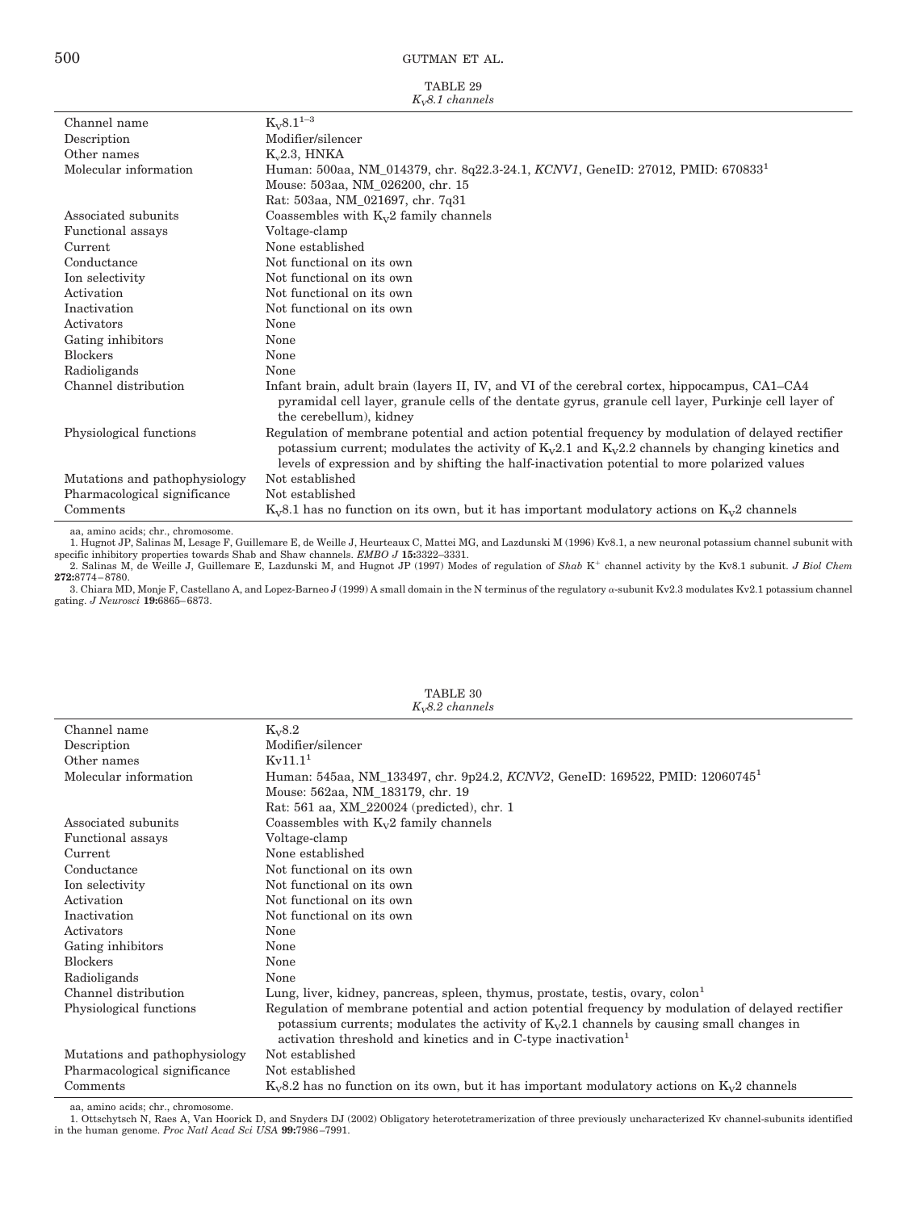TABLE 29
*$K_V$8.1 channels*

| Channel name | $K_V$8.1[1–3] |
|---|---|
| Description | Modifier/silencer |
| Other names | $K_v$2.3, HNKA |
| Molecular information | Human: 500aa, NM_014379, chr. 8q22.3-24.1, *KCNV1*, GeneID: 27012, PMID: 670833[1]<br>Mouse: 503aa, NM_026200, chr. 15<br>Rat: 503aa, NM_021697, chr. 7q31 |
| Associated subunits | Coassembles with $K_V$2 family channels |
| Functional assays | Voltage-clamp |
| Current | None established |
| Conductance | Not functional on its own |
| Ion selectivity | Not functional on its own |
| Activation | Not functional on its own |
| Inactivation | Not functional on its own |
| Activators | None |
| Gating inhibitors | None |
| Blockers | None |
| Radioligands | None |
| Channel distribution | Infant brain, adult brain (layers II, IV, and VI of the cerebral cortex, hippocampus, CA1–CA4 pyramidal cell layer, granule cells of the dentate gyrus, granule cell layer, Purkinje cell layer of the cerebellum), kidney |
| Physiological functions | Regulation of membrane potential and action potential frequency by modulation of delayed rectifier potassium current; modulates the activity of $K_V$2.1 and $K_V$2.2 channels by changing kinetics and levels of expression and by shifting the half-inactivation potential to more polarized values |
| Mutations and pathophysiology | Not established |
| Pharmacological significance | Not established |
| Comments | $K_V$8.1 has no function on its own, but it has important modulatory actions on $K_V$2 channels |

aa, amino acids; chr., chromosome.

1. Hugnot JP, Salinas M, Lesage F, Guillemare E, de Weille J, Heurteaux C, Mattei MG, and Lazdunski M (1996) Kv8.1, a new neuronal potassium channel subunit with specific inhibitory properties towards Shab and Shaw channels. *EMBO J* **15:**3322–3331.
2. Salinas M, de Weille J, Guillemare E, Lazdunski M, and Hugnot JP (1997) Modes of regulation of *Shab* $K^+$ channel activity by the Kv8.1 subunit. *J Biol Chem* **272:**8774–8780.
3. Chiara MD, Monje F, Castellano A, and Lopez-Barneo J (1999) A small domain in the N terminus of the regulatory α-subunit Kv2.3 modulates Kv2.1 potassium channel gating. *J Neurosci* **19:**6865–6873.

TABLE 30
*$K_V$8.2 channels*

| Channel name | $K_V$8.2 |
|---|---|
| Description | Modifier/silencer |
| Other names | Kv11.1[1] |
| Molecular information | Human: 545aa, NM_133497, chr. 9p24.2, *KCNV2*, GeneID: 169522, PMID: 12060745[1]<br>Mouse: 562aa, NM_183179, chr. 19<br>Rat: 561 aa, XM_220024 (predicted), chr. 1 |
| Associated subunits | Coassembles with $K_V$2 family channels |
| Functional assays | Voltage-clamp |
| Current | None established |
| Conductance | Not functional on its own |
| Ion selectivity | Not functional on its own |
| Activation | Not functional on its own |
| Inactivation | Not functional on its own |
| Activators | None |
| Gating inhibitors | None |
| Blockers | None |
| Radioligands | None |
| Channel distribution | Lung, liver, kidney, pancreas, spleen, thymus, prostate, testis, ovary, colon[1] |
| Physiological functions | Regulation of membrane potential and action potential frequency by modulation of delayed rectifier potassium currents; modulates the activity of $K_V$2.1 channels by causing small changes in activation threshold and kinetics and in C-type inactivation[1] |
| Mutations and pathophysiology | Not established |
| Pharmacological significance | Not established |
| Comments | $K_V$8.2 has no function on its own, but it has important modulatory actions on $K_V$2 channels |

aa, amino acids; chr., chromosome.

1. Ottschytsch N, Raes A, Van Hoorick D, and Snyders DJ (2002) Obligatory heterotetramerization of three previously uncharacterized Kv channel-subunits identified in the human genome. *Proc Natl Acad Sci USA* **99:**7986–7991.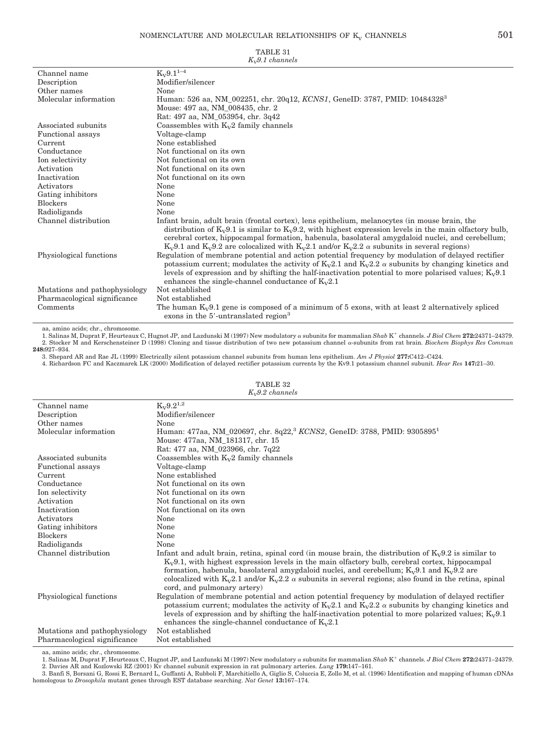TABLE 31
*$K_V$9.1 channels*

| | |
|---|---|
| Channel name | $K_V$9.1[1–4] |
| Description | Modifier/silencer |
| Other names | None |
| Molecular information | Human: 526 aa, NM_002251, chr. 20q12, *KCNS1*, GeneID: 3787, PMID: 10484328[3]<br>Mouse: 497 aa, NM_008435, chr. 2<br>Rat: 497 aa, NM_053954, chr. 3q42 |
| Associated subunits | Coassembles with $K_V$2 family channels |
| Functional assays | Voltage-clamp |
| Current | None established |
| Conductance | Not functional on its own |
| Ion selectivity | Not functional on its own |
| Activation | Not functional on its own |
| Inactivation | Not functional on its own |
| Activators | None |
| Gating inhibitors | None |
| Blockers | None |
| Radioligands | None |
| Channel distribution | Infant brain, adult brain (frontal cortex), lens epithelium, melanocytes (in mouse brain, the distribution of $K_V$9.1 is similar to $K_V$9.2, with highest expression levels in the main olfactory bulb, cerebral cortex, hippocampal formation, habenula, basolateral amygdaloid nuclei, and cerebellum; $K_V$9.1 and $K_V$9.2 are colocalized with $K_V$2.1 and/or $K_V$2.2 α subunits in several regions) |
| Physiological functions | Regulation of membrane potential and action potential frequency by modulation of delayed rectifier potassium current; modulates the activity of $K_V$2.1 and $K_V$2.2 α subunits by changing kinetics and levels of expression and by shifting the half-inactivation potential to more polarised values; $K_V$9.1 enhances the single-channel conductance of $K_V$2.1 |
| Mutations and pathophysiology | Not established |
| Pharmacological significance | Not established |
| Comments | The human $K_V$9.1 gene is composed of a minimum of 5 exons, with at least 2 alternatively spliced exons in the 5′-untranslated region[3] |

aa, amino acids; chr., chromosome.

1. Salinas M, Duprat F, Heurteaux C, Hugnot JP, and Lazdunski M (1997) New modulatory α subunits for mammalian *Shab* $K^+$ channels. *J Biol Chem* **272:**24371–24379.
2. Stocker M and Kerschensteiner D (1998) Cloning and tissue distribution of two new potassium channel α-subunits from rat brain. *Biochem Biophys Res Commun* **248:**927–934.
3. Shepard AR and Rae JL (1999) Electrically silent potassium channel subunits from human lens epithelium. *Am J Physiol* **277:**C412–C424.
4. Richardson FC and Kaczmarek LK (2000) Modification of delayed rectifier potassium currents by the Kv9.1 potassium channel subunit. *Hear Res* **147:**21–30.

TABLE 32
*$K_V$9.2 channels*

| | |
|---|---|
| Channel name | $K_V$9.2[1,2] |
| Description | Modifier/silencer |
| Other names | None |
| Molecular information | Human: 477aa, NM_020697, chr. 8q22,[3] *KCNS2*, GeneID: 3788, PMID: 9305895[1]<br>Mouse: 477aa, NM_181317, chr. 15<br>Rat: 477 aa, NM_023966, chr. 7q22 |
| Associated subunits | Coassembles with $K_V$2 family channels |
| Functional assays | Voltage-clamp |
| Current | None established |
| Conductance | Not functional on its own |
| Ion selectivity | Not functional on its own |
| Activation | Not functional on its own |
| Inactivation | Not functional on its own |
| Activators | None |
| Gating inhibitors | None |
| Blockers | None |
| Radioligands | None |
| Channel distribution | Infant and adult brain, retina, spinal cord (in mouse brain, the distribution of $K_V$9.2 is similar to $K_V$9.1, with highest expression levels in the main olfactory bulb, cerebral cortex, hippocampal formation, habenula, basolateral amygdaloid nuclei, and cerebellum; $K_V$9.1 and $K_V$9.2 are colocalized with $K_V$2.1 and/or $K_V$2.2 α subunits in several regions; also found in the retina, spinal cord, and pulmonary artery) |
| Physiological functions | Regulation of membrane potential and action potential frequency by modulation of delayed rectifier potassium current; modulates the activity of $K_V$2.1 and $K_V$2.2 α subunits by changing kinetics and levels of expression and by shifting the half-inactivation potential to more polarized values; $K_V$9.1 enhances the single-channel conductance of $K_V$2.1 |
| Mutations and pathophysiology | Not established |
| Pharmacological significance | Not established |

aa, amino acids; chr., chromosome.

1. Salinas M, Duprat F, Heurteaux C, Hugnot JP, and Lazdunski M (1997) New modulatory α subunits for mammalian *Shab* $K^+$ channels. *J Biol Chem* **272:**24371–24379.
2. Davies AR and Kozlowski RZ (2001) Kv channel subunit expression in rat pulmonary arteries. *Lung* **179:**147–161.
3. Banfi S, Borsani G, Rossi E, Bernard L, Guffanti A, Rubboli F, Marchitiello A, Giglio S, Coluccia E, Zollo M, et al. (1996) Identification and mapping of human cDNAs homologous to *Drosophila* mutant genes through EST database searching. *Nat Genet* **13:**167–174.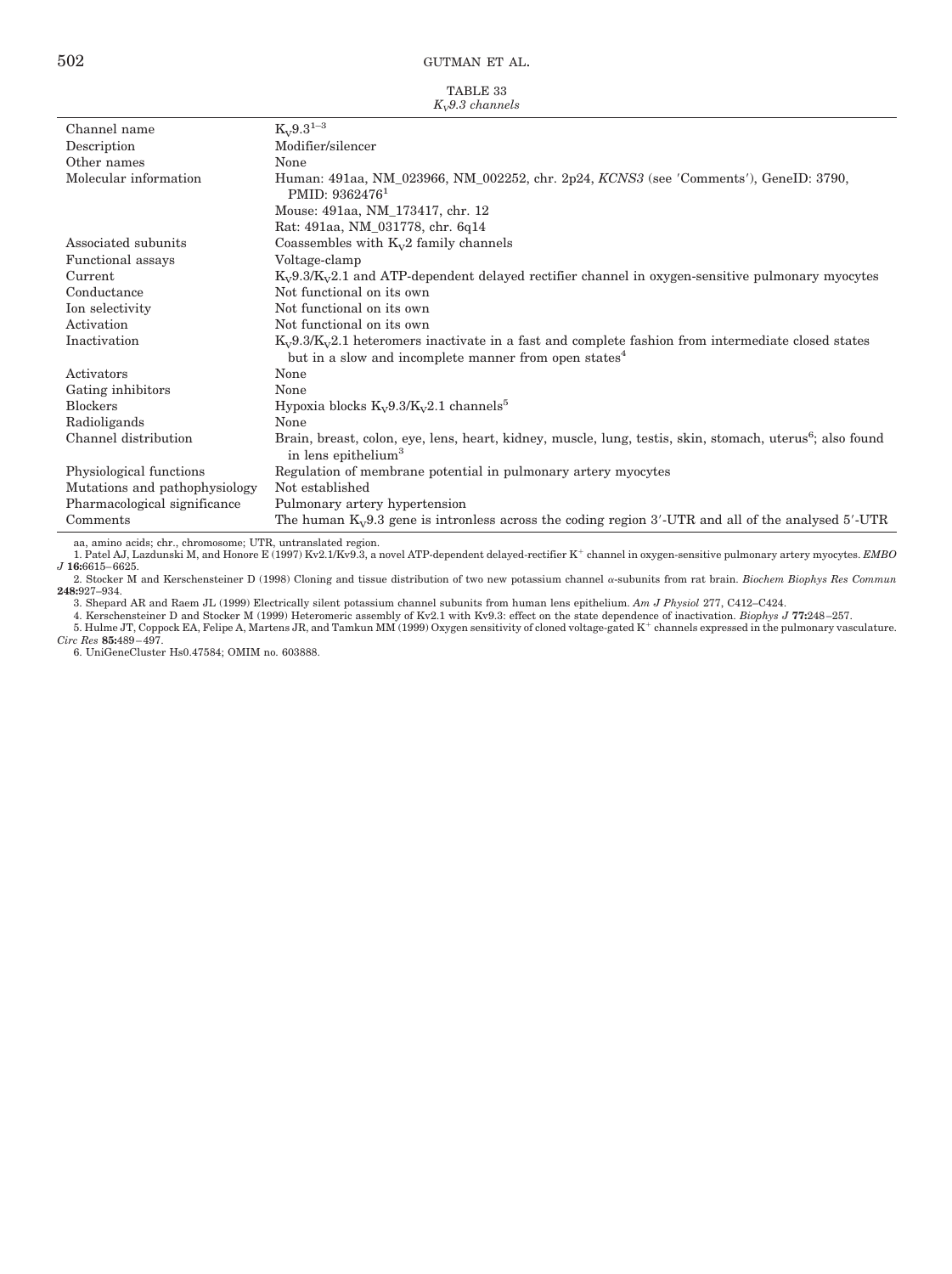TABLE 33
*$K_V$9.3 channels*

| | |
|---|---|
| Channel name | $K_V$9.3[1–3] |
| Description | Modifier/silencer |
| Other names | None |
| Molecular information | Human: 491aa, NM_023966, NM_002252, chr. 2p24, *KCNS3* (see 'Comments'), GeneID: 3790, PMID: 9362476[1] |
| | Mouse: 491aa, NM_173417, chr. 12 |
| | Rat: 491aa, NM_031778, chr. 6q14 |
| Associated subunits | Coassembles with $K_V$2 family channels |
| Functional assays | Voltage-clamp |
| Current | $K_V$9.3/$K_V$2.1 and ATP-dependent delayed rectifier channel in oxygen-sensitive pulmonary myocytes |
| Conductance | Not functional on its own |
| Ion selectivity | Not functional on its own |
| Activation | Not functional on its own |
| Inactivation | $K_V$9.3/$K_V$2.1 heteromers inactivate in a fast and complete fashion from intermediate closed states but in a slow and incomplete manner from open states[4] |
| Activators | None |
| Gating inhibitors | None |
| Blockers | Hypoxia blocks $K_V$9.3/$K_V$2.1 channels[5] |
| Radioligands | None |
| Channel distribution | Brain, breast, colon, eye, lens, heart, kidney, muscle, lung, testis, skin, stomach, uterus[6]; also found in lens epithelium[3] |
| Physiological functions | Regulation of membrane potential in pulmonary artery myocytes |
| Mutations and pathophysiology | Not established |
| Pharmacological significance | Pulmonary artery hypertension |
| Comments | The human $K_V$9.3 gene is intronless across the coding region 3′-UTR and all of the analysed 5′-UTR |

aa, amino acids; chr., chromosome; UTR, untranslated region.

1. Patel AJ, Lazdunski M, and Honore E (1997) Kv2.1/Kv9.3, a novel ATP-dependent delayed-rectifier $K^+$ channel in oxygen-sensitive pulmonary artery myocytes. *EMBO J* **16:**6615–6625.
2. Stocker M and Kerschensteiner D (1998) Cloning and tissue distribution of two new potassium channel α-subunits from rat brain. *Biochem Biophys Res Commun* **248:**927–934.
3. Shepard AR and Raem JL (1999) Electrically silent potassium channel subunits from human lens epithelium. *Am J Physiol* 277, C412–C424.
4. Kerschensteiner D and Stocker M (1999) Heteromeric assembly of Kv2.1 with Kv9.3: effect on the state dependence of inactivation. *Biophys J* **77:**248–257.
5. Hulme JT, Coppock EA, Felipe A, Martens JR, and Tamkun MM (1999) Oxygen sensitivity of cloned voltage-gated $K^+$ channels expressed in the pulmonary vasculature. *Circ Res* **85:**489–497.
6. UniGeneCluster Hs0.47584; OMIM no. 603888.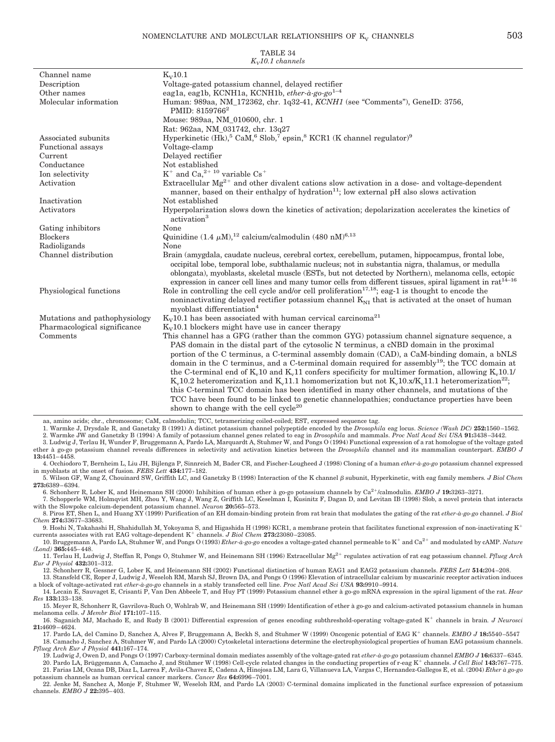TABLE 34
*$K_V$10.1 channels*

| | |
|---|---|
| Channel name | $K_V$10.1 |
| Description | Voltage-gated potassium channel, delayed rectifier |
| Other names | eag1a, eag1b, KCNH1a, KCNH1b, *ether-à-go-go*[1–4] |
| Molecular information | Human: 989aa, NM_172362, chr. 1q32-41, *KCNH1* (see "Comments"), GeneID: 3756, PMID: 8159766[2] |
| | Mouse: 989aa, NM_010600, chr. 1 |
| | Rat: 962aa, NM_031742, chr. 13q27 |
| Associated subunits | Hyperkinetic (Hk),[5] CaM,[6] Slob,[7] epsin,[8] KCR1 (K channel regulator)[9] |
| Functional assays | Voltage-clamp |
| Current | Delayed rectifier |
| Conductance | Not established |
| Ion selectivity | $K^+$ and $Ca$,[2+ 10] variable $Cs^+$ |
| Activation | Extracellular $Mg^{2+}$ and other divalent cations slow activation in a dose- and voltage-dependent manner, based on their enthalpy of hydration[11]; low external pH also slows activation |
| Inactivation | Not established |
| Activators | Hyperpolarization slows down the kinetics of activation; depolarization accelerates the kinetics of activation[3] |
| Gating inhibitors | None |
| Blockers | Quinidine (1.4 $\mu$M),[12] calcium/calmodulin (480 nM)[6,13] |
| Radioligands | None |
| Channel distribution | Brain (amygdala, caudate nucleus, cerebral cortex, cerebellum, putamen, hippocampus, frontal lobe, occipital lobe, temporal lobe, subthalamic nucleus; not in substantia nigra, thalamus, or medulla oblongata), myoblasts, skeletal muscle (ESTs, but not detected by Northern), melanoma cells, ectopic expression in cancer cell lines and many tumor cells from different tissues, spiral ligament in rat[14–16] |
| Physiological functions | Role in controlling the cell cycle and/or cell proliferation[17,18]; eag-1 is thought to encode the noninactivating delayed rectifier potassium channel $K_{NI}$ that is activated at the onset of human myoblast differentiation[4] |
| Mutations and pathophysiology | $K_V$10.1 has been associated with human cervical carcinoma[21] |
| Pharmacological significance | $K_V$10.1 blockers might have use in cancer therapy |
| Comments | This channel has a GFG (rather than the common GYG) potassium channel signature sequence, a PAS domain in the distal part of the cytosolic N terminus, a cNBD domain in the proximal portion of the C terminus, a C-terminal assembly domain (CAD), a CaM-binding domain, a bNLS domain in the C terminus, and a C-terminal domain required for assembly[19]; the TCC domain at the C-terminal end of $K_v$10 and $K_v$11 confers specificity for multimer formation, allowing $K_v$10.1/$K_v$10.2 heteromerization and $K_v$11.1 homomerization but not $K_v$10.x/$K_v$11.1 heteromerization[22]; this C-terminal TCC domain has been identified in many other channels, and mutations of the TCC have been found to be linked to genetic channelopathies; conductance properties have been shown to change with the cell cycle[20] |

aa, amino acids; chr., chromosome; CaM, calmodulin; TCC, tetramerizing coiled-coiled; EST, expressed sequence tag.

1. Warmke J, Drysdale R, and Ganetzky B (1991) A distinct potassium channel polypeptide encoded by the *Drosophila* eag locus. *Science (Wash DC)* **252:**1560–1562.
2. Warmke JW and Ganetzky B (1994) A family of potassium channel genes related to eag in *Drosophila* and mammals. *Proc Natl Acad Sci USA* **91:**3438–3442.
3. Ludwig J, Terlau H, Wunder F, Bruggemann A, Pardo LA, Marquardt A, Stuhmer W, and Pongs O (1994) Functional expression of a rat homologue of the voltage gated ether à go-go potassium channel reveals differences in selectivity and activation kinetics between the *Drosophila* channel and its mammalian counterpart. *EMBO J* **13:**4451–4458.
4. Occhiodoro T, Bernheim L, Liu JH, Bijlenga P, Sinnreich M, Bader CR, and Fischer-Lougheed J (1998) Cloning of a human *ether-à-go-go* potassium channel expressed in myoblasts at the onset of fusion. *FEBS Lett* **434:**177–182.
5. Wilson GF, Wang Z, Chouinard SW, Griffith LC, and Ganetzky B (1998) Interaction of the K channel β subunit, Hyperkinetic, with eag family members. *J Biol Chem* **273:**6389–6394.
6. Schonherr R, Lober K, and Heinemann SH (2000) Inhibition of human ether à go-go potassium channels by $Ca^{2+}$/calmodulin. *EMBO J* **19:**3263–3271.
7. Schopperle WM, Holmqvist MH, Zhou Y, Wang J, Wang Z, Griffith LC, Keselman I, Kusinitz F, Dagan D, and Levitan IB (1998) Slob, a novel protein that interacts with the Slowpoke calcium-dependent potassium channel. *Neuron* **20:**565–573.
8. Piros ET, Shen L, and Huang XY (1999) Purification of an EH domain-binding protein from rat brain that modulates the gating of the rat *ether-à-go-go* channel. *J Biol Chem* **274:**33677–33683.
9. Hoshi N, Takahashi H, Shahidullah M, Yokoyama S, and Higashida H (1998) KCR1, a membrane protein that facilitates functional expression of non-inactivating $K^+$ currents associates with rat EAG voltage-dependent $K^+$ channels. *J Biol Chem* **273:**23080–23085.
10. Bruggemann A, Pardo LA, Stuhmer W, and Pongs O (1993) *Ether-à-go-go* encodes a voltage-gated channel permeable to $K^+$ and $Ca^{2+}$ and modulated by cAMP. *Nature (Lond)* **365:**445–448.
11. Terlau H, Ludwig J, Steffan R, Pongs O, Stuhmer W, and Heinemann SH (1996) Extracellular $Mg^{2+}$ regulates activation of rat eag potassium channel. *Pflueg Arch Eur J Physiol* **432:**301–312.
12. Schonherr R, Gessner G, Lober K, and Heinemann SH (2002) Functional distinction of human EAG1 and EAG2 potassium channels. *FEBS Lett* **514:**204–208.
13. Stansfeld CE, Roper J, Ludwig J, Weseloh RM, Marsh SJ, Brown DA, and Pongs O (1996) Elevation of intracellular calcium by muscarinic receptor activation induces a block of voltage-activated rat *ether-à-go-go* channels in a stably transfected cell line. *Proc Natl Acad Sci USA* **93:**9910–9914.
14. Lecain E, Sauvaget E, Crisanti P, Van Den Abbeele T, and Huy PT (1999) Potassium channel ether à go-go mRNA expression in the spiral ligament of the rat. *Hear Res* **133:**133–138.
15. Meyer R, Schonherr R, Gavrilova-Ruch O, Wohlrab W, and Heinemann SH (1999) Identification of ether à go-go and calcium-activated potassium channels in human melanoma cells. *J Membr Biol* **171:**107–115.
16. Saganich MJ, Machado E, and Rudy B (2001) Differential expression of genes encoding subthreshold-operating voltage-gated $K^+$ channels in brain. *J Neurosci* **21:**4609–4624.
17. Pardo LA, del Camino D, Sanchez A, Alves F, Bruggemann A, Beckh S, and Stuhmer W (1999) Oncogenic potential of EAG $K^+$ channels. *EMBO J* **18:**5540–5547
18. Camacho J, Sanchez A, Stuhmer W, and Pardo LA (2000) Cytoskeletal interactions determine the electrophysiological properties of human EAG potassium channels. *Pflueg Arch Eur J Physiol* **441:**167–174.
19. Ludwig J, Owen D, and Pongs O (1997) Carboxy-terminal domain mediates assembly of the voltage-gated rat *ether-à-go-go* potassium channel *EMBO J* **16:**6337–6345.
20. Pardo LA, Brüggemann A, Camacho J, and Stühmer W (1998) Cell-cycle related changes in the conducting properties of r-eag $K^+$ channels. *J Cell Biol* **143:**767–775.
21. Farias LM, Ocana DB, Diaz L, Larrea F, Avila-Chavez E, Cadena A, Hinojosa LM, Lara G, Villanueva LA, Vargas C, Hernandez-Gallegos E, et al. (2004) *Ether à go-go* potassium channels as human cervical cancer markers. *Cancer Res* **64:**6996–7001.
22. Jenke M, Sanchez A, Monje F, Stuhmer W, Weseloh RM, and Pardo LA (2003) C-terminal domains implicated in the functional surface expression of potassium channels. *EMBO J* **22:**395–403.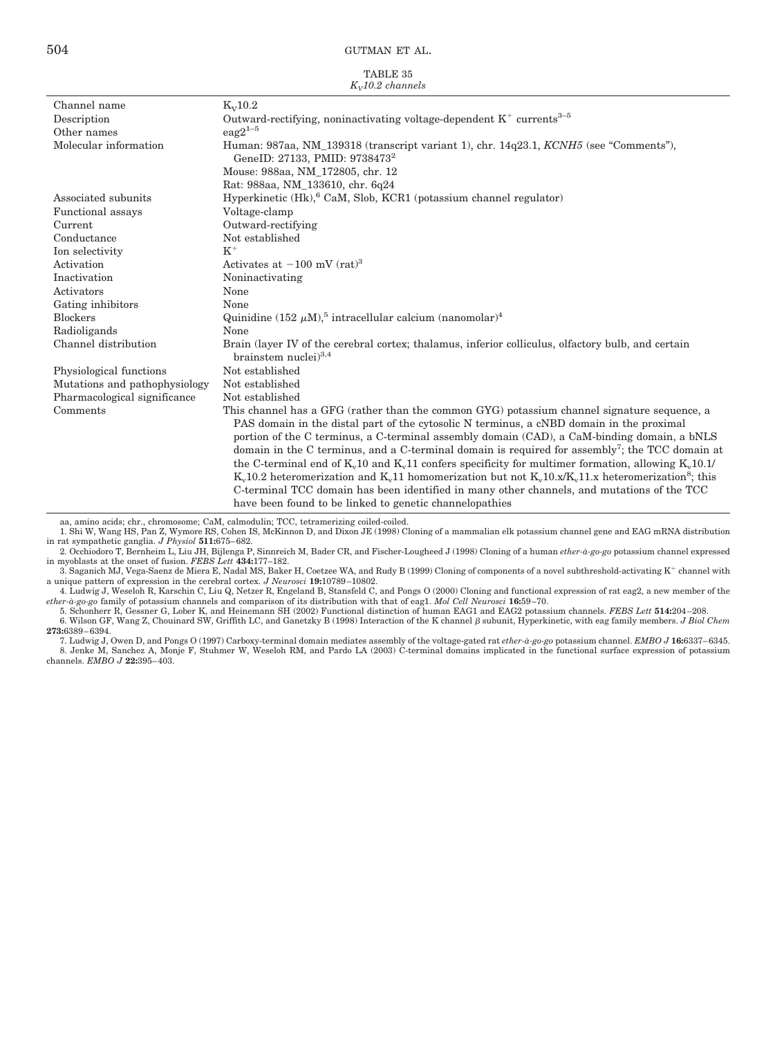TABLE 35
*$K_V$10.2 channels*

| | |
|---|---|
| Channel name | $K_V$10.2 |
| Description | Outward-rectifying, noninactivating voltage-dependent $K^+$ currents[3–5] |
| Other names | eag2[1–5] |
| Molecular information | Human: 987aa, NM_139318 (transcript variant 1), chr. 14q23.1, *KCNH5* (see "Comments"), GeneID: 27133, PMID: 9738473[2]<br>Mouse: 988aa, NM_172805, chr. 12<br>Rat: 988aa, NM_133610, chr. 6q24 |
| Associated subunits | Hyperkinetic (Hk),[6] CaM, Slob, KCR1 (potassium channel regulator) |
| Functional assays | Voltage-clamp |
| Current | Outward-rectifying |
| Conductance | Not established |
| Ion selectivity | $K^+$ |
| Activation | Activates at −100 mV (rat)[3] |
| Inactivation | Noninactivating |
| Activators | None |
| Gating inhibitors | None |
| Blockers | Quinidine (152 μM),[5] intracellular calcium (nanomolar)[4] |
| Radioligands | None |
| Channel distribution | Brain (layer IV of the cerebral cortex; thalamus, inferior colliculus, olfactory bulb, and certain brainstem nuclei)[3,4] |
| Physiological functions | Not established |
| Mutations and pathophysiology | Not established |
| Pharmacological significance | Not established |
| Comments | This channel has a GFG (rather than the common GYG) potassium channel signature sequence, a PAS domain in the distal part of the cytosolic N terminus, a cNBD domain in the proximal portion of the C terminus, a C-terminal assembly domain (CAD), a CaM-binding domain, a bNLS domain in the C terminus, and a C-terminal domain is required for assembly[7]; the TCC domain at the C-terminal end of $K_v$10 and $K_v$11 confers specificity for multimer formation, allowing $K_v$10.1/$K_v$10.2 heteromerization and $K_v$11 homomerization but not $K_v$10.x/$K_v$11.x heteromerization[8]; this C-terminal TCC domain has been identified in many other channels, and mutations of the TCC domain have been found to be linked to genetic channelopathies |

aa, amino acids; chr., chromosome; CaM, calmodulin; TCC, tetramerizing coiled-coiled.

1. Shi W, Wang HS, Pan Z, Wymore RS, Cohen IS, McKinnon D, and Dixon JE (1998) Cloning of a mammalian elk potassium channel gene and EAG mRNA distribution in rat sympathetic ganglia. *J Physiol* **511:**675–682.
2. Occhiodoro T, Bernheim L, Liu JH, Bijlenga P, Sinnreich M, Bader CR, and Fischer-Lougheed J (1998) Cloning of a human *ether-à-go-go* potassium channel expressed in myoblasts at the onset of fusion. *FEBS Lett* **434:**177–182.
3. Saganich MJ, Vega-Saenz de Miera E, Nadal MS, Baker H, Coetzee WA, and Rudy B (1999) Cloning of components of a novel subthreshold-activating $K^+$ channel with a unique pattern of expression in the cerebral cortex. *J Neurosci* **19:**10789–10802.
4. Ludwig J, Weseloh R, Karschin C, Liu Q, Netzer R, Engeland B, Stansfeld C, and Pongs O (2000) Cloning and functional expression of rat eag2, a new member of the *ether-à-go-go* family of potassium channels and comparison of its distribution with that of eag1. *Mol Cell Neurosci* **16:**59–70.
5. Schonherr R, Gessner G, Lober K, and Heinemann SH (2002) Functional distinction of human EAG1 and EAG2 potassium channels. *FEBS Lett* **514:**204–208.
6. Wilson GF, Wang Z, Chouinard SW, Griffith LC, and Ganetzky B (1998) Interaction of the K channel β subunit, Hyperkinetic, with eag family members. *J Biol Chem* **273:**6389–6394.
7. Ludwig J, Owen D, and Pongs O (1997) Carboxy-terminal domain mediates assembly of the voltage-gated rat *ether-à-go-go* potassium channel. *EMBO J* **16:**6337–6345.
8. Jenke M, Sanchez A, Monje F, Stuhmer W, Weseloh RM, and Pardo LA (2003) C-terminal domains implicated in the functional surface expression of potassium channels. *EMBO J* **22:**395–403.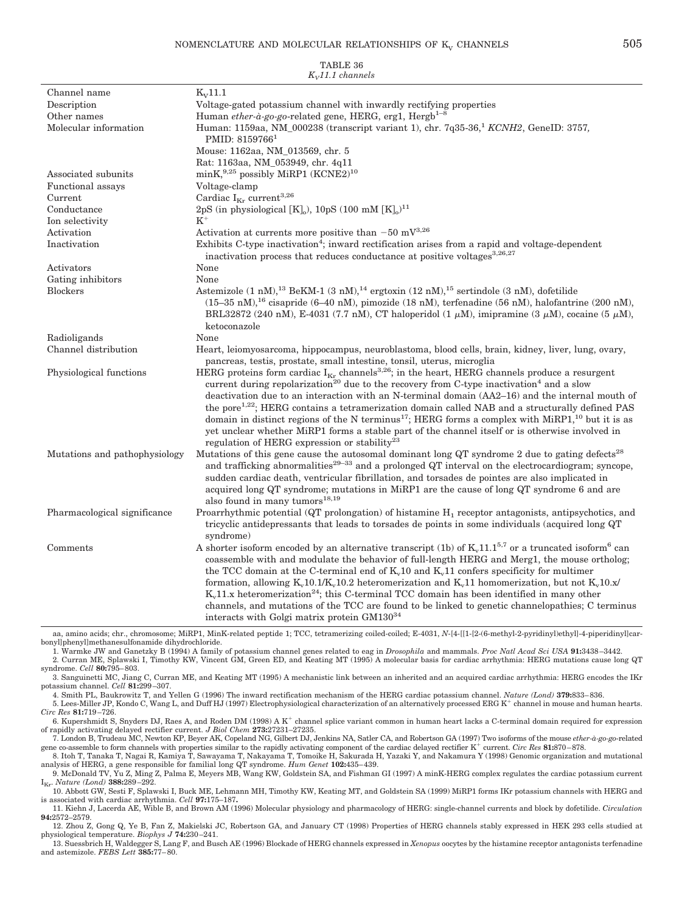TABLE 36
*$K_V$11.1 channels*

| | |
|---|---|
| Channel name | $K_V$11.1 |
| Description | Voltage-gated potassium channel with inwardly rectifying properties |
| Other names | Human *ether-à-go-go*-related gene, HERG, erg1, Hergb[1–8] |
| Molecular information | Human: 1159aa, NM_000238 (transcript variant 1), chr. 7q35-36,[1] *KCNH2*, GeneID: 3757, PMID: 8159766[1]<br>Mouse: 1162aa, NM_013569, chr. 5<br>Rat: 1163aa, NM_053949, chr. 4q11 |
| Associated subunits | minK,[9,25] possibly MiRP1 (KCNE2)[10] |
| Functional assays | Voltage-clamp |
| Current | Cardiac $I_{Kr}$ current[3,26] |
| Conductance | 2pS (in physiological $[K]_o$), 10pS (100 mM $[K]_o$)[11] |
| Ion selectivity | $K^+$ |
| Activation | Activation at currents more positive than −50 mV[3,26] |
| Inactivation | Exhibits C-type inactivation[4]; inward rectification arises from a rapid and voltage-dependent inactivation process that reduces conductance at positive voltages[3,26,27] |
| Activators | None |
| Gating inhibitors | None |
| Blockers | Astemizole (1 nM),[13] BeKM-1 (3 nM),[14] ergtoxin (12 nM),[15] sertindole (3 nM), dofetilide (15–35 nM),[16] cisapride (6–40 nM), pimozide (18 nM), terfenadine (56 nM), halofantrine (200 nM), BRL32872 (240 nM), E-4031 (7.7 nM), CT haloperidol (1 μM), imipramine (3 μM), cocaine (5 μM), ketoconazole |
| Radioligands | None |
| Channel distribution | Heart, leiomyosarcoma, hippocampus, neuroblastoma, blood cells, brain, kidney, liver, lung, ovary, pancreas, testis, prostate, small intestine, tonsil, uterus, microglia |
| Physiological functions | HERG proteins form cardiac $I_{Kr}$ channels[3,26]; in the heart, HERG channels produce a resurgent current during repolarization[20] due to the recovery from C-type inactivation[4] and a slow deactivation due to an interaction with an N-terminal domain (AA2–16) and the internal mouth of the pore[1,22]; HERG contains a tetramerization domain called NAB and a structurally defined PAS domain in distinct regions of the N terminus[17]; HERG forms a complex with MiRP1,[10] but it is as yet unclear whether MiRP1 forms a stable part of the channel itself or is otherwise involved in regulation of HERG expression or stability[23] |
| Mutations and pathophysiology | Mutations of this gene cause the autosomal dominant long QT syndrome 2 due to gating defects[28] and trafficking abnormalities[29–33] and a prolonged QT interval on the electrocardiogram; syncope, sudden cardiac death, ventricular fibrillation, and torsades de pointes are also implicated in acquired long QT syndrome; mutations in MiRP1 are the cause of long QT syndrome 6 and are also found in many tumors[18,19] |
| Pharmacological significance | Proarrhythmic potential (QT prolongation) of histamine $H_1$ receptor antagonists, antipsychotics, and tricyclic antidepressants that leads to torsades de points in some individuals (acquired long QT syndrome) |
| Comments | A shorter isoform encoded by an alternative transcript (1b) of $K_v$11.1[5,7] or a truncated isoform[6] can coassemble with and modulate the behavior of full-length HERG and Merg1, the mouse ortholog; the TCC domain at the C-terminal end of $K_v$10 and $K_v$11 confers specificity for multimer formation, allowing $K_v$10.1/$K_v$10.2 heteromerization and $K_v$11 homomerization, but not $K_v$10.x/$K_v$11.x heteromerization[24]; this C-terminal TCC domain has been identified in many other channels, and mutations of the TCC are found to be linked to genetic channelopathies; C terminus interacts with Golgi matrix protein GM130[34] |

aa, amino acids; chr., chromosome; MiRP1, MinK-related peptide 1; TCC, tetramerizing coiled-coiled; E-4031, *N*-[4-[[1-[2-(6-methyl-2-pyridinyl)ethyl]-4-piperidinyl]carbonyl]phenyl]methanesulfonamide dihydrochloride.

1. Warmke JW and Ganetzky B (1994) A family of potassium channel genes related to eag in *Drosophila* and mammals. *Proc Natl Acad Sci USA* **91:**3438–3442.
2. Curran ME, Splawski I, Timothy KW, Vincent GM, Green ED, and Keating MT (1995) A molecular basis for cardiac arrhythmia: HERG mutations cause long QT syndrome. *Cell* **80:**795–803.
3. Sanguinetti MC, Jiang C, Curran ME, and Keating MT (1995) A mechanistic link between an inherited and an acquired cardiac arrhythmia: HERG encodes the IKr potassium channel. *Cell* **81:**299–307.
4. Smith PL, Baukrowitz T, and Yellen G (1996) The inward rectification mechanism of the HERG cardiac potassium channel. *Nature (Lond)* **379:**833–836.
5. Lees-Miller JP, Kondo C, Wang L, and Duff HJ (1997) Electrophysiological characterization of an alternatively processed ERG $K^+$ channel in mouse and human hearts. *Circ Res* **81:**719–726.
6. Kupershmidt S, Snyders DJ, Raes A, and Roden DM (1998) A $K^+$ channel splice variant common in human heart lacks a C-terminal domain required for expression of rapidly activating delayed rectifier current. *J Biol Chem* **273:**27231–27235.
7. London B, Trudeau MC, Newton KP, Beyer AK, Copeland NG, Gilbert DJ, Jenkins NA, Satler CA, and Robertson GA (1997) Two isoforms of the mouse *ether-à-go-go*-related gene co-assemble to form channels with properties similar to the rapidly activating component of the cardiac delayed rectifier $K^+$ current. *Circ Res* **81:**870–878.
8. Itoh T, Tanaka T, Nagai R, Kamiya T, Sawayama T, Nakayama T, Tomoike H, Sakurada H, Yazaki Y, and Nakamura Y (1998) Genomic organization and mutational analysis of HERG, a gene responsible for familial long QT syndrome. *Hum Genet* **102:**435–439.
9. McDonald TV, Yu Z, Ming Z, Palma E, Meyers MB, Wang KW, Goldstein SA, and Fishman GI (1997) A minK-HERG complex regulates the cardiac potassium current $I_{Kr}$. *Nature (Lond)* **388:**289–292.
10. Abbott GW, Sesti F, Splawski I, Buck ME, Lehmann MH, Timothy KW, Keating MT, and Goldstein SA (1999) MiRP1 forms IKr potassium channels with HERG and is associated with cardiac arrhythmia. *Cell* **97:**175–187.
11. Kiehn J, Lacerda AE, Wible B, and Brown AM (1996) Molecular physiology and pharmacology of HERG: single-channel currents and block by dofetilide. *Circulation* **94:**2572–2579.
12. Zhou Z, Gong Q, Ye B, Fan Z, Makielski JC, Robertson GA, and January CT (1998) Properties of HERG channels stably expressed in HEK 293 cells studied at physiological temperature. *Biophys J* **74:**230–241.
13. Suessbrich H, Waldegger S, Lang F, and Busch AE (1996) Blockade of HERG channels expressed in *Xenopus* oocytes by the histamine receptor antagonists terfenadine and astemizole. *FEBS Lett* **385:**77–80.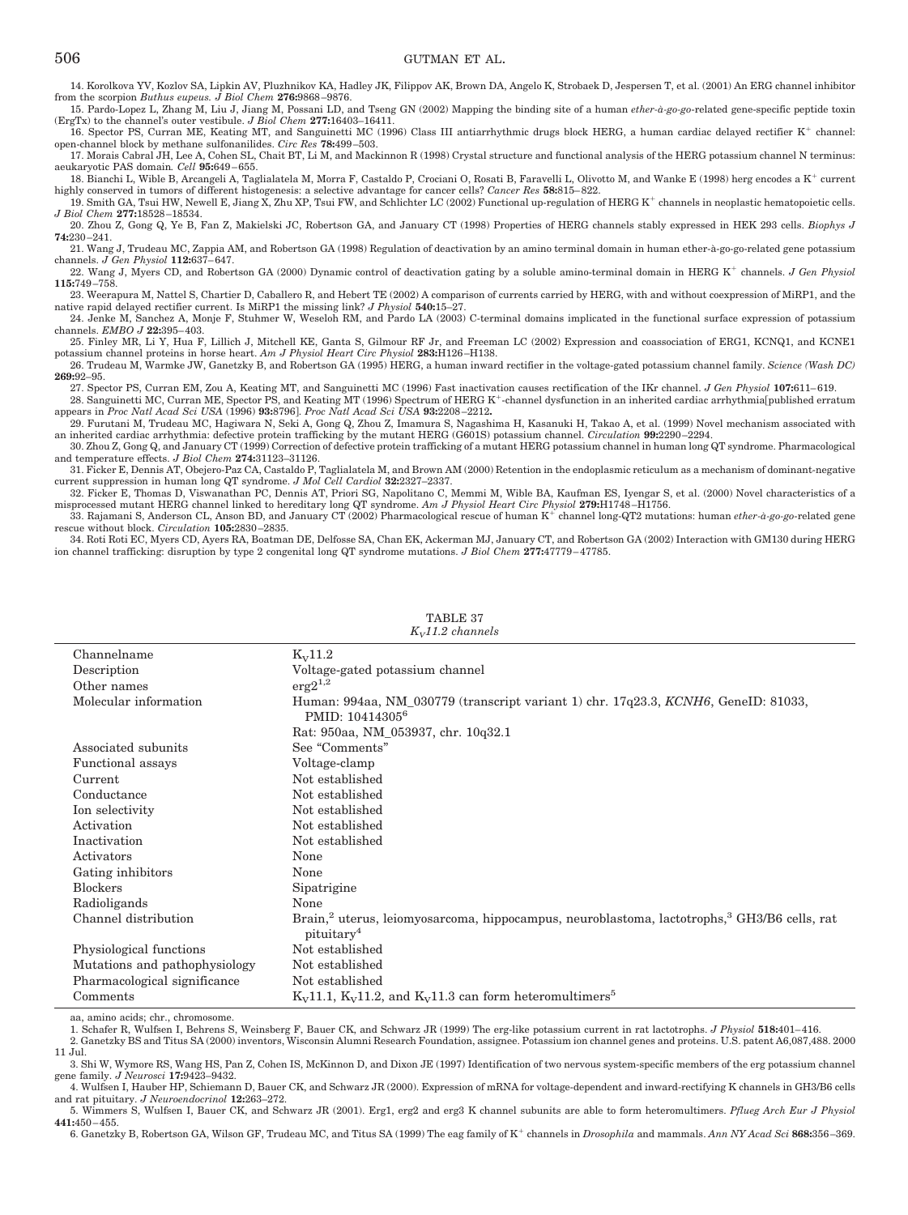14. Korolkova YV, Kozlov SA, Lipkin AV, Pluzhnikov KA, Hadley JK, Filippov AK, Brown DA, Angelo K, Strobaek D, Jespersen T, et al. (2001) An ERG channel inhibitor from the scorpion *Buthus eupeus*. *J Biol Chem* **276:**9868–9876.

15. Pardo-Lopez L, Zhang M, Liu J, Jiang M, Possani LD, and Tseng GN (2002) Mapping the binding site of a human *ether-à-go-go*-related gene-specific peptide toxin (ErgTx) to the channel's outer vestibule. *J Biol Chem* **277:**16403–16411.

16. Spector PS, Curran ME, Keating MT, and Sanguinetti MC (1996) Class III antiarrhythmic drugs block HERG, a human cardiac delayed rectifier $K^+$ channel: open-channel block by methane sulfonanilides. *Circ Res* **78:**499–503.

17. Morais Cabral JH, Lee A, Cohen SL, Chait BT, Li M, and Mackinnon R (1998) Crystal structure and functional analysis of the HERG potassium channel N terminus: aeukaryotic PAS domain. *Cell* **95:**649–655.

18. Bianchi L, Wible B, Arcangeli A, Taglialatela M, Morra F, Castaldo P, Crociani O, Rosati B, Faravelli L, Olivotto M, and Wanke E (1998) herg encodes a $K^+$ current highly conserved in tumors of different histogenesis: a selective advantage for cancer cells? *Cancer Res* **58:**815–822.

19. Smith GA, Tsui HW, Newell E, Jiang X, Zhu XP, Tsui FW, and Schlichter LC (2002) Functional up-regulation of HERG $K^+$ channels in neoplastic hematopoietic cells. *J Biol Chem* **277:**18528–18534.

20. Zhou Z, Gong Q, Ye B, Fan Z, Makielski JC, Robertson GA, and January CT (1998) Properties of HERG channels stably expressed in HEK 293 cells. *Biophys J* **74:**230–241.

21. Wang J, Trudeau MC, Zappia AM, and Robertson GA (1998) Regulation of deactivation by an amino terminal domain in human ether-à-go-go-related gene potassium channels. *J Gen Physiol* **112:**637–647.

22. Wang J, Myers CD, and Robertson GA (2000) Dynamic control of deactivation gating by a soluble amino-terminal domain in HERG $K^+$ channels. *J Gen Physiol* **115:**749–758.

23. Weerapura M, Nattel S, Chartier D, Caballero R, and Hebert TE (2002) A comparison of currents carried by HERG, with and without coexpression of MiRP1, and the native rapid delayed rectifier current. Is MiRP1 the missing link? *J Physiol* **540:**15–27.

24. Jenke M, Sanchez A, Monje F, Stuhmer W, Weseloh RM, and Pardo LA (2003) C-terminal domains implicated in the functional surface expression of potassium channels. *EMBO J* **22:**395–403.

25. Finley MR, Li Y, Hua F, Lillich J, Mitchell KE, Ganta S, Gilmour RF Jr, and Freeman LC (2002) Expression and coassociation of ERG1, KCNQ1, and KCNE1 potassium channel proteins in horse heart. *Am J Physiol Heart Circ Physiol* **283:**H126–H138.

26. Trudeau M, Warmke JW, Ganetzky B, and Robertson GA (1995) HERG, a human inward rectifier in the voltage-gated potassium channel family. *Science (Wash DC)* **269:**92–95.

27. Spector PS, Curran EM, Zou A, Keating MT, and Sanguinetti MC (1996) Fast inactivation causes rectification of the IKr channel. *J Gen Physiol* **107:**611–619.

28. Sanguinetti MC, Curran ME, Spector PS, and Keating MT (1996) Spectrum of HERG $K^+$-channel dysfunction in an inherited cardiac arrhythmia[published erratum appears in *Proc Natl Acad Sci USA* (1996) **93:**8796]. *Proc Natl Acad Sci USA* **93:**2208–2212**.**

29. Furutani M, Trudeau MC, Hagiwara N, Seki A, Gong Q, Zhou Z, Imamura S, Nagashima H, Kasanuki H, Takao A, et al. (1999) Novel mechanism associated with an inherited cardiac arrhythmia: defective protein trafficking by the mutant HERG (G601S) potassium channel. *Circulation* **99:**2290–2294.

30. Zhou Z, Gong Q, and January CT (1999) Correction of defective protein trafficking of a mutant HERG potassium channel in human long QT syndrome. Pharmacological and temperature effects. *J Biol Chem* **274:**31123–31126.

31. Ficker E, Dennis AT, Obejero-Paz CA, Castaldo P, Taglialatela M, and Brown AM (2000) Retention in the endoplasmic reticulum as a mechanism of dominant-negative current suppression in human long QT syndrome. *J Mol Cell Cardiol* **32:**2327–2337.

32. Ficker E, Thomas D, Viswanathan PC, Dennis AT, Priori SG, Napolitano C, Memmi M, Wible BA, Kaufman ES, Iyengar S, et al. (2000) Novel characteristics of a misprocessed mutant HERG channel linked to hereditary long QT syndrome. *Am J Physiol Heart Circ Physiol* **279:**H1748–H1756.

33. Rajamani S, Anderson CL, Anson BD, and January CT (2002) Pharmacological rescue of human $K^+$ channel long-QT2 mutations: human *ether-à-go-go*-related gene rescue without block. *Circulation* **105:**2830–2835.

34. Roti Roti EC, Myers CD, Ayers RA, Boatman DE, Delfosse SA, Chan EK, Ackerman MJ, January CT, and Robertson GA (2002) Interaction with GM130 during HERG ion channel trafficking: disruption by type 2 congenital long QT syndrome mutations. *J Biol Chem* **277:**47779–47785.

TABLE 37

*$K_V$11.2 channels*

| | |
|---|---|
| Channelname | $K_V$11.2 |
| Description | Voltage-gated potassium channel |
| Other names | erg2[1,2] |
| Molecular information | Human: 994aa, NM_030779 (transcript variant 1) chr. 17q23.3, *KCNH6*, GeneID: 81033, PMID: 10414305[6]<br>Rat: 950aa, NM_053937, chr. 10q32.1 |
| Associated subunits | See "Comments" |
| Functional assays | Voltage-clamp |
| Current | Not established |
| Conductance | Not established |
| Ion selectivity | Not established |
| Activation | Not established |
| Inactivation | Not established |
| Activators | None |
| Gating inhibitors | None |
| Blockers | Sipatrigine |
| Radioligands | None |
| Channel distribution | Brain,[2] uterus, leiomyosarcoma, hippocampus, neuroblastoma, lactotrophs,[3] GH3/B6 cells, rat pituitary[4] |
| Physiological functions | Not established |
| Mutations and pathophysiology | Not established |
| Pharmacological significance | Not established |
| Comments | $K_V$11.1, $K_V$11.2, and $K_V$11.3 can form heteromultimers[5] |

aa, amino acids; chr., chromosome.

1. Schafer R, Wulfsen I, Behrens S, Weinsberg F, Bauer CK, and Schwarz JR (1999) The erg-like potassium current in rat lactotrophs. *J Physiol* **518:**401–416.

2. Ganetzky BS and Titus SA (2000) inventors, Wisconsin Alumni Research Foundation, assignee. Potassium ion channel genes and proteins. U.S. patent A6,087,488. 2000 11 Jul.

3. Shi W, Wymore RS, Wang HS, Pan Z, Cohen IS, McKinnon D, and Dixon JE (1997) Identification of two nervous system-specific members of the erg potassium channel gene family. *J Neurosci* **17:**9423–9432.

4. Wulfsen I, Hauber HP, Schiemann D, Bauer CK, and Schwarz JR (2000). Expression of mRNA for voltage-dependent and inward-rectifying K channels in GH3/B6 cells and rat pituitary. *J Neuroendocrinol* **12:**263–272.

5. Wimmers S, Wulfsen I, Bauer CK, and Schwarz JR (2001). Erg1, erg2 and erg3 K channel subunits are able to form heteromultimers. *Pflueg Arch Eur J Physiol* **441:**450–455.

6. Ganetzky B, Robertson GA, Wilson GF, Trudeau MC, and Titus SA (1999) The eag family of $K^+$ channels in *Drosophila* and mammals. *Ann NY Acad Sci* **868:**356–369.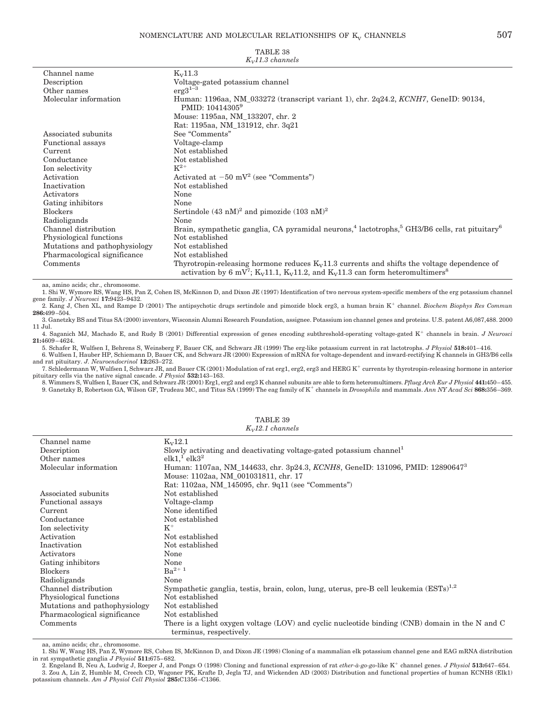TABLE 38
*$K_V$11.3 channels*

| | |
|---|---|
| Channel name | $K_V$11.3 |
| Description | Voltage-gated potassium channel |
| Other names | erg3[1–3] |
| Molecular information | Human: 1196aa, NM_033272 (transcript variant 1), chr. 2q24.2, *KCNH7*, GeneID: 90134, PMID: 10414305[9]<br>Mouse: 1195aa, NM_133207, chr. 2<br>Rat: 1195aa, NM_131912, chr. 3q21 |
| Associated subunits | See "Comments" |
| Functional assays | Voltage-clamp |
| Current | Not established |
| Conductance | Not established |
| Ion selectivity | $K^{2+}$ |
| Activation | Activated at −50 mV[2] (see "Comments") |
| Inactivation | Not established |
| Activators | None |
| Gating inhibitors | None |
| Blockers | Sertindole (43 nM)[2] and pimozide (103 nM)[2] |
| Radioligands | None |
| Channel distribution | Brain, sympathetic ganglia, CA pyramidal neurons,[4] lactotrophs,[5] GH3/B6 cells, rat pituitary[6] |
| Physiological functions | Not established |
| Mutations and pathophysiology | Not established |
| Pharmacological significance | Not established |
| Comments | Thyrotropin-releasing hormone reduces $K_V$11.3 currents and shifts the voltage dependence of activation by 6 mV[7]; $K_V$11.1, $K_V$11.2, and $K_V$11.3 can form heteromultimers[8] |

aa, amino acids; chr., chromosome.

1. Shi W, Wymore RS, Wang HS, Pan Z, Cohen IS, McKinnon D, and Dixon JE (1997) Identification of two nervous system-specific members of the erg potassium channel gene family. *J Neurosci* **17:**9423–9432.
2. Kang J, Chen XL, and Rampe D (2001) The antipsychotic drugs sertindole and pimozide block erg3, a human brain $K^+$ channel. *Biochem Biophys Res Commun* **286:**499–504.
3. Ganetzky BS and Titus SA (2000) inventors, Wisconsin Alumni Research Foundation, assignee. Potassium ion channel genes and proteins. U.S. patent A6,087,488. 2000 11 Jul.
4. Saganich MJ, Machado E, and Rudy B (2001) Differential expression of genes encoding subthreshold-operating voltage-gated $K^+$ channels in brain. *J Neurosci* **21:**4609–4624.
5. Schafer R, Wulfsen I, Behrens S, Weinsberg F, Bauer CK, and Schwarz JR (1999) The erg-like potassium current in rat lactotrophs. *J Physiol* **518:**401–416.
6. Wulfsen I, Hauber HP, Schiemann D, Bauer CK, and Schwarz JR (2000) Expression of mRNA for voltage-dependent and inward-rectifying K channels in GH3/B6 cells and rat pituitary. *J. Neuroendocrinol* **12:**263–272.
7. Schledermann W, Wulfsen I, Schwarz JR, and Bauer CK (2001) Modulation of rat erg1, erg2, erg3 and HERG $K^+$ currents by thyrotropin-releasing hormone in anterior pituitary cells via the native signal cascade. *J Physiol* **532:**143–163.
8. Wimmers S, Wulfsen I, Bauer CK, and Schwarz JR (2001) Erg1, erg2 and erg3 K channel subunits are able to form heteromultimers. *Pflueg Arch Eur J Physiol* **441:**450–455.
9. Ganetzky B, Robertson GA, Wilson GF, Trudeau MC, and Titus SA (1999) The eag family of $K^+$ channels in *Drosophila* and mammals. *Ann NY Acad Sci* **868:**356–369.

TABLE 39
*$K_V$12.1 channels*

| | |
|---|---|
| Channel name | $K_V$12.1 |
| Description | Slowly activating and deactivating voltage-gated potassium channel[1] |
| Other names | elk1,[1] elk3[2] |
| Molecular information | Human: 1107aa, NM_144633, chr. 3p24.3, *KCNH8*, GeneID: 131096, PMID: 12890647[3]<br>Mouse: 1102aa, NM_001031811, chr. 17<br>Rat: 1102aa, NM_145095, chr. 9q11 (see "Comments") |
| Associated subunits | Not established |
| Functional assays | Voltage-clamp |
| Current | None identified |
| Conductance | Not established |
| Ion selectivity | $K^+$ |
| Activation | Not established |
| Inactivation | Not established |
| Activators | None |
| Gating inhibitors | None |
| Blockers | $Ba^{2+}$ [1] |
| Radioligands | None |
| Channel distribution | Sympathetic ganglia, testis, brain, colon, lung, uterus, pre-B cell leukemia (ESTs)[1,2] |
| Physiological functions | Not established |
| Mutations and pathophysiology | Not established |
| Pharmacological significance | Not established |
| Comments | There is a light oxygen voltage (LOV) and cyclic nucleotide binding (CNB) domain in the N and C terminus, respectively. |

aa, amino acids; chr., chromosome.

1. Shi W, Wang HS, Pan Z, Wymore RS, Cohen IS, McKinnon D, and Dixon JE (1998) Cloning of a mammalian elk potassium channel gene and EAG mRNA distribution in rat sympathetic ganglia *J Physiol* **511:**675–682.
2. Engeland B, Neu A, Ludwig J, Roeper J, and Pongs O (1998) Cloning and functional expression of rat *ether-à-go-go*-like $K^+$ channel genes. *J Physiol* **513:**647–654.
3. Zou A, Lin Z, Humble M, Creech CD, Wagoner PK, Krafte D, Jegla TJ, and Wickenden AD (2003) Distribution and functional properties of human KCNH8 (Elk1) potassium channels. *Am J Physiol Cell Physiol* **285:**C1356–C1366.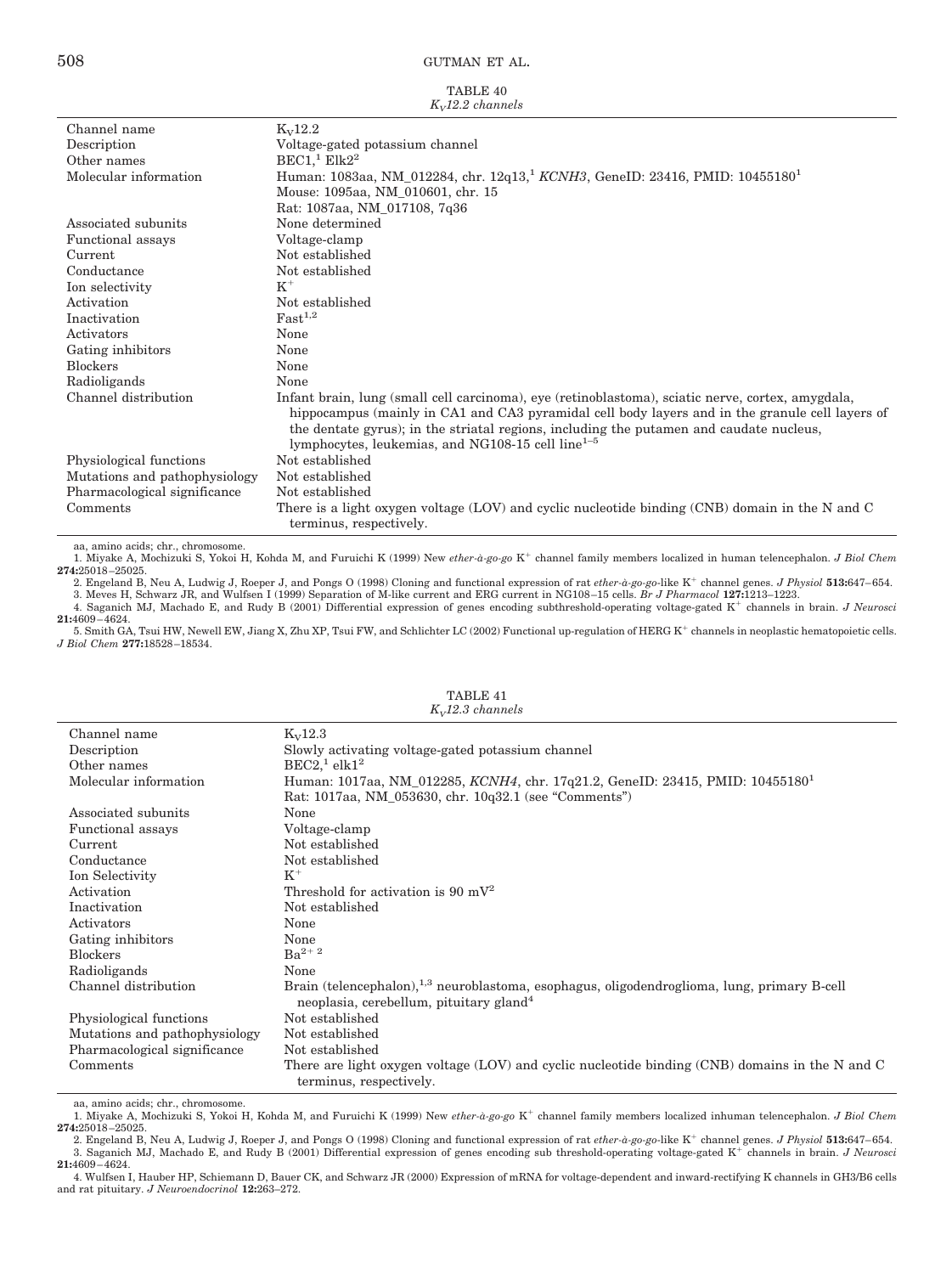TABLE 40
*$K_V$12.2 channels*

| | |
|---|---|
| Channel name | $K_V$12.2 |
| Description | Voltage-gated potassium channel |
| Other names | BEC1,[1] Elk2[2] |
| Molecular information | Human: 1083aa, NM_012284, chr. 12q13,[1] *KCNH3*, GeneID: 23416, PMID: 10455180[1]<br>Mouse: 1095aa, NM_010601, chr. 15<br>Rat: 1087aa, NM_017108, 7q36 |
| Associated subunits | None determined |
| Functional assays | Voltage-clamp |
| Current | Not established |
| Conductance | Not established |
| Ion selectivity | $K^+$ |
| Activation | Not established |
| Inactivation | Fast[1,2] |
| Activators | None |
| Gating inhibitors | None |
| Blockers | None |
| Radioligands | None |
| Channel distribution | Infant brain, lung (small cell carcinoma), eye (retinoblastoma), sciatic nerve, cortex, amygdala, hippocampus (mainly in CA1 and CA3 pyramidal cell body layers and in the granule cell layers of the dentate gyrus); in the striatal regions, including the putamen and caudate nucleus, lymphocytes, leukemias, and NG108-15 cell line[1–5] |
| Physiological functions | Not established |
| Mutations and pathophysiology | Not established |
| Pharmacological significance | Not established |
| Comments | There is a light oxygen voltage (LOV) and cyclic nucleotide binding (CNB) domain in the N and C terminus, respectively. |

aa, amino acids; chr., chromosome.

1. Miyake A, Mochizuki S, Yokoi H, Kohda M, and Furuichi K (1999) New *ether-à-go-go* $K^+$ channel family members localized in human telencephalon. *J Biol Chem* **274:**25018–25025.
2. Engeland B, Neu A, Ludwig J, Roeper J, and Pongs O (1998) Cloning and functional expression of rat *ether-à-go-go*-like $K^+$ channel genes. *J Physiol* **513:**647–654.
3. Meves H, Schwarz JR, and Wulfsen I (1999) Separation of M-like current and ERG current in NG108–15 cells. *Br J Pharmacol* **127:**1213–1223.
4. Saganich MJ, Machado E, and Rudy B (2001) Differential expression of genes encoding subthreshold-operating voltage-gated $K^+$ channels in brain. *J Neurosci* **21:**4609–4624.
5. Smith GA, Tsui HW, Newell EW, Jiang X, Zhu XP, Tsui FW, and Schlichter LC (2002) Functional up-regulation of HERG $K^+$ channels in neoplastic hematopoietic cells. *J Biol Chem* **277:**18528–18534.

TABLE 41
*$K_V$12.3 channels*

| | |
|---|---|
| Channel name | $K_V$12.3 |
| Description | Slowly activating voltage-gated potassium channel |
| Other names | BEC2,[1] elk1[2] |
| Molecular information | Human: 1017aa, NM_012285, *KCNH4*, chr. 17q21.2, GeneID: 23415, PMID: 10455180[1]<br>Rat: 1017aa, NM_053630, chr. 10q32.1 (see "Comments") |
| Associated subunits | None |
| Functional assays | Voltage-clamp |
| Current | Not established |
| Conductance | Not established |
| Ion Selectivity | $K^+$ |
| Activation | Threshold for activation is 90 mV[2] |
| Inactivation | Not established |
| Activators | None |
| Gating inhibitors | None |
| Blockers | $Ba^{2+}$ [2] |
| Radioligands | None |
| Channel distribution | Brain (telencephalon),[1,3] neuroblastoma, esophagus, oligodendroglioma, lung, primary B-cell neoplasia, cerebellum, pituitary gland[4] |
| Physiological functions | Not established |
| Mutations and pathophysiology | Not established |
| Pharmacological significance | Not established |
| Comments | There are light oxygen voltage (LOV) and cyclic nucleotide binding (CNB) domains in the N and C terminus, respectively. |

aa, amino acids; chr., chromosome.

1. Miyake A, Mochizuki S, Yokoi H, Kohda M, and Furuichi K (1999) New *ether-à-go-go* $K^+$ channel family members localized inhuman telencephalon. *J Biol Chem* **274:**25018–25025.
2. Engeland B, Neu A, Ludwig J, Roeper J, and Pongs O (1998) Cloning and functional expression of rat *ether-à-go-go*-like $K^+$ channel genes. *J Physiol* **513:**647–654.
3. Saganich MJ, Machado E, and Rudy B (2001) Differential expression of genes encoding sub threshold-operating voltage-gated $K^+$ channels in brain. *J Neurosci* **21:**4609–4624.
4. Wulfsen I, Hauber HP, Schiemann D, Bauer CK, and Schwarz JR (2000) Expression of mRNA for voltage-dependent and inward-rectifying K channels in GH3/B6 cells and rat pituitary. *J Neuroendocrinol* **12:**263–272.